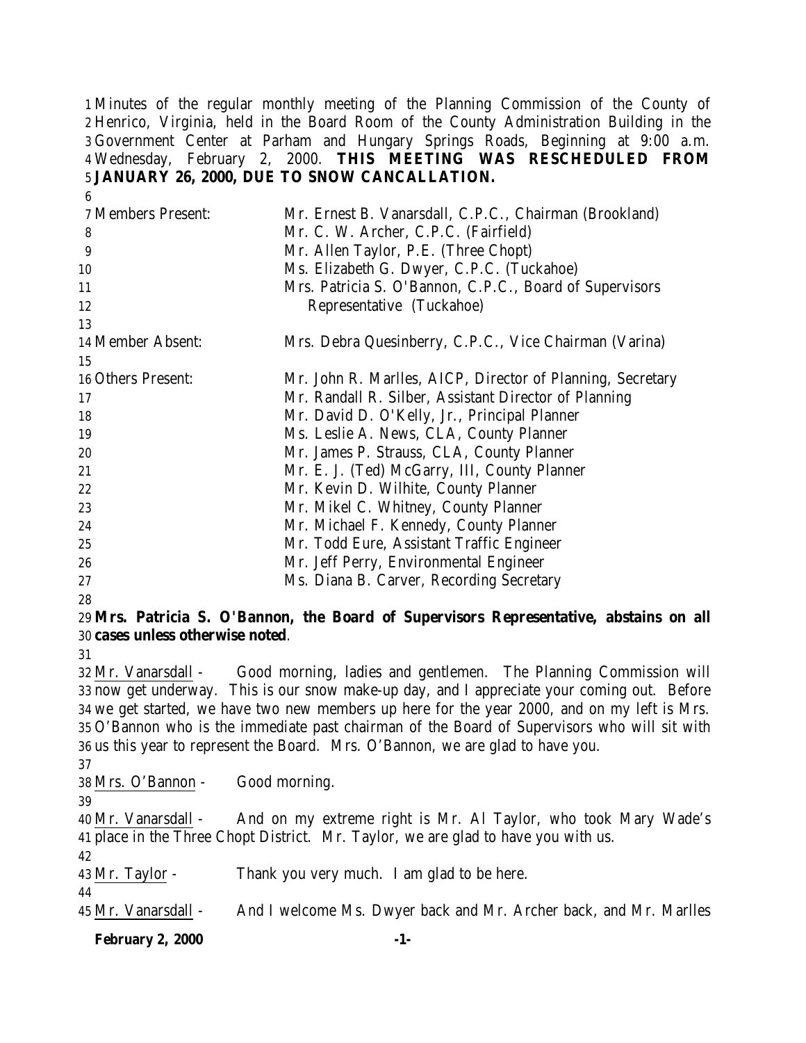Minutes of the regular monthly meeting of the Planning Commission of the County of Henrico, Virginia, held in the Board Room of the County Administration Building in the Government Center at Parham and Hungary Springs Roads, Beginning at 9:00 a.m. Wednesday, February 2, 2000. **THIS MEETING WAS RESCHEDULED FROM JANUARY 26, 2000, DUE TO SNOW CANCALLATION.**

| | |
|---|---|
| Members Present: | Mr. Ernest B. Vanarsdall, C.P.C., Chairman (Brookland) |
| | Mr. C. W. Archer, C.P.C. (Fairfield) |
| | Mr. Allen Taylor, P.E. (Three Chopt) |
| | Ms. Elizabeth G. Dwyer, C.P.C. (Tuckahoe) |
| | Mrs. Patricia S. O'Bannon, C.P.C., Board of Supervisors Representative (Tuckahoe) |
| Member Absent: | Mrs. Debra Quesinberry, C.P.C., Vice Chairman (Varina) |
| Others Present: | Mr. John R. Marlles, AICP, Director of Planning, Secretary |
| | Mr. Randall R. Silber, Assistant Director of Planning |
| | Mr. David D. O'Kelly, Jr., Principal Planner |
| | Ms. Leslie A. News, CLA, County Planner |
| | Mr. James P. Strauss, CLA, County Planner |
| | Mr. E. J. (Ted) McGarry, III, County Planner |
| | Mr. Kevin D. Wilhite, County Planner |
| | Mr. Mikel C. Whitney, County Planner |
| | Mr. Michael F. Kennedy, County Planner |
| | Mr. Todd Eure, Assistant Traffic Engineer |
| | Mr. Jeff Perry, Environmental Engineer |
| | Ms. Diana B. Carver, Recording Secretary |

**Mrs. Patricia S. O'Bannon, the Board of Supervisors Representative, abstains on all cases unless otherwise noted**.

Mr. Vanarsdall - Good morning, ladies and gentlemen. The Planning Commission will now get underway. This is our snow make-up day, and I appreciate your coming out. Before we get started, we have two new members up here for the year 2000, and on my left is Mrs. O'Bannon who is the immediate past chairman of the Board of Supervisors who will sit with us this year to represent the Board. Mrs. O'Bannon, we are glad to have you.

Mrs. O'Bannon - Good morning.

Mr. Vanarsdall - And on my extreme right is Mr. Al Taylor, who took Mary Wade's place in the Three Chopt District. Mr. Taylor, we are glad to have you with us.

Mr. Taylor - Thank you very much. I am glad to be here.

Mr. Vanarsdall - And I welcome Ms. Dwyer back and Mr. Archer back, and Mr. Marlles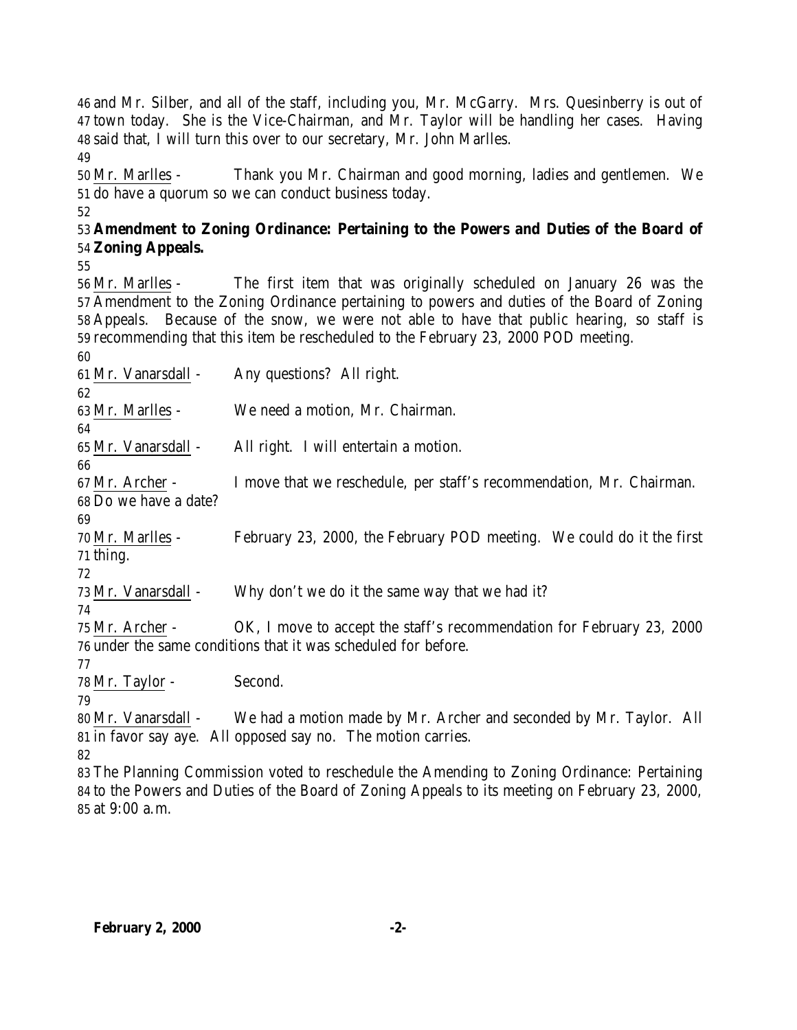and Mr. Silber, and all of the staff, including you, Mr. McGarry. Mrs. Quesinberry is out of town today. She is the Vice-Chairman, and Mr. Taylor will be handling her cases. Having said that, I will turn this over to our secretary, Mr. John Marlles.

Mr. Marlles - Thank you Mr. Chairman and good morning, ladies and gentlemen. We do have a quorum so we can conduct business today.

**Amendment to Zoning Ordinance: Pertaining to the Powers and Duties of the Board of Zoning Appeals.**

Mr. Marlles - The first item that was originally scheduled on January 26 was the Amendment to the Zoning Ordinance pertaining to powers and duties of the Board of Zoning Appeals. Because of the snow, we were not able to have that public hearing, so staff is recommending that this item be rescheduled to the February 23, 2000 POD meeting.

Mr. Vanarsdall - Any questions? All right.

Mr. Marlles - We need a motion, Mr. Chairman.

Mr. Vanarsdall - All right. I will entertain a motion.

Mr. Archer - I move that we reschedule, per staff's recommendation, Mr. Chairman. Do we have a date?

Mr. Marlles - February 23, 2000, the February POD meeting. We could do it the first thing.

Mr. Vanarsdall - Why don't we do it the same way that we had it?

Mr. Archer - OK, I move to accept the staff's recommendation for February 23, 2000 under the same conditions that it was scheduled for before.

Mr. Taylor - Second.

Mr. Vanarsdall - We had a motion made by Mr. Archer and seconded by Mr. Taylor. All in favor say aye. All opposed say no. The motion carries.

The Planning Commission voted to reschedule the Amending to Zoning Ordinance: Pertaining to the Powers and Duties of the Board of Zoning Appeals to its meeting on February 23, 2000, at 9:00 a.m.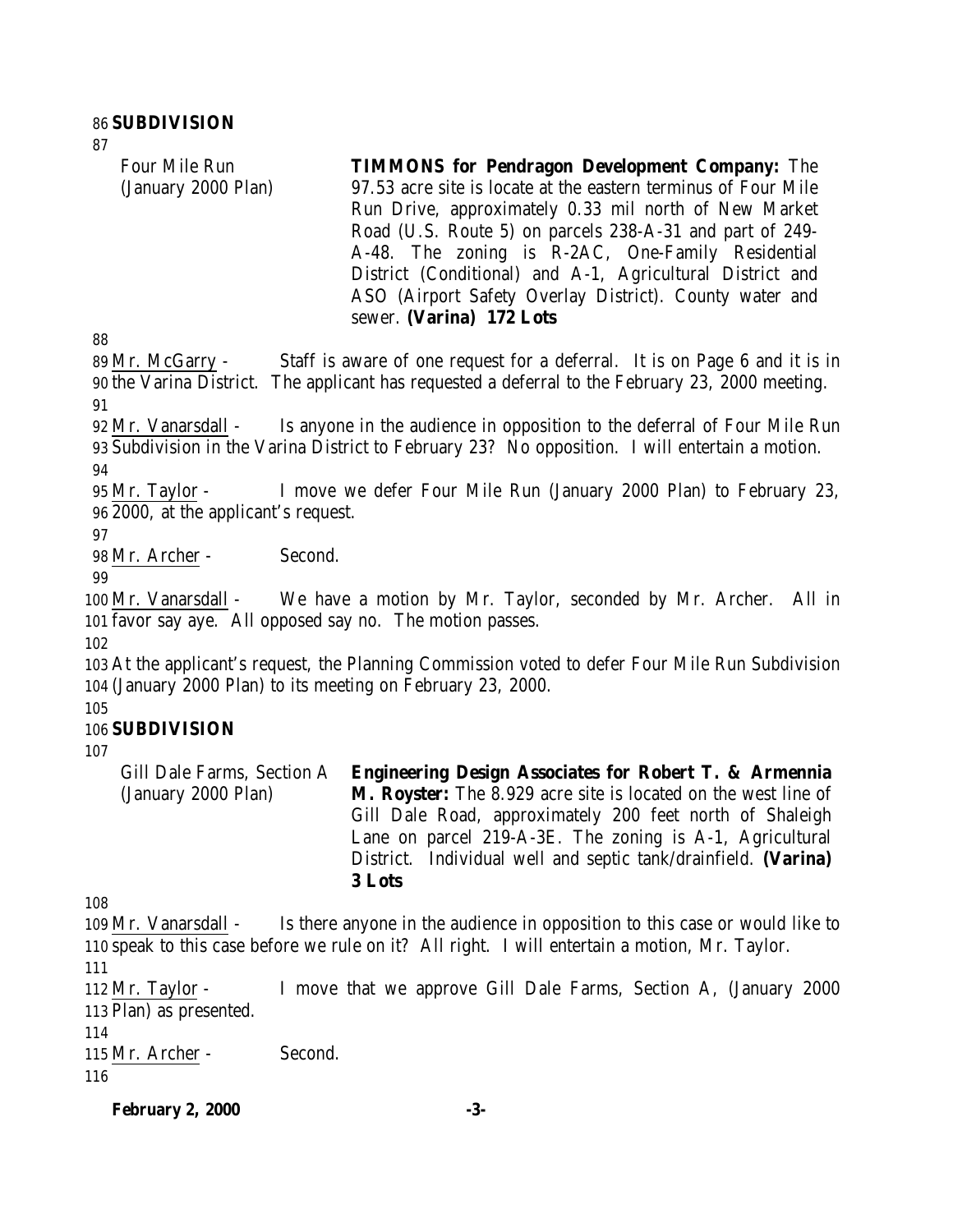**SUBDIVISION**

| | |
|---|---|
| Four Mile Run (January 2000 Plan) | **TIMMONS for Pendragon Development Company:** The 97.53 acre site is locate at the eastern terminus of Four Mile Run Drive, approximately 0.33 mil north of New Market Road (U.S. Route 5) on parcels 238-A-31 and part of 249-A-48. The zoning is R-2AC, One-Family Residential District (Conditional) and A-1, Agricultural District and ASO (Airport Safety Overlay District). County water and sewer. **(Varina) 172 Lots** |

Mr. McGarry - Staff is aware of one request for a deferral. It is on Page 6 and it is in the Varina District. The applicant has requested a deferral to the February 23, 2000 meeting.

Mr. Vanarsdall - Is anyone in the audience in opposition to the deferral of Four Mile Run Subdivision in the Varina District to February 23? No opposition. I will entertain a motion.

Mr. Taylor - I move we defer Four Mile Run (January 2000 Plan) to February 23, 2000, at the applicant's request.

Mr. Archer - Second.

Mr. Vanarsdall - We have a motion by Mr. Taylor, seconded by Mr. Archer. All in favor say aye. All opposed say no. The motion passes.

At the applicant's request, the Planning Commission voted to defer Four Mile Run Subdivision (January 2000 Plan) to its meeting on February 23, 2000.

**SUBDIVISION**

| | |
|---|---|
| Gill Dale Farms, Section A (January 2000 Plan) | **Engineering Design Associates for Robert T. & Armennia M. Royster:** The 8.929 acre site is located on the west line of Gill Dale Road, approximately 200 feet north of Shaleigh Lane on parcel 219-A-3E. The zoning is A-1, Agricultural District. Individual well and septic tank/drainfield. **(Varina) 3 Lots** |

Mr. Vanarsdall - Is there anyone in the audience in opposition to this case or would like to speak to this case before we rule on it? All right. I will entertain a motion, Mr. Taylor.

Mr. Taylor - I move that we approve Gill Dale Farms, Section A, (January 2000 Plan) as presented.

Mr. Archer - Second.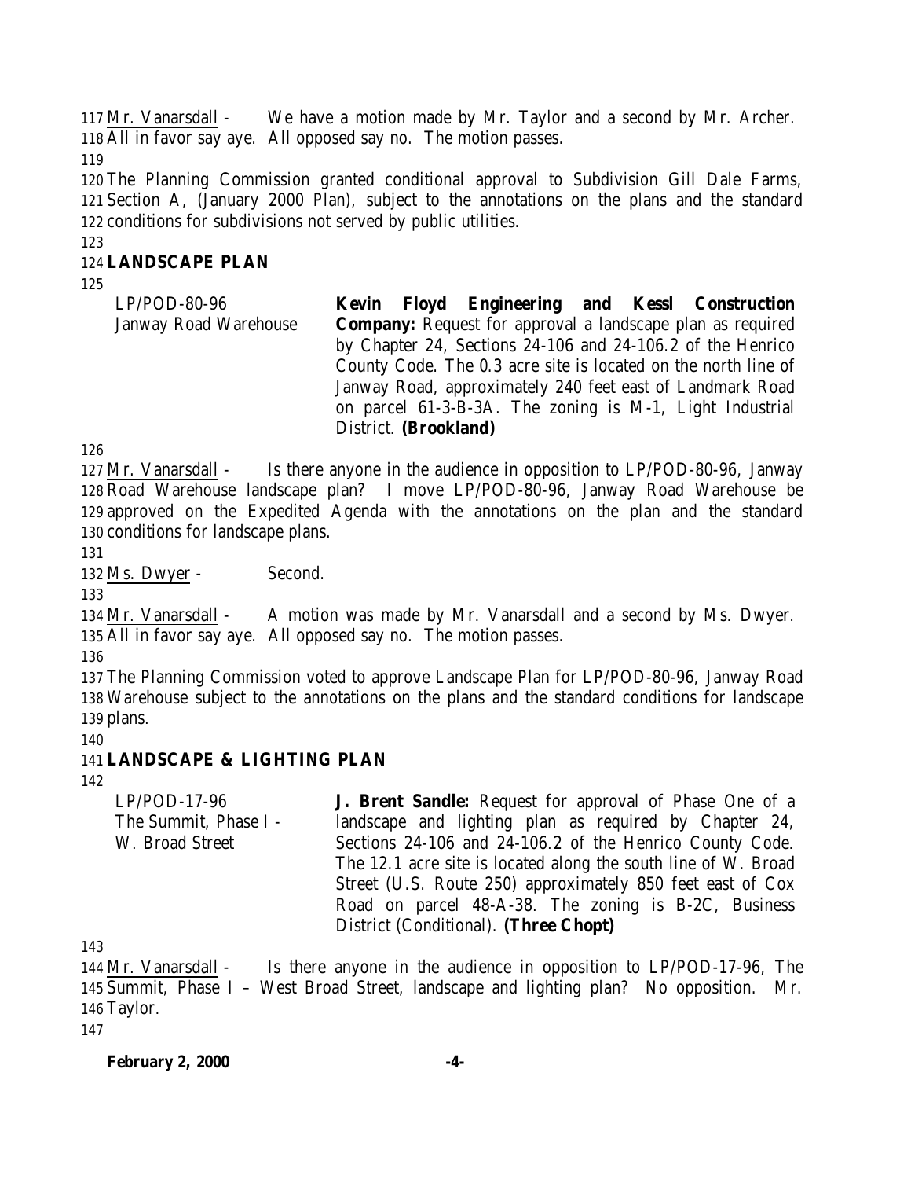Mr. Vanarsdall - We have a motion made by Mr. Taylor and a second by Mr. Archer. All in favor say aye. All opposed say no. The motion passes.

The Planning Commission granted conditional approval to Subdivision Gill Dale Farms, Section A, (January 2000 Plan), subject to the annotations on the plans and the standard conditions for subdivisions not served by public utilities.

## LANDSCAPE PLAN

| | |
|---|---|
| LP/POD-80-96 Janway Road Warehouse | **Kevin Floyd Engineering and Kessl Construction Company:** Request for approval a landscape plan as required by Chapter 24, Sections 24-106 and 24-106.2 of the Henrico County Code. The 0.3 acre site is located on the north line of Janway Road, approximately 240 feet east of Landmark Road on parcel 61-3-B-3A. The zoning is M-1, Light Industrial District. **(Brookland)** |

Mr. Vanarsdall - Is there anyone in the audience in opposition to LP/POD-80-96, Janway Road Warehouse landscape plan? I move LP/POD-80-96, Janway Road Warehouse be approved on the Expedited Agenda with the annotations on the plan and the standard conditions for landscape plans.

Ms. Dwyer - Second.

Mr. Vanarsdall - A motion was made by Mr. Vanarsdall and a second by Ms. Dwyer. All in favor say aye. All opposed say no. The motion passes.

The Planning Commission voted to approve Landscape Plan for LP/POD-80-96, Janway Road Warehouse subject to the annotations on the plans and the standard conditions for landscape plans.

## LANDSCAPE & LIGHTING PLAN

| | |
|---|---|
| LP/POD-17-96 The Summit, Phase I - W. Broad Street | **J. Brent Sandle:** Request for approval of Phase One of a landscape and lighting plan as required by Chapter 24, Sections 24-106 and 24-106.2 of the Henrico County Code. The 12.1 acre site is located along the south line of W. Broad Street (U.S. Route 250) approximately 850 feet east of Cox Road on parcel 48-A-38. The zoning is B-2C, Business District (Conditional). **(Three Chopt)** |

Mr. Vanarsdall - Is there anyone in the audience in opposition to LP/POD-17-96, The Summit, Phase I – West Broad Street, landscape and lighting plan? No opposition. Mr. Taylor.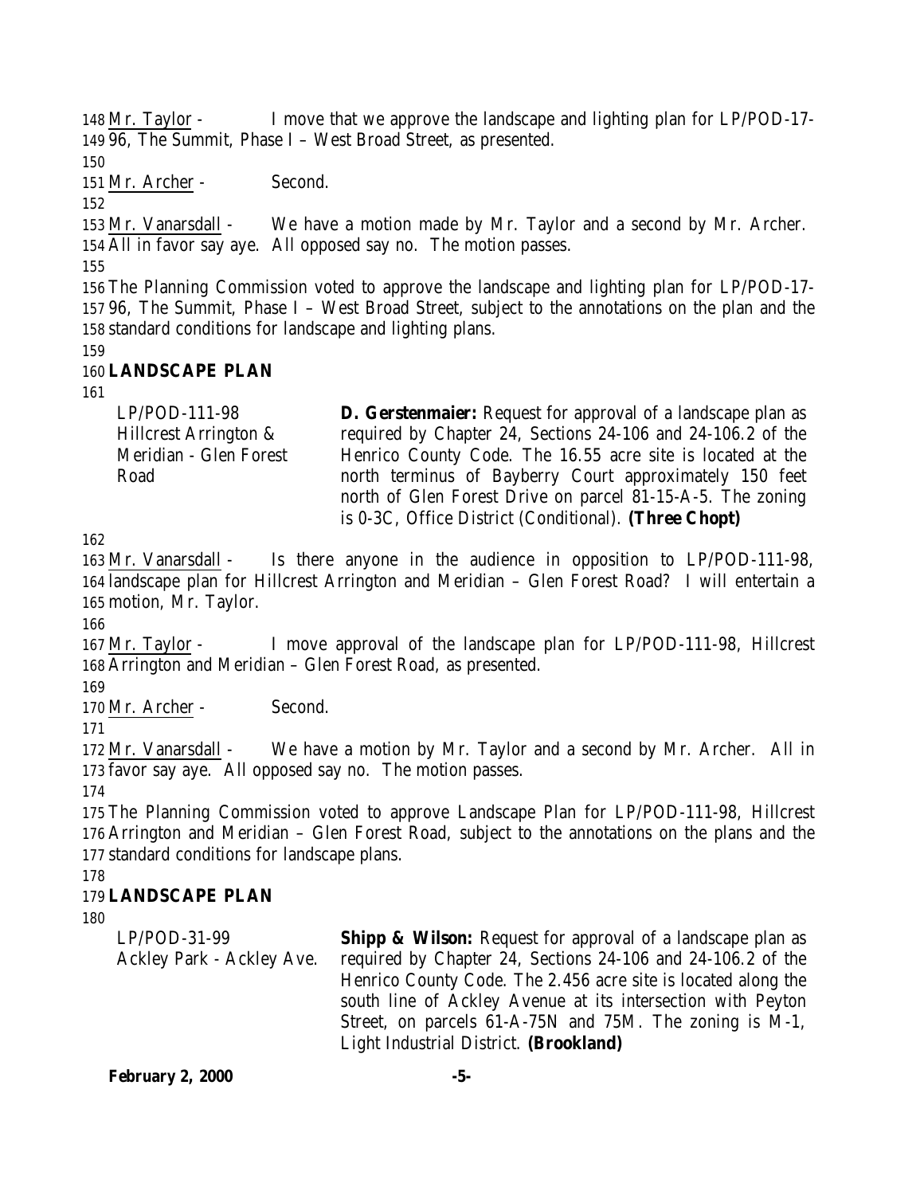Mr. Taylor - I move that we approve the landscape and lighting plan for LP/POD-17-96, The Summit, Phase I – West Broad Street, as presented.

Mr. Archer - Second.

Mr. Vanarsdall - We have a motion made by Mr. Taylor and a second by Mr. Archer. All in favor say aye. All opposed say no. The motion passes.

The Planning Commission voted to approve the landscape and lighting plan for LP/POD-17-96, The Summit, Phase I – West Broad Street, subject to the annotations on the plan and the standard conditions for landscape and lighting plans.

**LANDSCAPE PLAN**

| | |
|---|---|
| LP/POD-111-98 Hillcrest Arrington & Meridian - Glen Forest Road | **D. Gerstenmaier:** Request for approval of a landscape plan as required by Chapter 24, Sections 24-106 and 24-106.2 of the Henrico County Code. The 16.55 acre site is located at the north terminus of Bayberry Court approximately 150 feet north of Glen Forest Drive on parcel 81-15-A-5. The zoning is O-3C, Office District (Conditional). **(Three Chopt)** |

Mr. Vanarsdall - Is there anyone in the audience in opposition to LP/POD-111-98, landscape plan for Hillcrest Arrington and Meridian – Glen Forest Road? I will entertain a motion, Mr. Taylor.

Mr. Taylor - I move approval of the landscape plan for LP/POD-111-98, Hillcrest Arrington and Meridian – Glen Forest Road, as presented.

Mr. Archer - Second.

Mr. Vanarsdall - We have a motion by Mr. Taylor and a second by Mr. Archer. All in favor say aye. All opposed say no. The motion passes.

The Planning Commission voted to approve Landscape Plan for LP/POD-111-98, Hillcrest Arrington and Meridian – Glen Forest Road, subject to the annotations on the plans and the standard conditions for landscape plans.

**LANDSCAPE PLAN**

| | |
|---|---|
| LP/POD-31-99 Ackley Park - Ackley Ave. | **Shipp & Wilson:** Request for approval of a landscape plan as required by Chapter 24, Sections 24-106 and 24-106.2 of the Henrico County Code. The 2.456 acre site is located along the south line of Ackley Avenue at its intersection with Peyton Street, on parcels 61-A-75N and 75M. The zoning is M-1, Light Industrial District. **(Brookland)** |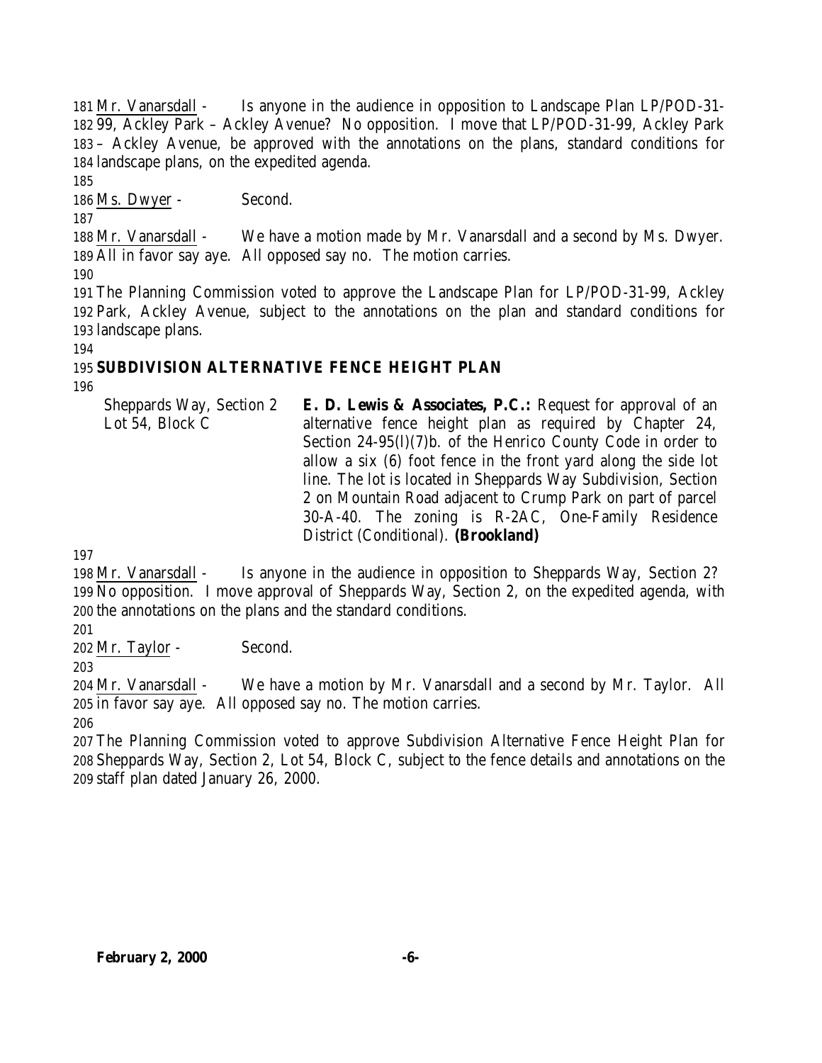Mr. Vanarsdall - Is anyone in the audience in opposition to Landscape Plan LP/POD-31-99, Ackley Park – Ackley Avenue? No opposition. I move that LP/POD-31-99, Ackley Park – Ackley Avenue, be approved with the annotations on the plans, standard conditions for landscape plans, on the expedited agenda.

Ms. Dwyer - Second.

Mr. Vanarsdall - We have a motion made by Mr. Vanarsdall and a second by Ms. Dwyer. All in favor say aye. All opposed say no. The motion carries.

The Planning Commission voted to approve the Landscape Plan for LP/POD-31-99, Ackley Park, Ackley Avenue, subject to the annotations on the plan and standard conditions for landscape plans.

**SUBDIVISION ALTERNATIVE FENCE HEIGHT PLAN**

Sheppards Way, Section 2 Lot 54, Block C

**E. D. Lewis & Associates, P.C.:** Request for approval of an alternative fence height plan as required by Chapter 24, Section 24-95(l)(7)b. of the Henrico County Code in order to allow a six (6) foot fence in the front yard along the side lot line. The lot is located in Sheppards Way Subdivision, Section 2 on Mountain Road adjacent to Crump Park on part of parcel 30-A-40. The zoning is R-2AC, One-Family Residence District (Conditional). **(Brookland)**

Mr. Vanarsdall - Is anyone in the audience in opposition to Sheppards Way, Section 2? No opposition. I move approval of Sheppards Way, Section 2, on the expedited agenda, with the annotations on the plans and the standard conditions.

Mr. Taylor - Second.

Mr. Vanarsdall - We have a motion by Mr. Vanarsdall and a second by Mr. Taylor. All in favor say aye. All opposed say no. The motion carries.

The Planning Commission voted to approve Subdivision Alternative Fence Height Plan for Sheppards Way, Section 2, Lot 54, Block C, subject to the fence details and annotations on the staff plan dated January 26, 2000.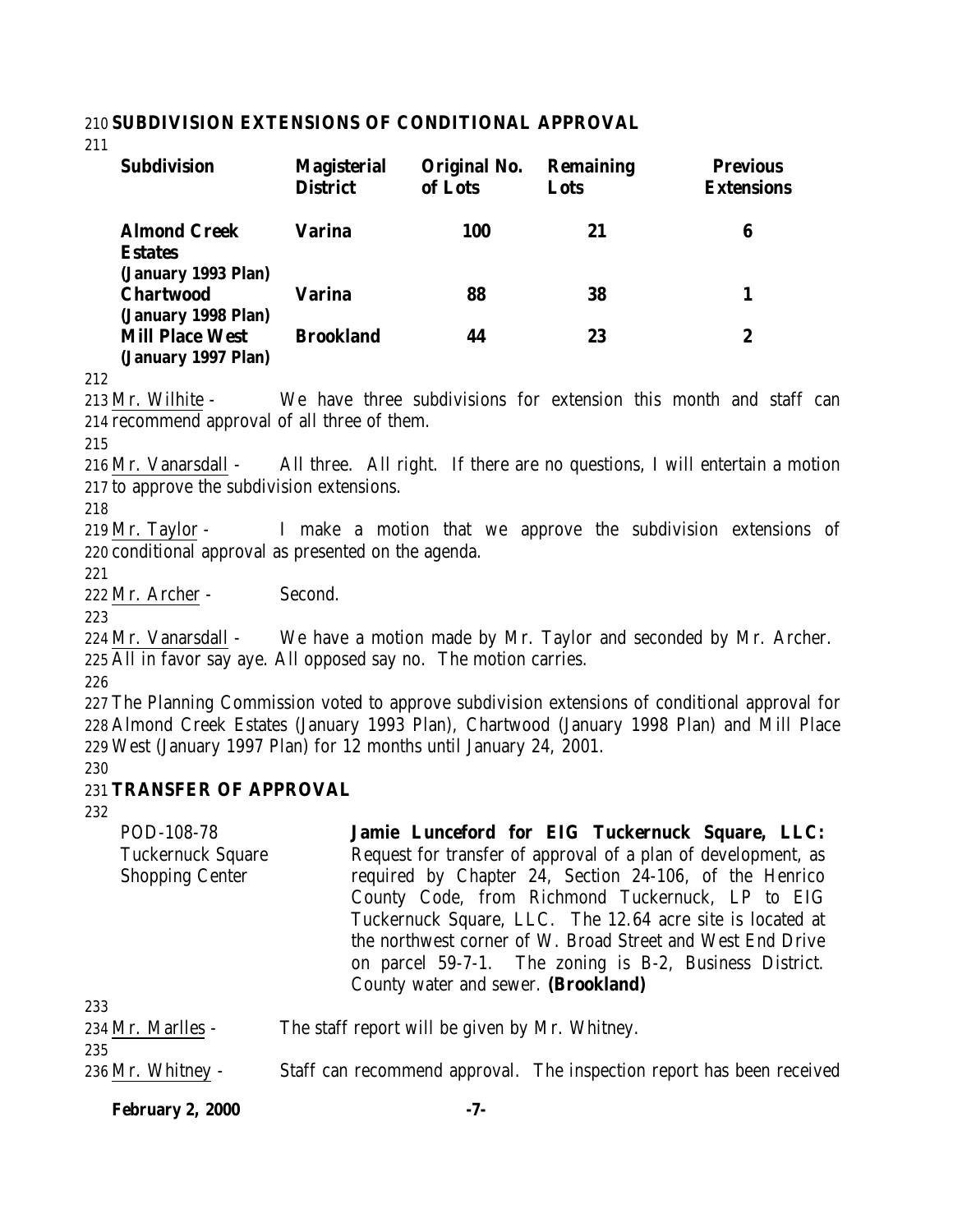## SUBDIVISION EXTENSIONS OF CONDITIONAL APPROVAL

| Subdivision | Magisterial District | Original No. of Lots | Remaining Lots | Previous Extensions |
|---|---|---|---|---|
| **Almond Creek Estates (January 1993 Plan)** | **Varina** | **100** | **21** | **6** |
| **Chartwood (January 1998 Plan)** | **Varina** | **88** | **38** | **1** |
| **Mill Place West (January 1997 Plan)** | **Brookland** | **44** | **23** | **2** |

Mr. Wilhite - We have three subdivisions for extension this month and staff can recommend approval of all three of them.

Mr. Vanarsdall - All three. All right. If there are no questions, I will entertain a motion to approve the subdivision extensions.

Mr. Taylor - I make a motion that we approve the subdivision extensions of conditional approval as presented on the agenda.

Mr. Archer - Second.

Mr. Vanarsdall - We have a motion made by Mr. Taylor and seconded by Mr. Archer. All in favor say aye. All opposed say no. The motion carries.

The Planning Commission voted to approve subdivision extensions of conditional approval for Almond Creek Estates (January 1993 Plan), Chartwood (January 1998 Plan) and Mill Place West (January 1997 Plan) for 12 months until January 24, 2001.

## TRANSFER OF APPROVAL

POD-108-78
Tuckernuck Square Shopping Center

**Jamie Lunceford for EIG Tuckernuck Square, LLC:** Request for transfer of approval of a plan of development, as required by Chapter 24, Section 24-106, of the Henrico County Code, from Richmond Tuckernuck, LP to EIG Tuckernuck Square, LLC. The 12.64 acre site is located at the northwest corner of W. Broad Street and West End Drive on parcel 59-7-1. The zoning is B-2, Business District. County water and sewer. **(Brookland)**

Mr. Marlles - The staff report will be given by Mr. Whitney.

Mr. Whitney - Staff can recommend approval. The inspection report has been received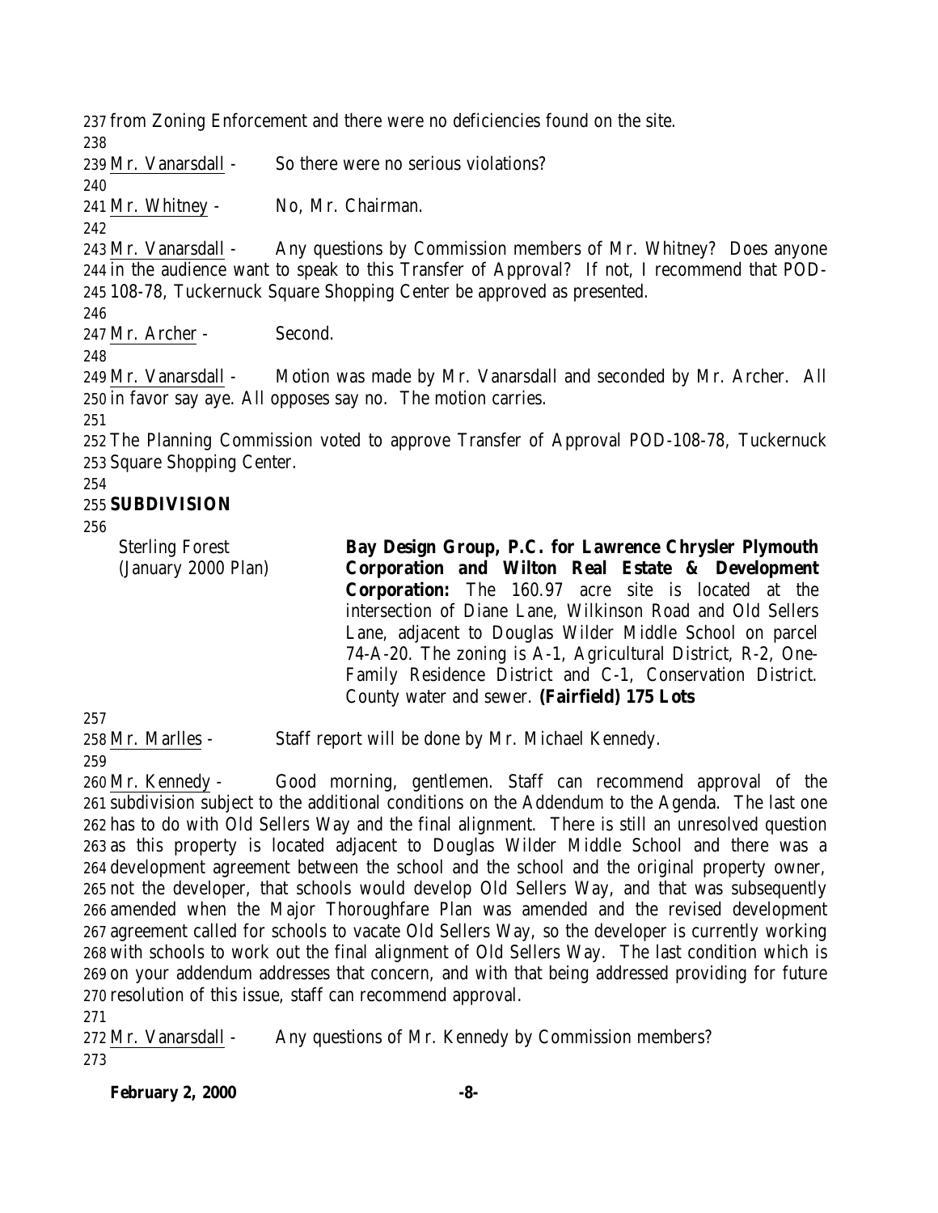from Zoning Enforcement and there were no deficiencies found on the site.

Mr. Vanarsdall - So there were no serious violations?

Mr. Whitney - No, Mr. Chairman.

Mr. Vanarsdall - Any questions by Commission members of Mr. Whitney? Does anyone in the audience want to speak to this Transfer of Approval? If not, I recommend that POD-108-78, Tuckernuck Square Shopping Center be approved as presented.

Mr. Archer - Second.

Mr. Vanarsdall - Motion was made by Mr. Vanarsdall and seconded by Mr. Archer. All in favor say aye. All opposes say no. The motion carries.

The Planning Commission voted to approve Transfer of Approval POD-108-78, Tuckernuck Square Shopping Center.

**SUBDIVISION**

Sterling Forest (January 2000 Plan)

**Bay Design Group, P.C. for Lawrence Chrysler Plymouth Corporation and Wilton Real Estate & Development Corporation:** The 160.97 acre site is located at the intersection of Diane Lane, Wilkinson Road and Old Sellers Lane, adjacent to Douglas Wilder Middle School on parcel 74-A-20. The zoning is A-1, Agricultural District, R-2, One-Family Residence District and C-1, Conservation District. County water and sewer. **(Fairfield) 175 Lots**

Mr. Marlles - Staff report will be done by Mr. Michael Kennedy.

Mr. Kennedy - Good morning, gentlemen. Staff can recommend approval of the subdivision subject to the additional conditions on the Addendum to the Agenda. The last one has to do with Old Sellers Way and the final alignment. There is still an unresolved question as this property is located adjacent to Douglas Wilder Middle School and there was a development agreement between the school and the school and the original property owner, not the developer, that schools would develop Old Sellers Way, and that was subsequently amended when the Major Thoroughfare Plan was amended and the revised development agreement called for schools to vacate Old Sellers Way, so the developer is currently working with schools to work out the final alignment of Old Sellers Way. The last condition which is on your addendum addresses that concern, and with that being addressed providing for future resolution of this issue, staff can recommend approval.

Mr. Vanarsdall - Any questions of Mr. Kennedy by Commission members?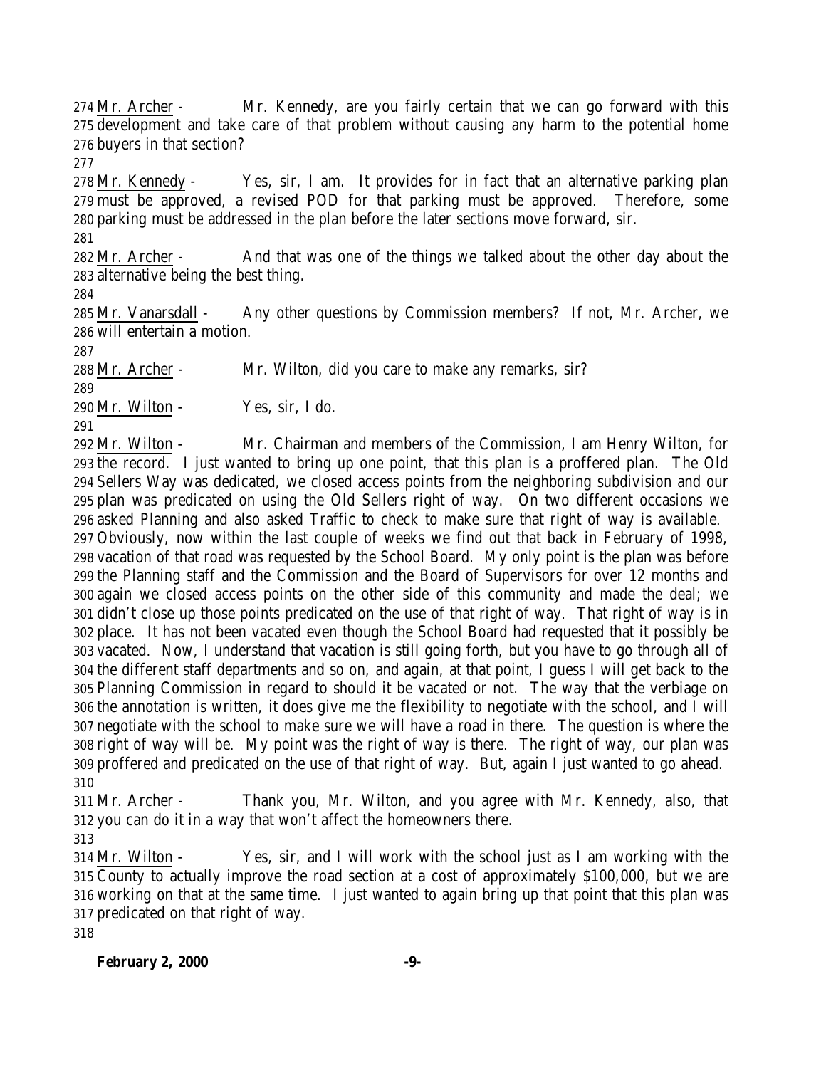Mr. Archer - Mr. Kennedy, are you fairly certain that we can go forward with this development and take care of that problem without causing any harm to the potential home buyers in that section?

Mr. Kennedy - Yes, sir, I am. It provides for in fact that an alternative parking plan must be approved, a revised POD for that parking must be approved. Therefore, some parking must be addressed in the plan before the later sections move forward, sir.

Mr. Archer - And that was one of the things we talked about the other day about the alternative being the best thing.

Mr. Vanarsdall - Any other questions by Commission members? If not, Mr. Archer, we will entertain a motion.

Mr. Archer - Mr. Wilton, did you care to make any remarks, sir?

Mr. Wilton - Yes, sir, I do.

Mr. Wilton - Mr. Chairman and members of the Commission, I am Henry Wilton, for the record. I just wanted to bring up one point, that this plan is a proffered plan. The Old Sellers Way was dedicated, we closed access points from the neighboring subdivision and our plan was predicated on using the Old Sellers right of way. On two different occasions we asked Planning and also asked Traffic to check to make sure that right of way is available. Obviously, now within the last couple of weeks we find out that back in February of 1998, vacation of that road was requested by the School Board. My only point is the plan was before the Planning staff and the Commission and the Board of Supervisors for over 12 months and again we closed access points on the other side of this community and made the deal; we didn't close up those points predicated on the use of that right of way. That right of way is in place. It has not been vacated even though the School Board had requested that it possibly be vacated. Now, I understand that vacation is still going forth, but you have to go through all of the different staff departments and so on, and again, at that point, I guess I will get back to the Planning Commission in regard to should it be vacated or not. The way that the verbiage on the annotation is written, it does give me the flexibility to negotiate with the school, and I will negotiate with the school to make sure we will have a road in there. The question is where the right of way will be. My point was the right of way is there. The right of way, our plan was proffered and predicated on the use of that right of way. But, again I just wanted to go ahead.

Mr. Archer - Thank you, Mr. Wilton, and you agree with Mr. Kennedy, also, that you can do it in a way that won't affect the homeowners there.

Mr. Wilton - Yes, sir, and I will work with the school just as I am working with the County to actually improve the road section at a cost of approximately $100,000, but we are working on that at the same time. I just wanted to again bring up that point that this plan was predicated on that right of way.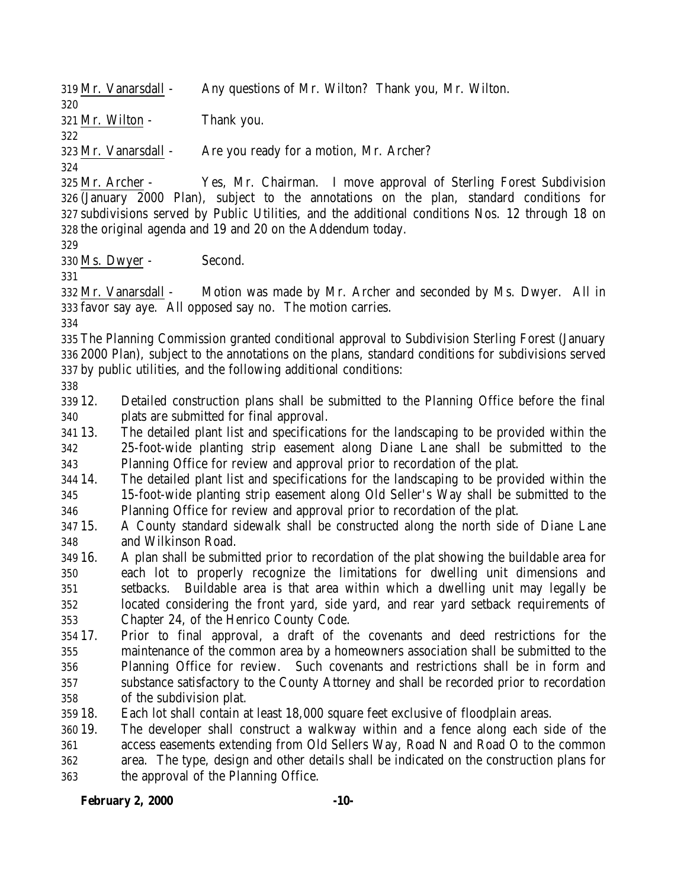319 Mr. Vanarsdall - Any questions of Mr. Wilton? Thank you, Mr. Wilton.
320
321 Mr. Wilton - Thank you.
322
323 Mr. Vanarsdall - Are you ready for a motion, Mr. Archer?
324
325 Mr. Archer - Yes, Mr. Chairman. I move approval of Sterling Forest Subdivision
326 (January 2000 Plan), subject to the annotations on the plan, standard conditions for
327 subdivisions served by Public Utilities, and the additional conditions Nos. 12 through 18 on
328 the original agenda and 19 and 20 on the Addendum today.
329
330 Ms. Dwyer - Second.
331
332 Mr. Vanarsdall - Motion was made by Mr. Archer and seconded by Ms. Dwyer. All in
333 favor say aye. All opposed say no. The motion carries.
334
335 The Planning Commission granted conditional approval to Subdivision Sterling Forest (January
336 2000 Plan), subject to the annotations on the plans, standard conditions for subdivisions served
337 by public utilities, and the following additional conditions:
338
339 12. Detailed construction plans shall be submitted to the Planning Office before the final
340 plats are submitted for final approval.
341 13. The detailed plant list and specifications for the landscaping to be provided within the
342 25-foot-wide planting strip easement along Diane Lane shall be submitted to the
343 Planning Office for review and approval prior to recordation of the plat.
344 14. The detailed plant list and specifications for the landscaping to be provided within the
345 15-foot-wide planting strip easement along Old Seller's Way shall be submitted to the
346 Planning Office for review and approval prior to recordation of the plat.
347 15. A County standard sidewalk shall be constructed along the north side of Diane Lane
348 and Wilkinson Road.
349 16. A plan shall be submitted prior to recordation of the plat showing the buildable area for
350 each lot to properly recognize the limitations for dwelling unit dimensions and
351 setbacks. Buildable area is that area within which a dwelling unit may legally be
352 located considering the front yard, side yard, and rear yard setback requirements of
353 Chapter 24, of the Henrico County Code.
354 17. Prior to final approval, a draft of the covenants and deed restrictions for the
355 maintenance of the common area by a homeowners association shall be submitted to the
356 Planning Office for review. Such covenants and restrictions shall be in form and
357 substance satisfactory to the County Attorney and shall be recorded prior to recordation
358 of the subdivision plat.
359 18. Each lot shall contain at least 18,000 square feet exclusive of floodplain areas.
360 19. The developer shall construct a walkway within and a fence along each side of the
361 access easements extending from Old Sellers Way, Road N and Road O to the common
362 area. The type, design and other details shall be indicated on the construction plans for
363 the approval of the Planning Office.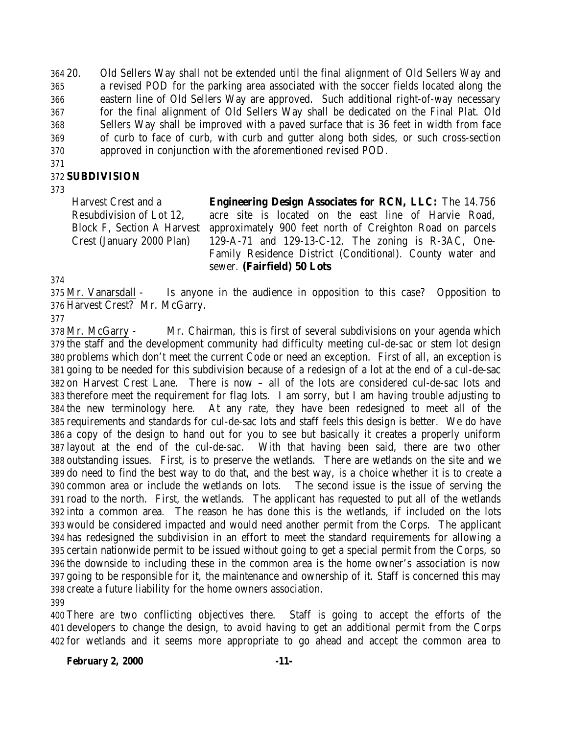20. Old Sellers Way shall not be extended until the final alignment of Old Sellers Way and a revised POD for the parking area associated with the soccer fields located along the eastern line of Old Sellers Way are approved. Such additional right-of-way necessary for the final alignment of Old Sellers Way shall be dedicated on the Final Plat. Old Sellers Way shall be improved with a paved surface that is 36 feet in width from face of curb to face of curb, with curb and gutter along both sides, or such cross-section approved in conjunction with the aforementioned revised POD.

## SUBDIVISION

| Harvest Crest and a Resubdivision of Lot 12, Block F, Section A Harvest Crest (January 2000 Plan) | **Engineering Design Associates for RCN, LLC:** The 14.756 acre site is located on the east line of Harvie Road, approximately 900 feet north of Creighton Road on parcels 129-A-71 and 129-13-C-12. The zoning is R-3AC, One-Family Residence District (Conditional). County water and sewer. **(Fairfield) 50 Lots** |
|---|---|

Mr. Vanarsdall - Is anyone in the audience in opposition to this case? Opposition to Harvest Crest? Mr. McGarry.

Mr. McGarry - Mr. Chairman, this is first of several subdivisions on your agenda which the staff and the development community had difficulty meeting cul-de-sac or stem lot design problems which don't meet the current Code or need an exception. First of all, an exception is going to be needed for this subdivision because of a redesign of a lot at the end of a cul-de-sac on Harvest Crest Lane. There is now – all of the lots are considered cul-de-sac lots and therefore meet the requirement for flag lots. I am sorry, but I am having trouble adjusting to the new terminology here. At any rate, they have been redesigned to meet all of the requirements and standards for cul-de-sac lots and staff feels this design is better. We do have a copy of the design to hand out for you to see but basically it creates a properly uniform layout at the end of the cul-de-sac. With that having been said, there are two other outstanding issues. First, is to preserve the wetlands. There are wetlands on the site and we do need to find the best way to do that, and the best way, is a choice whether it is to create a common area or include the wetlands on lots. The second issue is the issue of serving the road to the north. First, the wetlands. The applicant has requested to put all of the wetlands into a common area. The reason he has done this is the wetlands, if included on the lots would be considered impacted and would need another permit from the Corps. The applicant has redesigned the subdivision in an effort to meet the standard requirements for allowing a certain nationwide permit to be issued without going to get a special permit from the Corps, so the downside to including these in the common area is the home owner's association is now going to be responsible for it, the maintenance and ownership of it. Staff is concerned this may create a future liability for the home owners association.

There are two conflicting objectives there. Staff is going to accept the efforts of the developers to change the design, to avoid having to get an additional permit from the Corps for wetlands and it seems more appropriate to go ahead and accept the common area to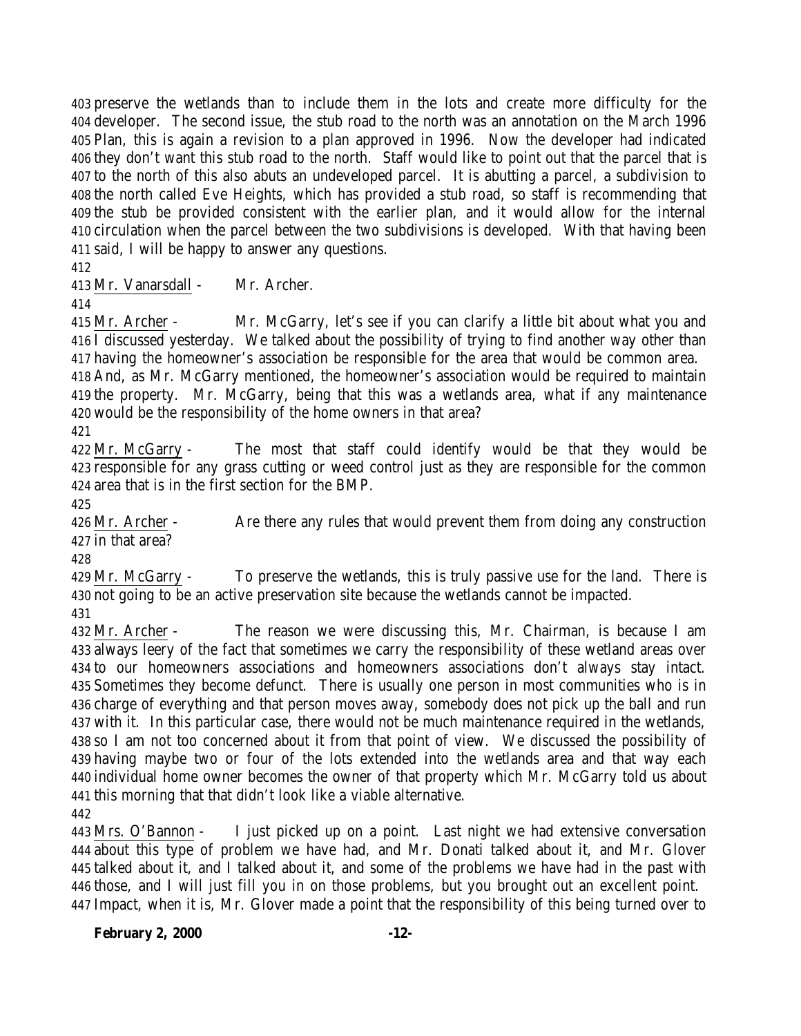preserve the wetlands than to include them in the lots and create more difficulty for the developer. The second issue, the stub road to the north was an annotation on the March 1996 Plan, this is again a revision to a plan approved in 1996. Now the developer had indicated they don't want this stub road to the north. Staff would like to point out that the parcel that is to the north of this also abuts an undeveloped parcel. It is abutting a parcel, a subdivision to the north called Eve Heights, which has provided a stub road, so staff is recommending that the stub be provided consistent with the earlier plan, and it would allow for the internal circulation when the parcel between the two subdivisions is developed. With that having been said, I will be happy to answer any questions.

Mr. Vanarsdall - Mr. Archer.

Mr. Archer - Mr. McGarry, let's see if you can clarify a little bit about what you and I discussed yesterday. We talked about the possibility of trying to find another way other than having the homeowner's association be responsible for the area that would be common area. And, as Mr. McGarry mentioned, the homeowner's association would be required to maintain the property. Mr. McGarry, being that this was a wetlands area, what if any maintenance would be the responsibility of the home owners in that area?

Mr. McGarry - The most that staff could identify would be that they would be responsible for any grass cutting or weed control just as they are responsible for the common area that is in the first section for the BMP.

Mr. Archer - Are there any rules that would prevent them from doing any construction in that area?

Mr. McGarry - To preserve the wetlands, this is truly passive use for the land. There is not going to be an active preservation site because the wetlands cannot be impacted.

Mr. Archer - The reason we were discussing this, Mr. Chairman, is because I am always leery of the fact that sometimes we carry the responsibility of these wetland areas over to our homeowners associations and homeowners associations don't always stay intact. Sometimes they become defunct. There is usually one person in most communities who is in charge of everything and that person moves away, somebody does not pick up the ball and run with it. In this particular case, there would not be much maintenance required in the wetlands, so I am not too concerned about it from that point of view. We discussed the possibility of having maybe two or four of the lots extended into the wetlands area and that way each individual home owner becomes the owner of that property which Mr. McGarry told us about this morning that that didn't look like a viable alternative.

Mrs. O'Bannon - I just picked up on a point. Last night we had extensive conversation about this type of problem we have had, and Mr. Donati talked about it, and Mr. Glover talked about it, and I talked about it, and some of the problems we have had in the past with those, and I will just fill you in on those problems, but you brought out an excellent point. Impact, when it is, Mr. Glover made a point that the responsibility of this being turned over to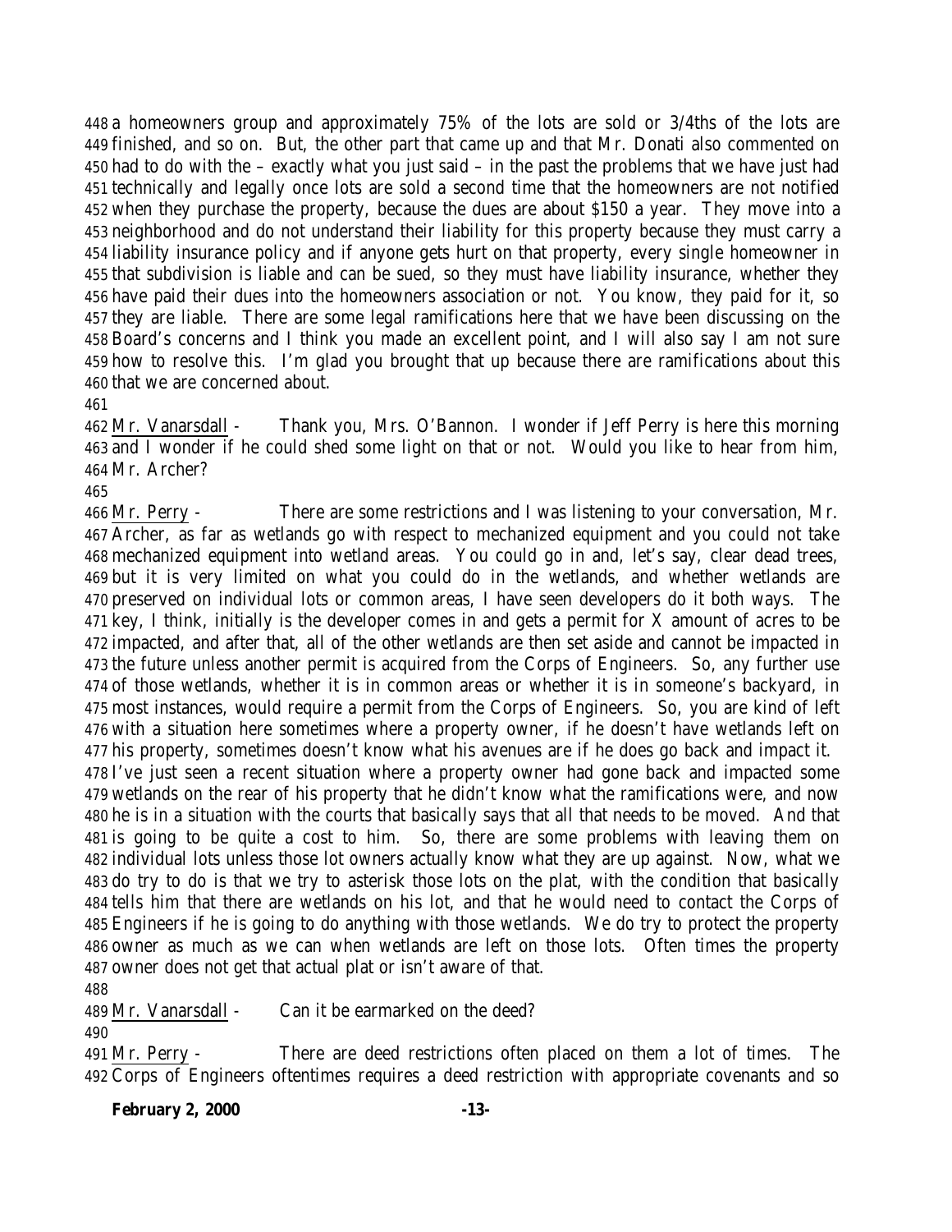a homeowners group and approximately 75% of the lots are sold or 3/4ths of the lots are finished, and so on. But, the other part that came up and that Mr. Donati also commented on had to do with the – exactly what you just said – in the past the problems that we have just had technically and legally once lots are sold a second time that the homeowners are not notified when they purchase the property, because the dues are about $150 a year. They move into a neighborhood and do not understand their liability for this property because they must carry a liability insurance policy and if anyone gets hurt on that property, every single homeowner in that subdivision is liable and can be sued, so they must have liability insurance, whether they have paid their dues into the homeowners association or not. You know, they paid for it, so they are liable. There are some legal ramifications here that we have been discussing on the Board's concerns and I think you made an excellent point, and I will also say I am not sure how to resolve this. I'm glad you brought that up because there are ramifications about this that we are concerned about.

<u>Mr. Vanarsdall</u> - Thank you, Mrs. O'Bannon. I wonder if Jeff Perry is here this morning and I wonder if he could shed some light on that or not. Would you like to hear from him, Mr. Archer?

<u>Mr. Perry</u> - There are some restrictions and I was listening to your conversation, Mr. Archer, as far as wetlands go with respect to mechanized equipment and you could not take mechanized equipment into wetland areas. You could go in and, let's say, clear dead trees, but it is very limited on what you could do in the wetlands, and whether wetlands are preserved on individual lots or common areas, I have seen developers do it both ways. The key, I think, initially is the developer comes in and gets a permit for X amount of acres to be impacted, and after that, all of the other wetlands are then set aside and cannot be impacted in the future unless another permit is acquired from the Corps of Engineers. So, any further use of those wetlands, whether it is in common areas or whether it is in someone's backyard, in most instances, would require a permit from the Corps of Engineers. So, you are kind of left with a situation here sometimes where a property owner, if he doesn't have wetlands left on his property, sometimes doesn't know what his avenues are if he does go back and impact it. I've just seen a recent situation where a property owner had gone back and impacted some wetlands on the rear of his property that he didn't know what the ramifications were, and now he is in a situation with the courts that basically says that all that needs to be moved. And that is going to be quite a cost to him. So, there are some problems with leaving them on individual lots unless those lot owners actually know what they are up against. Now, what we do try to do is that we try to asterisk those lots on the plat, with the condition that basically tells him that there are wetlands on his lot, and that he would need to contact the Corps of Engineers if he is going to do anything with those wetlands. We do try to protect the property owner as much as we can when wetlands are left on those lots. Often times the property owner does not get that actual plat or isn't aware of that.

<u>Mr. Vanarsdall</u> - Can it be earmarked on the deed?

<u>Mr. Perry</u> - There are deed restrictions often placed on them a lot of times. The Corps of Engineers oftentimes requires a deed restriction with appropriate covenants and so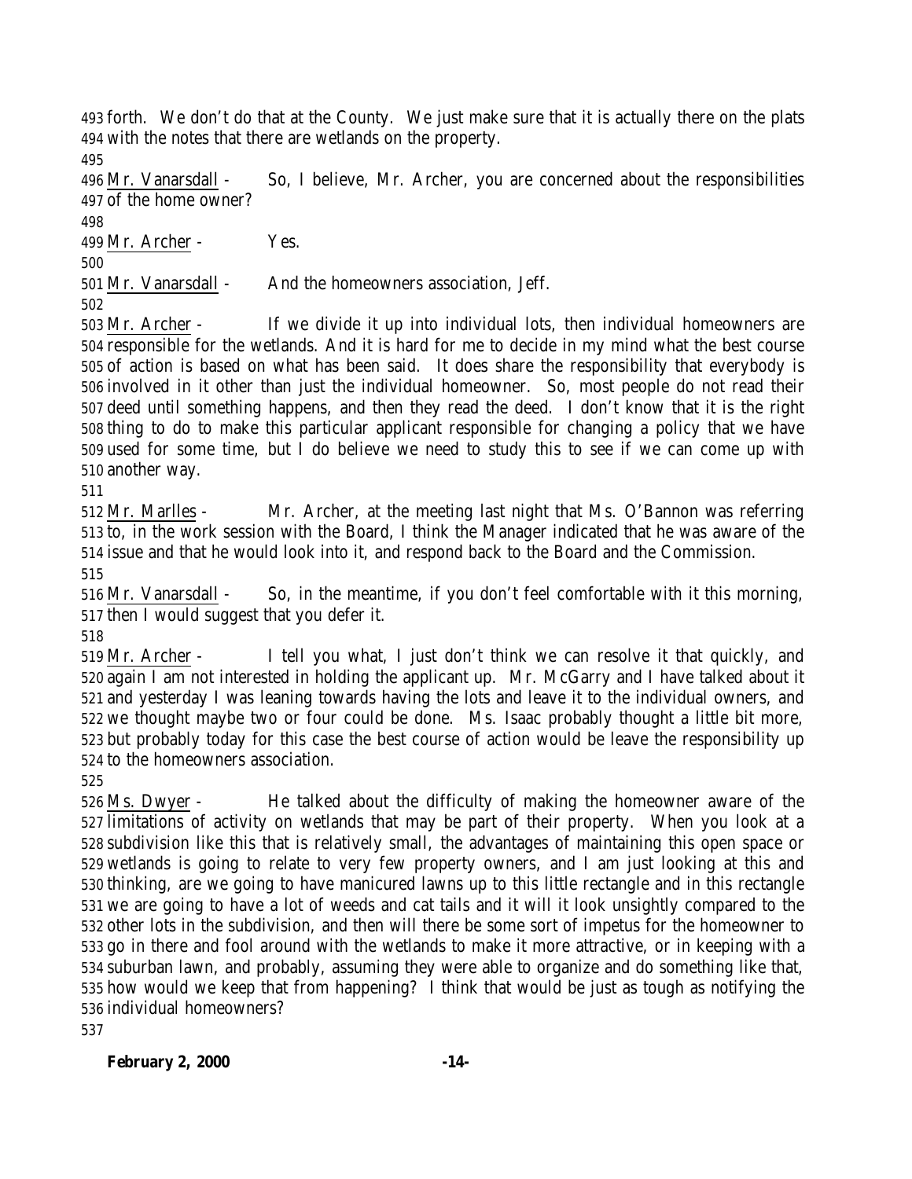forth. We don't do that at the County. We just make sure that it is actually there on the plats with the notes that there are wetlands on the property.

Mr. Vanarsdall - So, I believe, Mr. Archer, you are concerned about the responsibilities of the home owner?

Mr. Archer - Yes.

Mr. Vanarsdall - And the homeowners association, Jeff.

Mr. Archer - If we divide it up into individual lots, then individual homeowners are responsible for the wetlands. And it is hard for me to decide in my mind what the best course of action is based on what has been said. It does share the responsibility that everybody is involved in it other than just the individual homeowner. So, most people do not read their deed until something happens, and then they read the deed. I don't know that it is the right thing to do to make this particular applicant responsible for changing a policy that we have used for some time, but I do believe we need to study this to see if we can come up with another way.

Mr. Marlles - Mr. Archer, at the meeting last night that Ms. O'Bannon was referring to, in the work session with the Board, I think the Manager indicated that he was aware of the issue and that he would look into it, and respond back to the Board and the Commission.

Mr. Vanarsdall - So, in the meantime, if you don't feel comfortable with it this morning, then I would suggest that you defer it.

Mr. Archer - I tell you what, I just don't think we can resolve it that quickly, and again I am not interested in holding the applicant up. Mr. McGarry and I have talked about it and yesterday I was leaning towards having the lots and leave it to the individual owners, and we thought maybe two or four could be done. Ms. Isaac probably thought a little bit more, but probably today for this case the best course of action would be leave the responsibility up to the homeowners association.

Ms. Dwyer - He talked about the difficulty of making the homeowner aware of the limitations of activity on wetlands that may be part of their property. When you look at a subdivision like this that is relatively small, the advantages of maintaining this open space or wetlands is going to relate to very few property owners, and I am just looking at this and thinking, are we going to have manicured lawns up to this little rectangle and in this rectangle we are going to have a lot of weeds and cat tails and it will look unsightly compared to the other lots in the subdivision, and then will there be some sort of impetus for the homeowner to go in there and fool around with the wetlands to make it more attractive, or in keeping with a suburban lawn, and probably, assuming they were able to organize and do something like that, how would we keep that from happening? I think that would be just as tough as notifying the individual homeowners?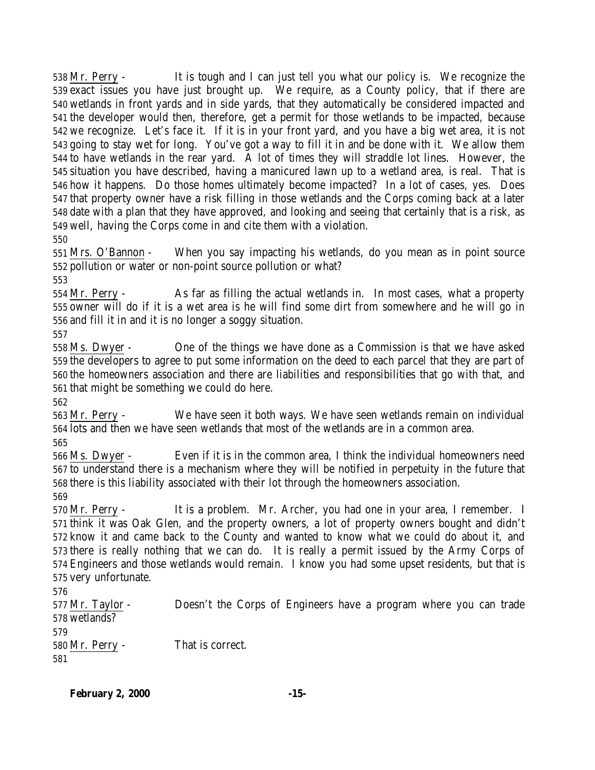538 Mr. Perry - It is tough and I can just tell you what our policy is. We recognize the 539 exact issues you have just brought up. We require, as a County policy, that if there are 540 wetlands in front yards and in side yards, that they automatically be considered impacted and 541 the developer would then, therefore, get a permit for those wetlands to be impacted, because 542 we recognize. Let's face it. If it is in your front yard, and you have a big wet area, it is not 543 going to stay wet for long. You've got a way to fill it in and be done with it. We allow them 544 to have wetlands in the rear yard. A lot of times they will straddle lot lines. However, the 545 situation you have described, having a manicured lawn up to a wetland area, is real. That is 546 how it happens. Do those homes ultimately become impacted? In a lot of cases, yes. Does 547 that property owner have a risk filling in those wetlands and the Corps coming back at a later 548 date with a plan that they have approved, and looking and seeing that certainly that is a risk, as 549 well, having the Corps come in and cite them with a violation.

550

551 Mrs. O'Bannon - When you say impacting his wetlands, do you mean as in point source 552 pollution or water or non-point source pollution or what?

553

554 Mr. Perry - As far as filling the actual wetlands in. In most cases, what a property 555 owner will do if it is a wet area is he will find some dirt from somewhere and he will go in 556 and fill it in and it is no longer a soggy situation.

557

558 Ms. Dwyer - One of the things we have done as a Commission is that we have asked 559 the developers to agree to put some information on the deed to each parcel that they are part of 560 the homeowners association and there are liabilities and responsibilities that go with that, and 561 that might be something we could do here.

562

563 Mr. Perry - We have seen it both ways. We have seen wetlands remain on individual 564 lots and then we have seen wetlands that most of the wetlands are in a common area.

565

566 Ms. Dwyer - Even if it is in the common area, I think the individual homeowners need 567 to understand there is a mechanism where they will be notified in perpetuity in the future that 568 there is this liability associated with their lot through the homeowners association.

569

570 Mr. Perry - It is a problem. Mr. Archer, you had one in your area, I remember. I 571 think it was Oak Glen, and the property owners, a lot of property owners bought and didn't 572 know it and came back to the County and wanted to know what we could do about it, and 573 there is really nothing that we can do. It is really a permit issued by the Army Corps of 574 Engineers and those wetlands would remain. I know you had some upset residents, but that is 575 very unfortunate.

576

577 Mr. Taylor - Doesn't the Corps of Engineers have a program where you can trade 578 wetlands?

579

580 Mr. Perry - That is correct.

581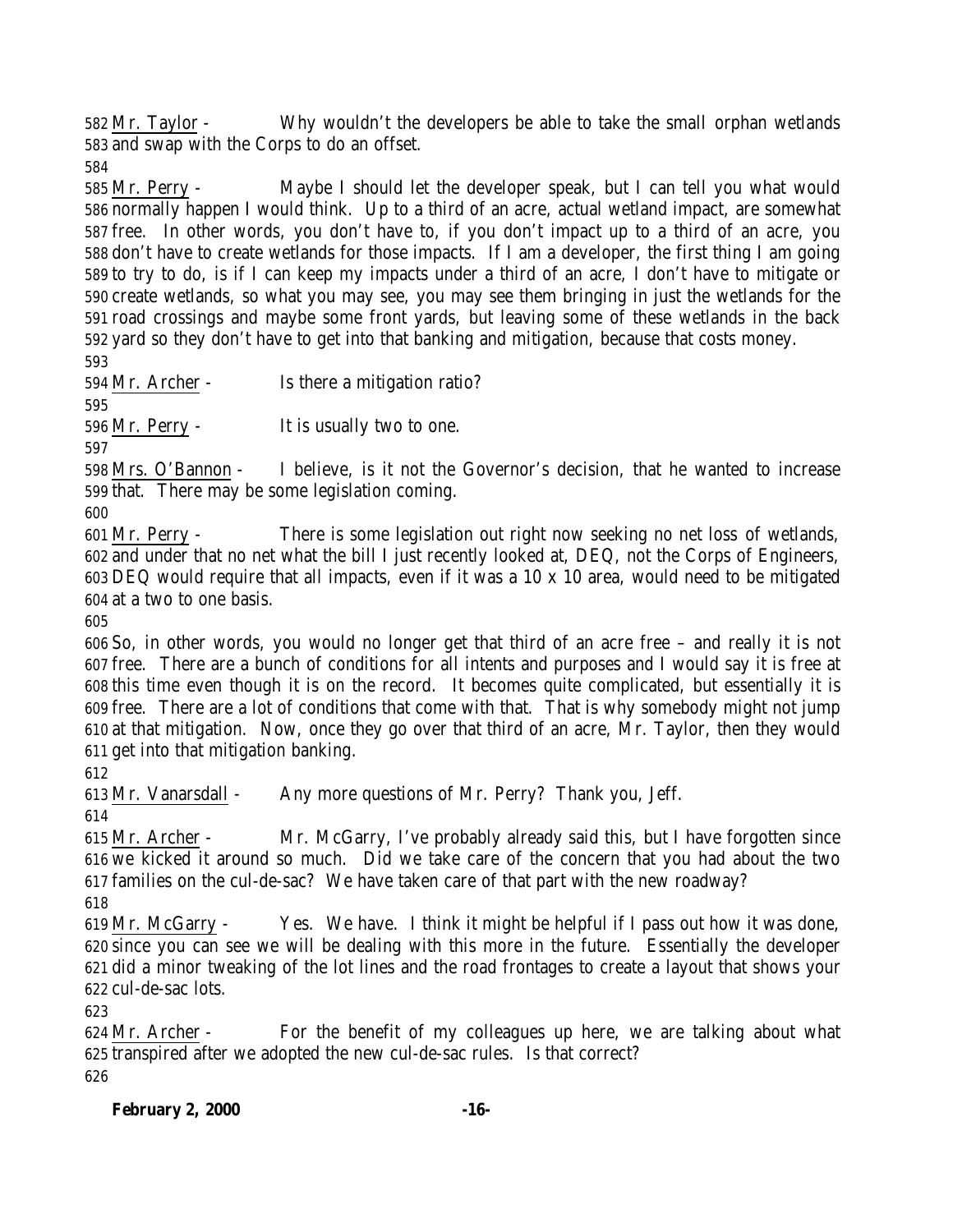Mr. Taylor - Why wouldn't the developers be able to take the small orphan wetlands and swap with the Corps to do an offset.

Mr. Perry - Maybe I should let the developer speak, but I can tell you what would normally happen I would think. Up to a third of an acre, actual wetland impact, are somewhat free. In other words, you don't have to, if you don't impact up to a third of an acre, you don't have to create wetlands for those impacts. If I am a developer, the first thing I am going to try to do, is if I can keep my impacts under a third of an acre, I don't have to mitigate or create wetlands, so what you may see, you may see them bringing in just the wetlands for the road crossings and maybe some front yards, but leaving some of these wetlands in the back yard so they don't have to get into that banking and mitigation, because that costs money.

Mr. Archer - Is there a mitigation ratio?

Mr. Perry - It is usually two to one.

Mrs. O'Bannon - I believe, is it not the Governor's decision, that he wanted to increase that. There may be some legislation coming.

Mr. Perry - There is some legislation out right now seeking no net loss of wetlands, and under that no net what the bill I just recently looked at, DEQ, not the Corps of Engineers, DEQ would require that all impacts, even if it was a 10 x 10 area, would need to be mitigated at a two to one basis.

So, in other words, you would no longer get that third of an acre free – and really it is not free. There are a bunch of conditions for all intents and purposes and I would say it is free at this time even though it is on the record. It becomes quite complicated, but essentially it is free. There are a lot of conditions that come with that. That is why somebody might not jump at that mitigation. Now, once they go over that third of an acre, Mr. Taylor, then they would get into that mitigation banking.

Mr. Vanarsdall - Any more questions of Mr. Perry? Thank you, Jeff.

Mr. Archer - Mr. McGarry, I've probably already said this, but I have forgotten since we kicked it around so much. Did we take care of the concern that you had about the two families on the cul-de-sac? We have taken care of that part with the new roadway?

Mr. McGarry - Yes. We have. I think it might be helpful if I pass out how it was done, since you can see we will be dealing with this more in the future. Essentially the developer did a minor tweaking of the lot lines and the road frontages to create a layout that shows your cul-de-sac lots.

Mr. Archer - For the benefit of my colleagues up here, we are talking about what transpired after we adopted the new cul-de-sac rules. Is that correct?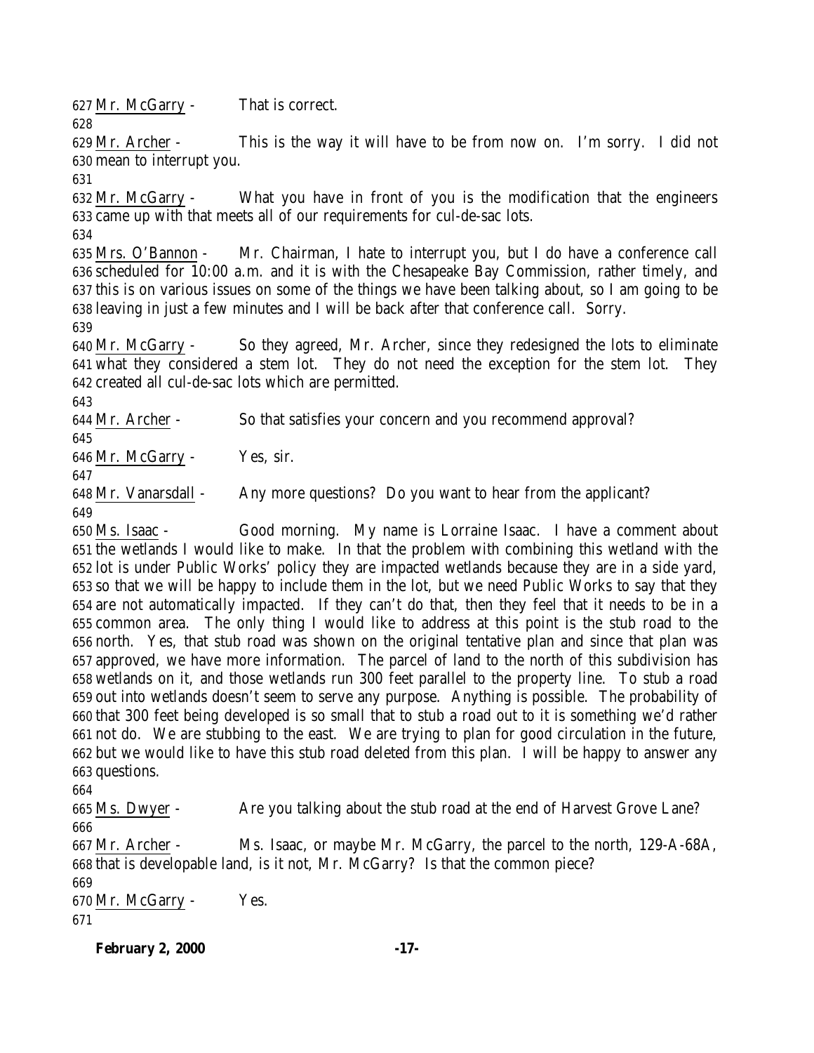627 Mr. McGarry - That is correct.
628
629 Mr. Archer - This is the way it will have to be from now on. I'm sorry. I did not
630 mean to interrupt you.
631
632 Mr. McGarry - What you have in front of you is the modification that the engineers
633 came up with that meets all of our requirements for cul-de-sac lots.
634
635 Mrs. O'Bannon - Mr. Chairman, I hate to interrupt you, but I do have a conference call
636 scheduled for 10:00 a.m. and it is with the Chesapeake Bay Commission, rather timely, and
637 this is on various issues on some of the things we have been talking about, so I am going to be
638 leaving in just a few minutes and I will be back after that conference call. Sorry.
639
640 Mr. McGarry - So they agreed, Mr. Archer, since they redesigned the lots to eliminate
641 what they considered a stem lot. They do not need the exception for the stem lot. They
642 created all cul-de-sac lots which are permitted.
643
644 Mr. Archer - So that satisfies your concern and you recommend approval?
645
646 Mr. McGarry - Yes, sir.
647
648 Mr. Vanarsdall - Any more questions? Do you want to hear from the applicant?
649
650 Ms. Isaac - Good morning. My name is Lorraine Isaac. I have a comment about
651 the wetlands I would like to make. In that the problem with combining this wetland with the
652 lot is under Public Works' policy they are impacted wetlands because they are in a side yard,
653 so that we will be happy to include them in the lot, but we need Public Works to say that they
654 are not automatically impacted. If they can't do that, then they feel that it needs to be in a
655 common area. The only thing I would like to address at this point is the stub road to the
656 north. Yes, that stub road was shown on the original tentative plan and since that plan was
657 approved, we have more information. The parcel of land to the north of this subdivision has
658 wetlands on it, and those wetlands run 300 feet parallel to the property line. To stub a road
659 out into wetlands doesn't seem to serve any purpose. Anything is possible. The probability of
660 that 300 feet being developed is so small that to stub a road out to it is something we'd rather
661 not do. We are stubbing to the east. We are trying to plan for good circulation in the future,
662 but we would like to have this stub road deleted from this plan. I will be happy to answer any
663 questions.
664
665 Ms. Dwyer - Are you talking about the stub road at the end of Harvest Grove Lane?
666
667 Mr. Archer - Ms. Isaac, or maybe Mr. McGarry, the parcel to the north, 129-A-68A,
668 that is developable land, is it not, Mr. McGarry? Is that the common piece?
669
670 Mr. McGarry - Yes.
671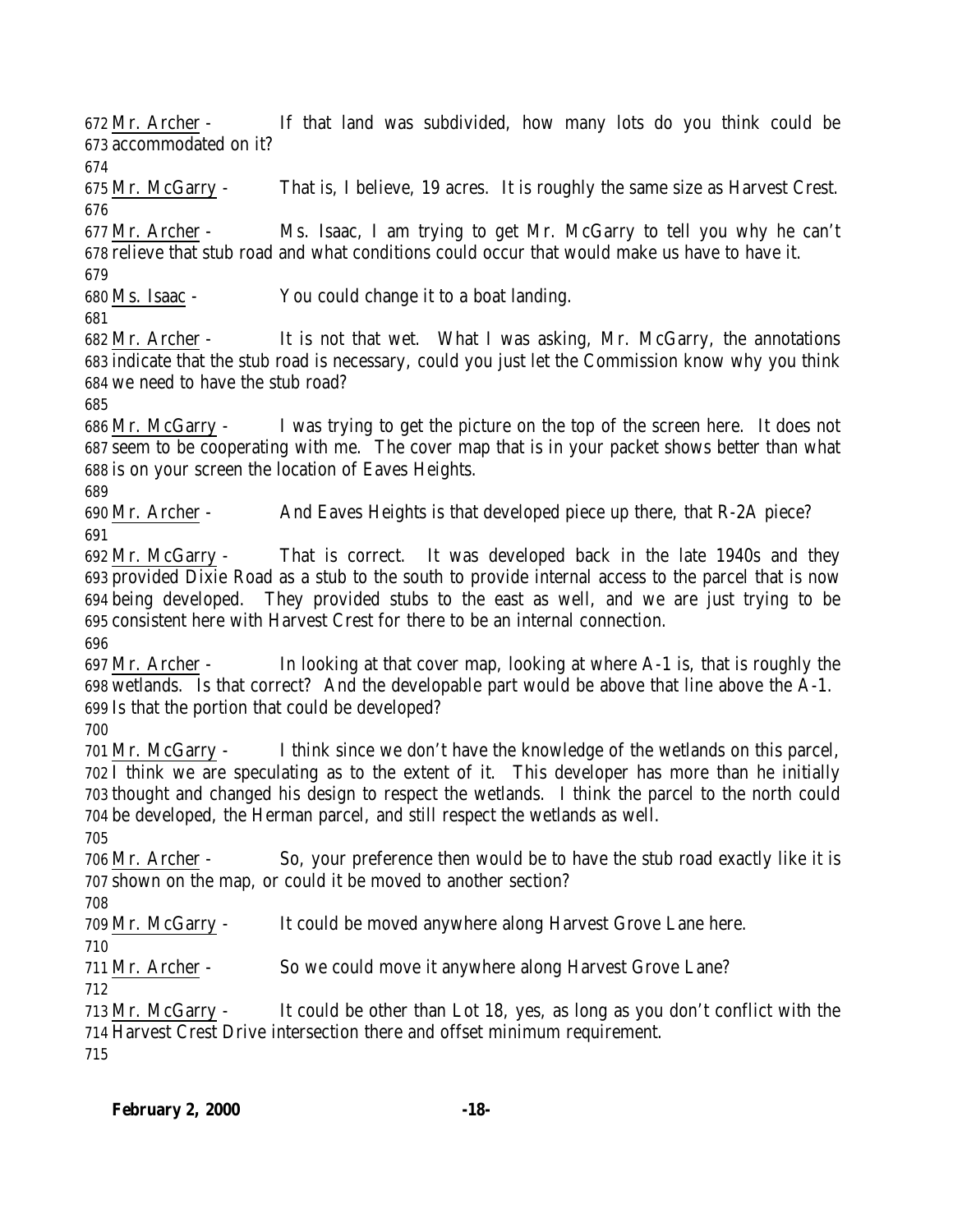672 Mr. Archer - If that land was subdivided, how many lots do you think could be
673 accommodated on it?
674
675 Mr. McGarry - That is, I believe, 19 acres. It is roughly the same size as Harvest Crest.
676
677 Mr. Archer - Ms. Isaac, I am trying to get Mr. McGarry to tell you why he can't
678 relieve that stub road and what conditions could occur that would make us have to have it.
679
680 Ms. Isaac - You could change it to a boat landing.
681
682 Mr. Archer - It is not that wet. What I was asking, Mr. McGarry, the annotations
683 indicate that the stub road is necessary, could you just let the Commission know why you think
684 we need to have the stub road?
685
686 Mr. McGarry - I was trying to get the picture on the top of the screen here. It does not
687 seem to be cooperating with me. The cover map that is in your packet shows better than what
688 is on your screen the location of Eaves Heights.
689
690 Mr. Archer - And Eaves Heights is that developed piece up there, that R-2A piece?
691
692 Mr. McGarry - That is correct. It was developed back in the late 1940s and they
693 provided Dixie Road as a stub to the south to provide internal access to the parcel that is now
694 being developed. They provided stubs to the east as well, and we are just trying to be
695 consistent here with Harvest Crest for there to be an internal connection.
696
697 Mr. Archer - In looking at that cover map, looking at where A-1 is, that is roughly the
698 wetlands. Is that correct? And the developable part would be above that line above the A-1.
699 Is that the portion that could be developed?
700
701 Mr. McGarry - I think since we don't have the knowledge of the wetlands on this parcel,
702 I think we are speculating as to the extent of it. This developer has more than he initially
703 thought and changed his design to respect the wetlands. I think the parcel to the north could
704 be developed, the Herman parcel, and still respect the wetlands as well.
705
706 Mr. Archer - So, your preference then would be to have the stub road exactly like it is
707 shown on the map, or could it be moved to another section?
708
709 Mr. McGarry - It could be moved anywhere along Harvest Grove Lane here.
710
711 Mr. Archer - So we could move it anywhere along Harvest Grove Lane?
712
713 Mr. McGarry - It could be other than Lot 18, yes, as long as you don't conflict with the
714 Harvest Crest Drive intersection there and offset minimum requirement.
715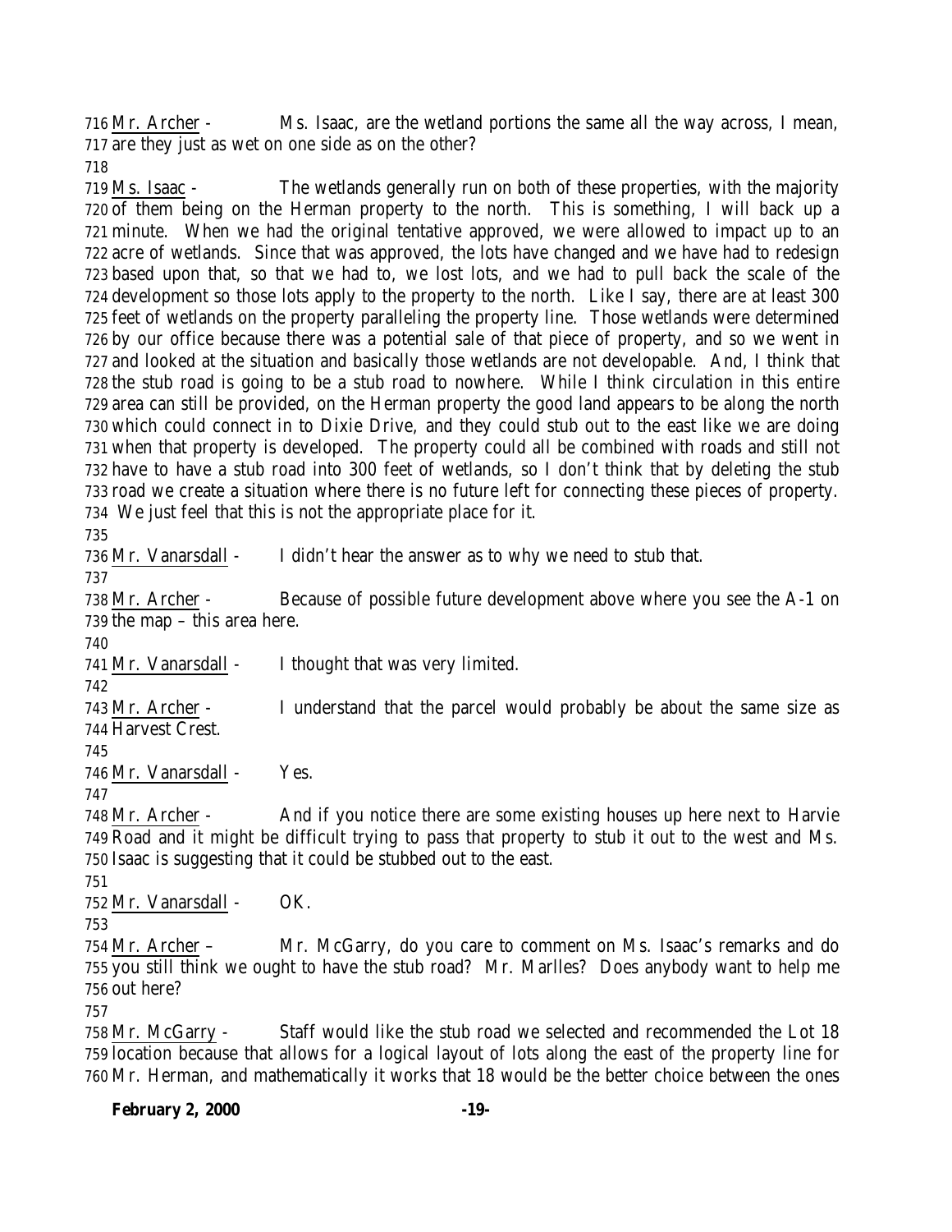716 Mr. Archer - Ms. Isaac, are the wetland portions the same all the way across, I mean,
717 are they just as wet on one side as on the other?
718
719 Ms. Isaac - The wetlands generally run on both of these properties, with the majority
720 of them being on the Herman property to the north. This is something, I will back up a
721 minute. When we had the original tentative approved, we were allowed to impact up to an
722 acre of wetlands. Since that was approved, the lots have changed and we have had to redesign
723 based upon that, so that we had to, we lost lots, and we had to pull back the scale of the
724 development so those lots apply to the property to the north. Like I say, there are at least 300
725 feet of wetlands on the property paralleling the property line. Those wetlands were determined
726 by our office because there was a potential sale of that piece of property, and so we went in
727 and looked at the situation and basically those wetlands are not developable. And, I think that
728 the stub road is going to be a stub road to nowhere. While I think circulation in this entire
729 area can still be provided, on the Herman property the good land appears to be along the north
730 which could connect in to Dixie Drive, and they could stub out to the east like we are doing
731 when that property is developed. The property could all be combined with roads and still not
732 have to have a stub road into 300 feet of wetlands, so I don't think that by deleting the stub
733 road we create a situation where there is no future left for connecting these pieces of property.
734 We just feel that this is not the appropriate place for it.
735
736 Mr. Vanarsdall - I didn't hear the answer as to why we need to stub that.
737
738 Mr. Archer - Because of possible future development above where you see the A-1 on
739 the map – this area here.
740
741 Mr. Vanarsdall - I thought that was very limited.
742
743 Mr. Archer - I understand that the parcel would probably be about the same size as
744 Harvest Crest.
745
746 Mr. Vanarsdall - Yes.
747
748 Mr. Archer - And if you notice there are some existing houses up here next to Harvie
749 Road and it might be difficult trying to pass that property to stub it out to the west and Ms.
750 Isaac is suggesting that it could be stubbed out to the east.
751
752 Mr. Vanarsdall - OK.
753
754 Mr. Archer – Mr. McGarry, do you care to comment on Ms. Isaac's remarks and do
755 you still think we ought to have the stub road? Mr. Marlles? Does anybody want to help me
756 out here?
757
758 Mr. McGarry - Staff would like the stub road we selected and recommended the Lot 18
759 location because that allows for a logical layout of lots along the east of the property line for
760 Mr. Herman, and mathematically it works that 18 would be the better choice between the ones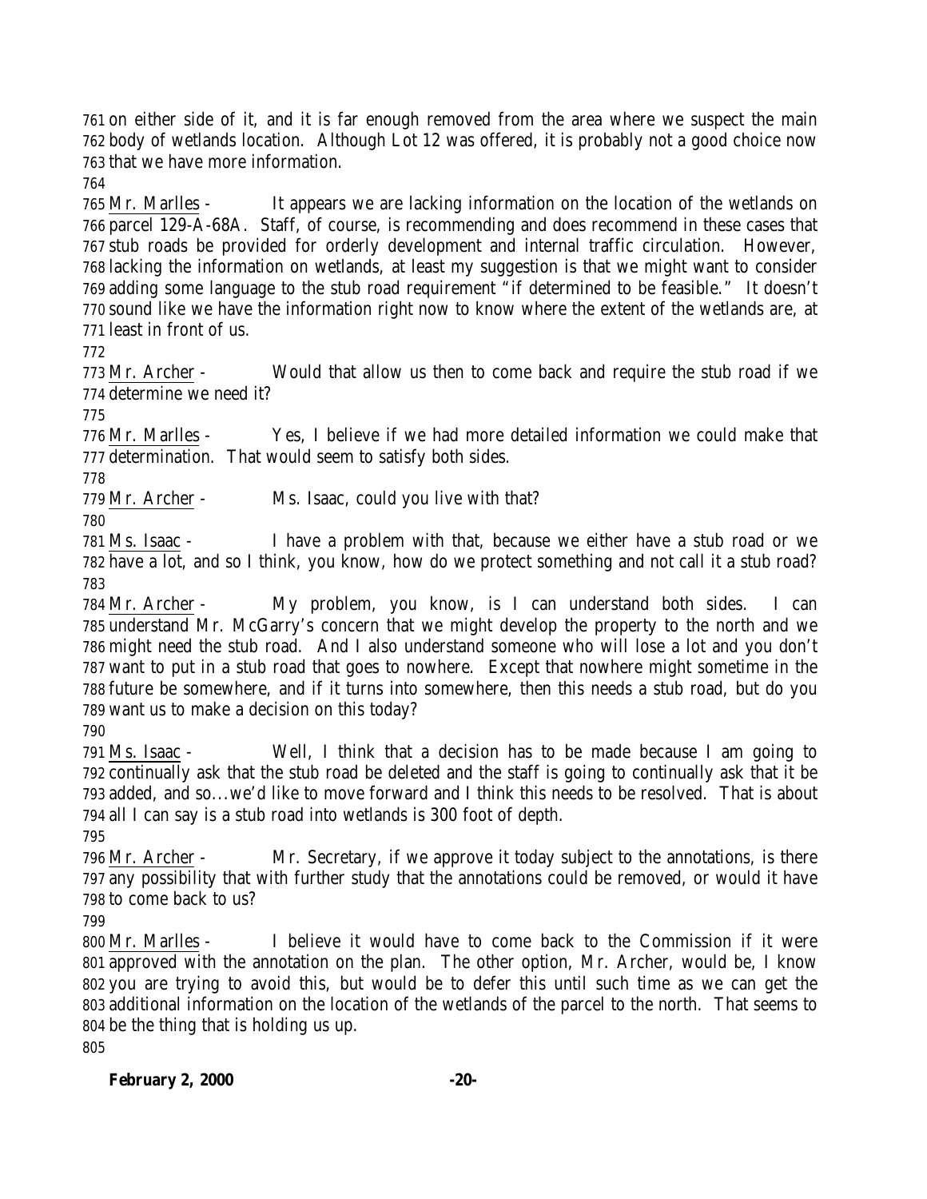on either side of it, and it is far enough removed from the area where we suspect the main body of wetlands location. Although Lot 12 was offered, it is probably not a good choice now that we have more information.

Mr. Marlles - It appears we are lacking information on the location of the wetlands on parcel 129-A-68A. Staff, of course, is recommending and does recommend in these cases that stub roads be provided for orderly development and internal traffic circulation. However, lacking the information on wetlands, at least my suggestion is that we might want to consider adding some language to the stub road requirement "if determined to be feasible." It doesn't sound like we have the information right now to know where the extent of the wetlands are, at least in front of us.

Mr. Archer - Would that allow us then to come back and require the stub road if we determine we need it?

Mr. Marlles - Yes, I believe if we had more detailed information we could make that determination. That would seem to satisfy both sides.

Mr. Archer - Ms. Isaac, could you live with that?

Ms. Isaac - I have a problem with that, because we either have a stub road or we have a lot, and so I think, you know, how do we protect something and not call it a stub road?

Mr. Archer - My problem, you know, is I can understand both sides. I can understand Mr. McGarry's concern that we might develop the property to the north and we might need the stub road. And I also understand someone who will lose a lot and you don't want to put in a stub road that goes to nowhere. Except that nowhere might sometime in the future be somewhere, and if it turns into somewhere, then this needs a stub road, but do you want us to make a decision on this today?

Ms. Isaac - Well, I think that a decision has to be made because I am going to continually ask that the stub road be deleted and the staff is going to continually ask that it be added, and so...we'd like to move forward and I think this needs to be resolved. That is about all I can say is a stub road into wetlands is 300 foot of depth.

Mr. Archer - Mr. Secretary, if we approve it today subject to the annotations, is there any possibility that with further study that the annotations could be removed, or would it have to come back to us?

Mr. Marlles - I believe it would have to come back to the Commission if it were approved with the annotation on the plan. The other option, Mr. Archer, would be, I know you are trying to avoid this, but would be to defer this until such time as we can get the additional information on the location of the wetlands of the parcel to the north. That seems to be the thing that is holding us up.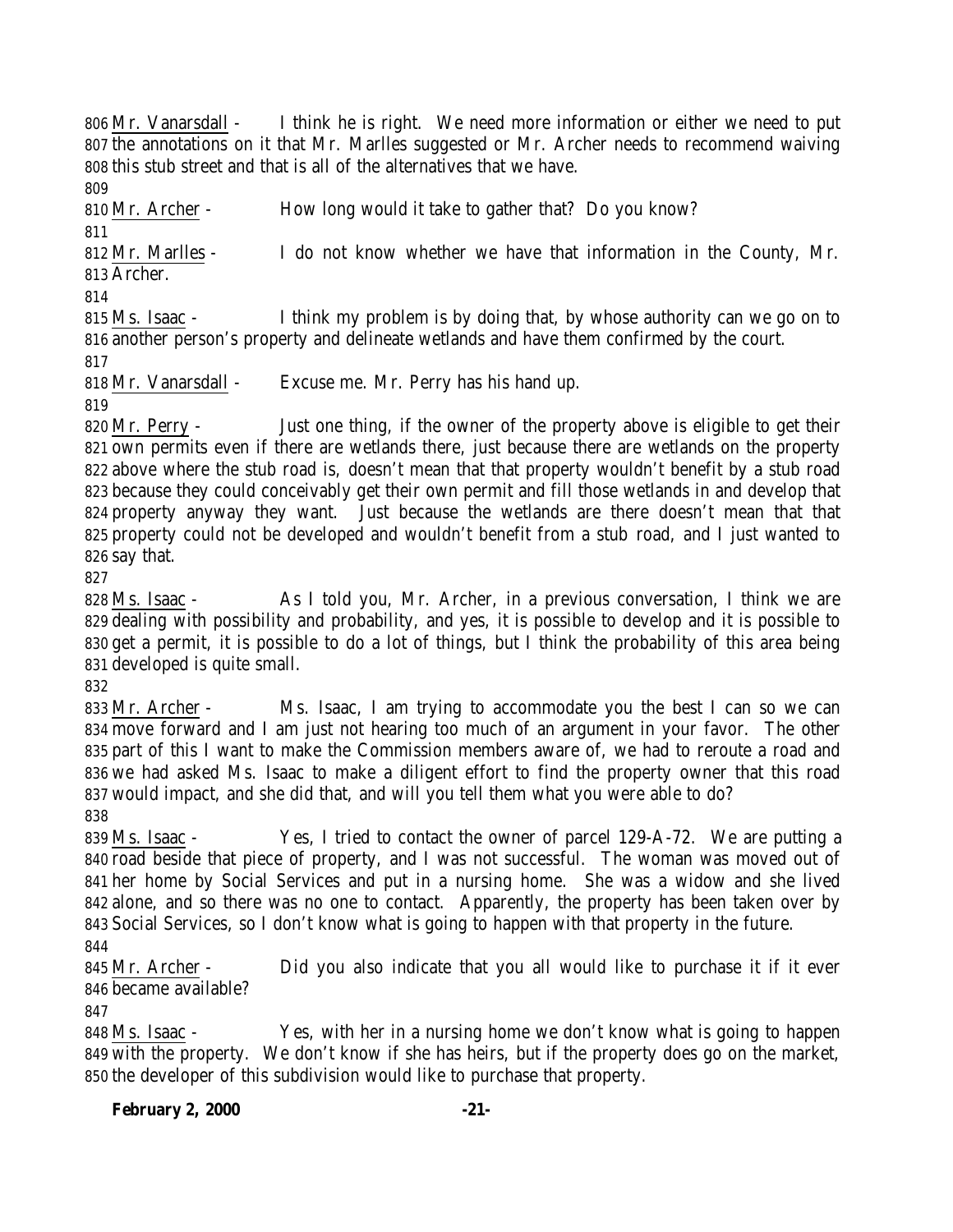806 Mr. Vanarsdall - I think he is right. We need more information or either we need to put
807 the annotations on it that Mr. Marlles suggested or Mr. Archer needs to recommend waiving
808 this stub street and that is all of the alternatives that we have.
809
810 Mr. Archer - How long would it take to gather that? Do you know?
811
812 Mr. Marlles - I do not know whether we have that information in the County, Mr.
813 Archer.
814
815 Ms. Isaac - I think my problem is by doing that, by whose authority can we go on to
816 another person's property and delineate wetlands and have them confirmed by the court.
817
818 Mr. Vanarsdall - Excuse me. Mr. Perry has his hand up.
819
820 Mr. Perry - Just one thing, if the owner of the property above is eligible to get their
821 own permits even if there are wetlands there, just because there are wetlands on the property
822 above where the stub road is, doesn't mean that that property wouldn't benefit by a stub road
823 because they could conceivably get their own permit and fill those wetlands in and develop that
824 property anyway they want. Just because the wetlands are there doesn't mean that that
825 property could not be developed and wouldn't benefit from a stub road, and I just wanted to
826 say that.
827
828 Ms. Isaac - As I told you, Mr. Archer, in a previous conversation, I think we are
829 dealing with possibility and probability, and yes, it is possible to develop and it is possible to
830 get a permit, it is possible to do a lot of things, but I think the probability of this area being
831 developed is quite small.
832
833 Mr. Archer - Ms. Isaac, I am trying to accommodate you the best I can so we can
834 move forward and I am just not hearing too much of an argument in your favor. The other
835 part of this I want to make the Commission members aware of, we had to reroute a road and
836 we had asked Ms. Isaac to make a diligent effort to find the property owner that this road
837 would impact, and she did that, and will you tell them what you were able to do?
838
839 Ms. Isaac - Yes, I tried to contact the owner of parcel 129-A-72. We are putting a
840 road beside that piece of property, and I was not successful. The woman was moved out of
841 her home by Social Services and put in a nursing home. She was a widow and she lived
842 alone, and so there was no one to contact. Apparently, the property has been taken over by
843 Social Services, so I don't know what is going to happen with that property in the future.
844
845 Mr. Archer - Did you also indicate that you all would like to purchase it if it ever
846 became available?
847
848 Ms. Isaac - Yes, with her in a nursing home we don't know what is going to happen
849 with the property. We don't know if she has heirs, but if the property does go on the market,
850 the developer of this subdivision would like to purchase that property.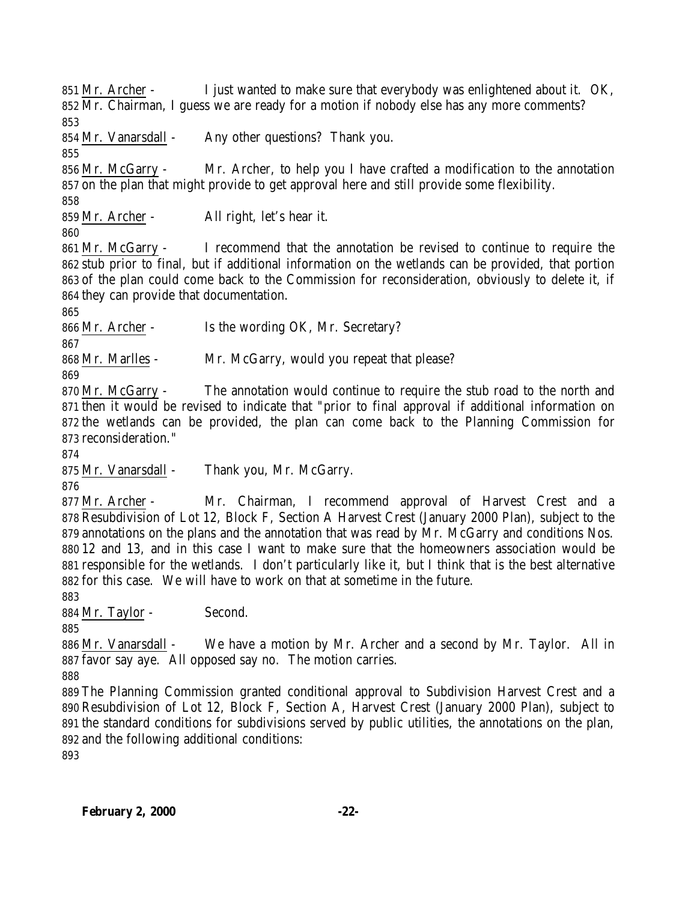Mr. Archer - I just wanted to make sure that everybody was enlightened about it. OK, Mr. Chairman, I guess we are ready for a motion if nobody else has any more comments?

Mr. Vanarsdall - Any other questions? Thank you.

Mr. McGarry - Mr. Archer, to help you I have crafted a modification to the annotation on the plan that might provide to get approval here and still provide some flexibility.

Mr. Archer - All right, let's hear it.

Mr. McGarry - I recommend that the annotation be revised to continue to require the stub prior to final, but if additional information on the wetlands can be provided, that portion of the plan could come back to the Commission for reconsideration, obviously to delete it, if they can provide that documentation.

Mr. Archer - Is the wording OK, Mr. Secretary?

Mr. Marlles - Mr. McGarry, would you repeat that please?

Mr. McGarry - The annotation would continue to require the stub road to the north and then it would be revised to indicate that "prior to final approval if additional information on the wetlands can be provided, the plan can come back to the Planning Commission for reconsideration."

Mr. Vanarsdall - Thank you, Mr. McGarry.

Mr. Archer - Mr. Chairman, I recommend approval of Harvest Crest and a Resubdivision of Lot 12, Block F, Section A Harvest Crest (January 2000 Plan), subject to the annotations on the plans and the annotation that was read by Mr. McGarry and conditions Nos. 12 and 13, and in this case I want to make sure that the homeowners association would be responsible for the wetlands. I don't particularly like it, but I think that is the best alternative for this case. We will have to work on that at sometime in the future.

Mr. Taylor - Second.

Mr. Vanarsdall - We have a motion by Mr. Archer and a second by Mr. Taylor. All in favor say aye. All opposed say no. The motion carries.

The Planning Commission granted conditional approval to Subdivision Harvest Crest and a Resubdivision of Lot 12, Block F, Section A, Harvest Crest (January 2000 Plan), subject to the standard conditions for subdivisions served by public utilities, the annotations on the plan, and the following additional conditions: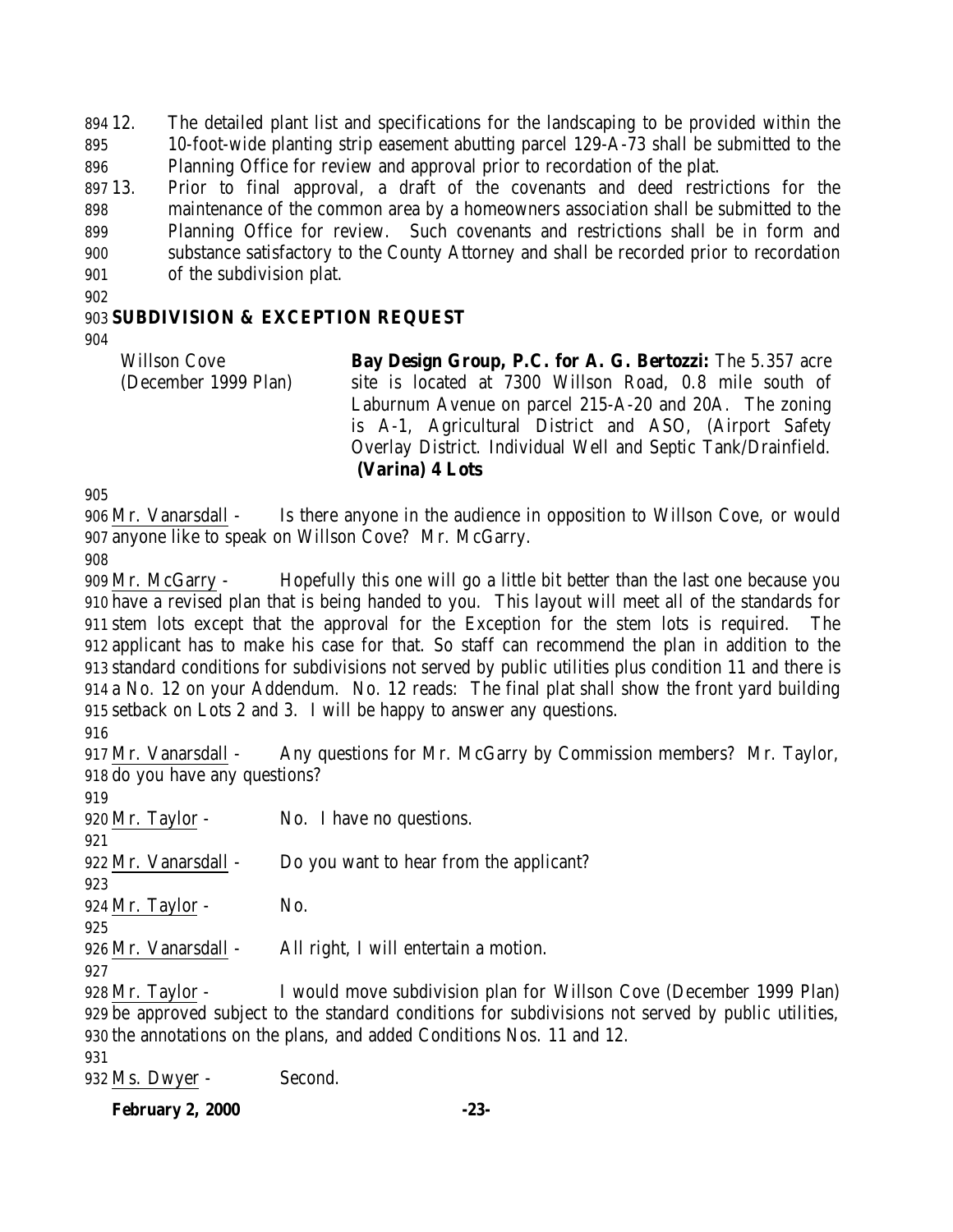12. The detailed plant list and specifications for the landscaping to be provided within the 10-foot-wide planting strip easement abutting parcel 129-A-73 shall be submitted to the Planning Office for review and approval prior to recordation of the plat.
13. Prior to final approval, a draft of the covenants and deed restrictions for the maintenance of the common area by a homeowners association shall be submitted to the Planning Office for review. Such covenants and restrictions shall be in form and substance satisfactory to the County Attorney and shall be recorded prior to recordation of the subdivision plat.

## SUBDIVISION & EXCEPTION REQUEST

| | |
|---|---|
| Willson Cove (December 1999 Plan) | **Bay Design Group, P.C. for A. G. Bertozzi:** The 5.357 acre site is located at 7300 Willson Road, 0.8 mile south of Laburnum Avenue on parcel 215-A-20 and 20A. The zoning is A-1, Agricultural District and ASO, (Airport Safety Overlay District. Individual Well and Septic Tank/Drainfield. **(Varina) 4 Lots** |

Mr. Vanarsdall - Is there anyone in the audience in opposition to Willson Cove, or would anyone like to speak on Willson Cove? Mr. McGarry.

Mr. McGarry - Hopefully this one will go a little bit better than the last one because you have a revised plan that is being handed to you. This layout will meet all of the standards for stem lots except that the approval for the Exception for the stem lots is required. The applicant has to make his case for that. So staff can recommend the plan in addition to the standard conditions for subdivisions not served by public utilities plus condition 11 and there is a No. 12 on your Addendum. No. 12 reads: The final plat shall show the front yard building setback on Lots 2 and 3. I will be happy to answer any questions.

Mr. Vanarsdall - Any questions for Mr. McGarry by Commission members? Mr. Taylor, do you have any questions?

Mr. Taylor - No. I have no questions.

Mr. Vanarsdall - Do you want to hear from the applicant?

Mr. Taylor - No.

Mr. Vanarsdall - All right, I will entertain a motion.

Mr. Taylor - I would move subdivision plan for Willson Cove (December 1999 Plan) be approved subject to the standard conditions for subdivisions not served by public utilities, the annotations on the plans, and added Conditions Nos. 11 and 12.

Ms. Dwyer - Second.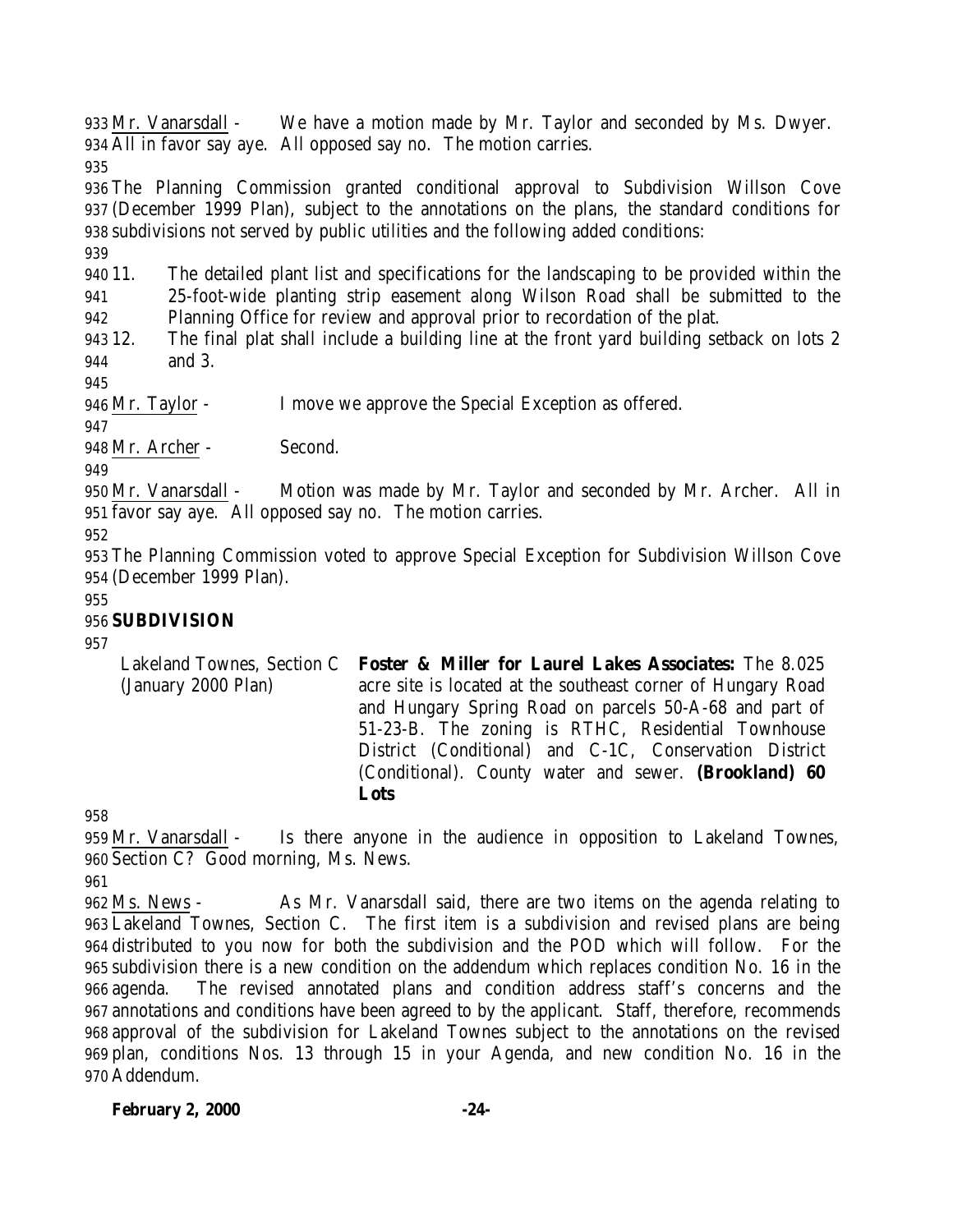Mr. Vanarsdall - We have a motion made by Mr. Taylor and seconded by Ms. Dwyer. All in favor say aye. All opposed say no. The motion carries.

The Planning Commission granted conditional approval to Subdivision Willson Cove (December 1999 Plan), subject to the annotations on the plans, the standard conditions for subdivisions not served by public utilities and the following added conditions:

11. The detailed plant list and specifications for the landscaping to be provided within the 25-foot-wide planting strip easement along Wilson Road shall be submitted to the Planning Office for review and approval prior to recordation of the plat.
12. The final plat shall include a building line at the front yard building setback on lots 2 and 3.

Mr. Taylor - I move we approve the Special Exception as offered.

Mr. Archer - Second.

Mr. Vanarsdall - Motion was made by Mr. Taylor and seconded by Mr. Archer. All in favor say aye. All opposed say no. The motion carries.

The Planning Commission voted to approve Special Exception for Subdivision Willson Cove (December 1999 Plan).

**SUBDIVISION**

| | |
|---|---|
| Lakeland Townes, Section C (January 2000 Plan) | **Foster & Miller for Laurel Lakes Associates:** The 8.025 acre site is located at the southeast corner of Hungary Road and Hungary Spring Road on parcels 50-A-68 and part of 51-23-B. The zoning is RTHC, Residential Townhouse District (Conditional) and C-1C, Conservation District (Conditional). County water and sewer. **(Brookland) 60 Lots** |

Mr. Vanarsdall - Is there anyone in the audience in opposition to Lakeland Townes, Section C? Good morning, Ms. News.

Ms. News - As Mr. Vanarsdall said, there are two items on the agenda relating to Lakeland Townes, Section C. The first item is a subdivision and revised plans are being distributed to you now for both the subdivision and the POD which will follow. For the subdivision there is a new condition on the addendum which replaces condition No. 16 in the agenda. The revised annotated plans and condition address staff's concerns and the annotations and conditions have been agreed to by the applicant. Staff, therefore, recommends approval of the subdivision for Lakeland Townes subject to the annotations on the revised plan, conditions Nos. 13 through 15 in your Agenda, and new condition No. 16 in the Addendum.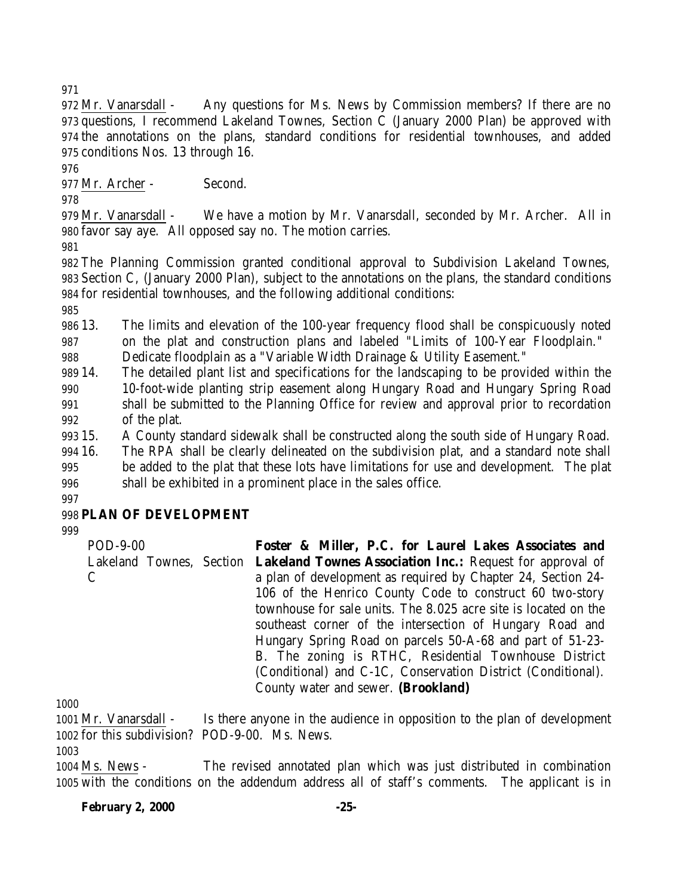Mr. Vanarsdall - Any questions for Ms. News by Commission members? If there are no questions, I recommend Lakeland Townes, Section C (January 2000 Plan) be approved with the annotations on the plans, standard conditions for residential townhouses, and added conditions Nos. 13 through 16.

Mr. Archer - Second.

Mr. Vanarsdall - We have a motion by Mr. Vanarsdall, seconded by Mr. Archer. All in favor say aye. All opposed say no. The motion carries.

The Planning Commission granted conditional approval to Subdivision Lakeland Townes, Section C, (January 2000 Plan), subject to the annotations on the plans, the standard conditions for residential townhouses, and the following additional conditions:

13. The limits and elevation of the 100-year frequency flood shall be conspicuously noted on the plat and construction plans and labeled "Limits of 100-Year Floodplain." Dedicate floodplain as a "Variable Width Drainage & Utility Easement."
14. The detailed plant list and specifications for the landscaping to be provided within the 10-foot-wide planting strip easement along Hungary Road and Hungary Spring Road shall be submitted to the Planning Office for review and approval prior to recordation of the plat.
15. A County standard sidewalk shall be constructed along the south side of Hungary Road.
16. The RPA shall be clearly delineated on the subdivision plat, and a standard note shall be added to the plat that these lots have limitations for use and development. The plat shall be exhibited in a prominent place in the sales office.

## PLAN OF DEVELOPMENT

POD-9-00
Lakeland Townes, Section C

**Foster & Miller, P.C. for Laurel Lakes Associates and Lakeland Townes Association Inc.:** Request for approval of a plan of development as required by Chapter 24, Section 24-106 of the Henrico County Code to construct 60 two-story townhouse for sale units. The 8.025 acre site is located on the southeast corner of the intersection of Hungary Road and Hungary Spring Road on parcels 50-A-68 and part of 51-23-B. The zoning is RTHC, Residential Townhouse District (Conditional) and C-1C, Conservation District (Conditional). County water and sewer. **(Brookland)**

Mr. Vanarsdall - Is there anyone in the audience in opposition to the plan of development for this subdivision? POD-9-00. Ms. News.

Ms. News - The revised annotated plan which was just distributed in combination with the conditions on the addendum address all of staff's comments. The applicant is in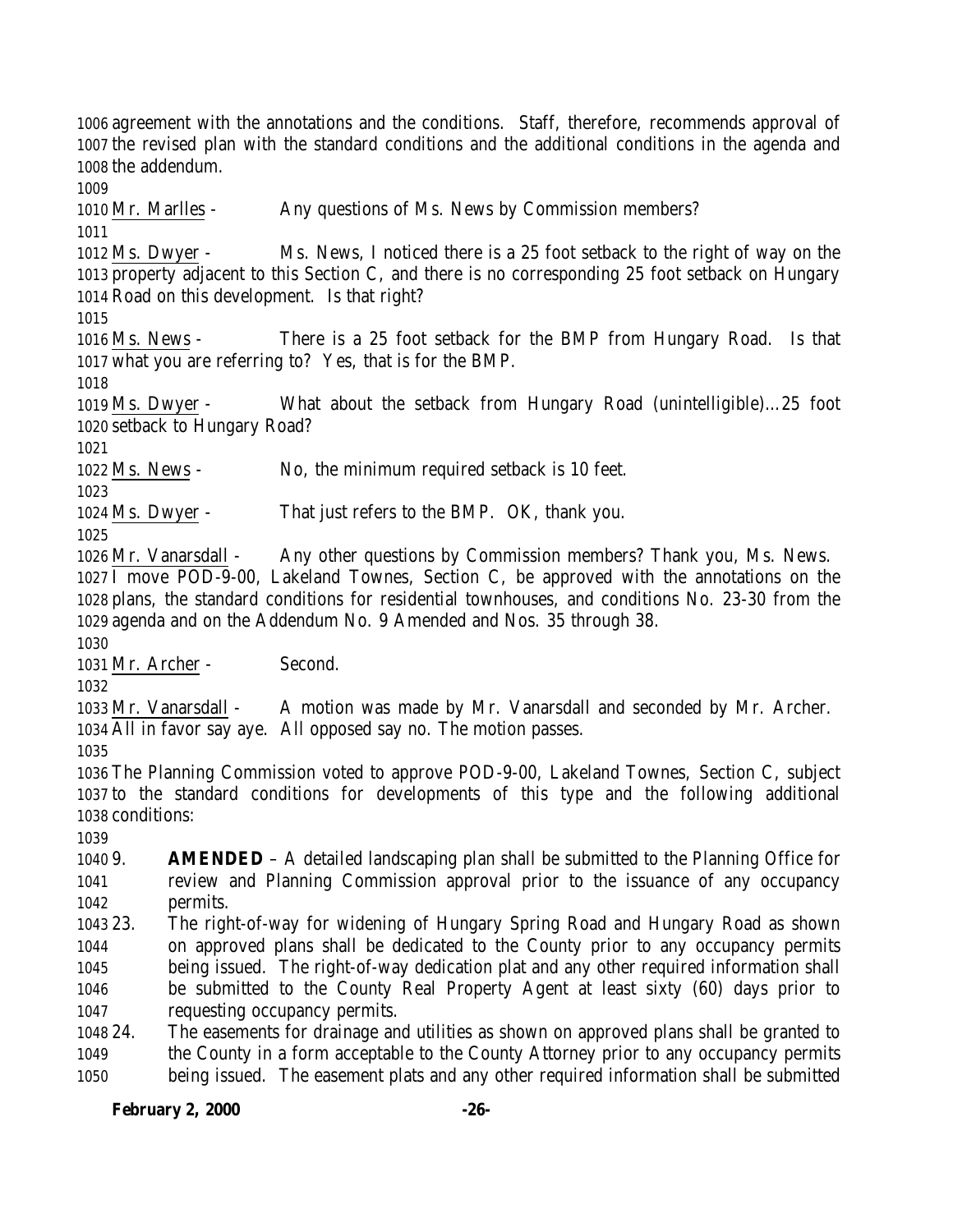agreement with the annotations and the conditions. Staff, therefore, recommends approval of the revised plan with the standard conditions and the additional conditions in the agenda and the addendum.

Mr. Marlles - Any questions of Ms. News by Commission members?

Ms. Dwyer - Ms. News, I noticed there is a 25 foot setback to the right of way on the property adjacent to this Section C, and there is no corresponding 25 foot setback on Hungary Road on this development. Is that right?

Ms. News - There is a 25 foot setback for the BMP from Hungary Road. Is that what you are referring to? Yes, that is for the BMP.

Ms. Dwyer - What about the setback from Hungary Road (unintelligible)…25 foot setback to Hungary Road?

Ms. News - No, the minimum required setback is 10 feet.

Ms. Dwyer - That just refers to the BMP. OK, thank you.

Mr. Vanarsdall - Any other questions by Commission members? Thank you, Ms. News. I move POD-9-00, Lakeland Townes, Section C, be approved with the annotations on the plans, the standard conditions for residential townhouses, and conditions No. 23-30 from the agenda and on the Addendum No. 9 Amended and Nos. 35 through 38.

Mr. Archer - Second.

Mr. Vanarsdall - A motion was made by Mr. Vanarsdall and seconded by Mr. Archer. All in favor say aye. All opposed say no. The motion passes.

The Planning Commission voted to approve POD-9-00, Lakeland Townes, Section C, subject to the standard conditions for developments of this type and the following additional conditions:

9. **AMENDED** – A detailed landscaping plan shall be submitted to the Planning Office for review and Planning Commission approval prior to the issuance of any occupancy permits.
23. The right-of-way for widening of Hungary Spring Road and Hungary Road as shown on approved plans shall be dedicated to the County prior to any occupancy permits being issued. The right-of-way dedication plat and any other required information shall be submitted to the County Real Property Agent at least sixty (60) days prior to requesting occupancy permits.
24. The easements for drainage and utilities as shown on approved plans shall be granted to the County in a form acceptable to the County Attorney prior to any occupancy permits being issued. The easement plats and any other required information shall be submitted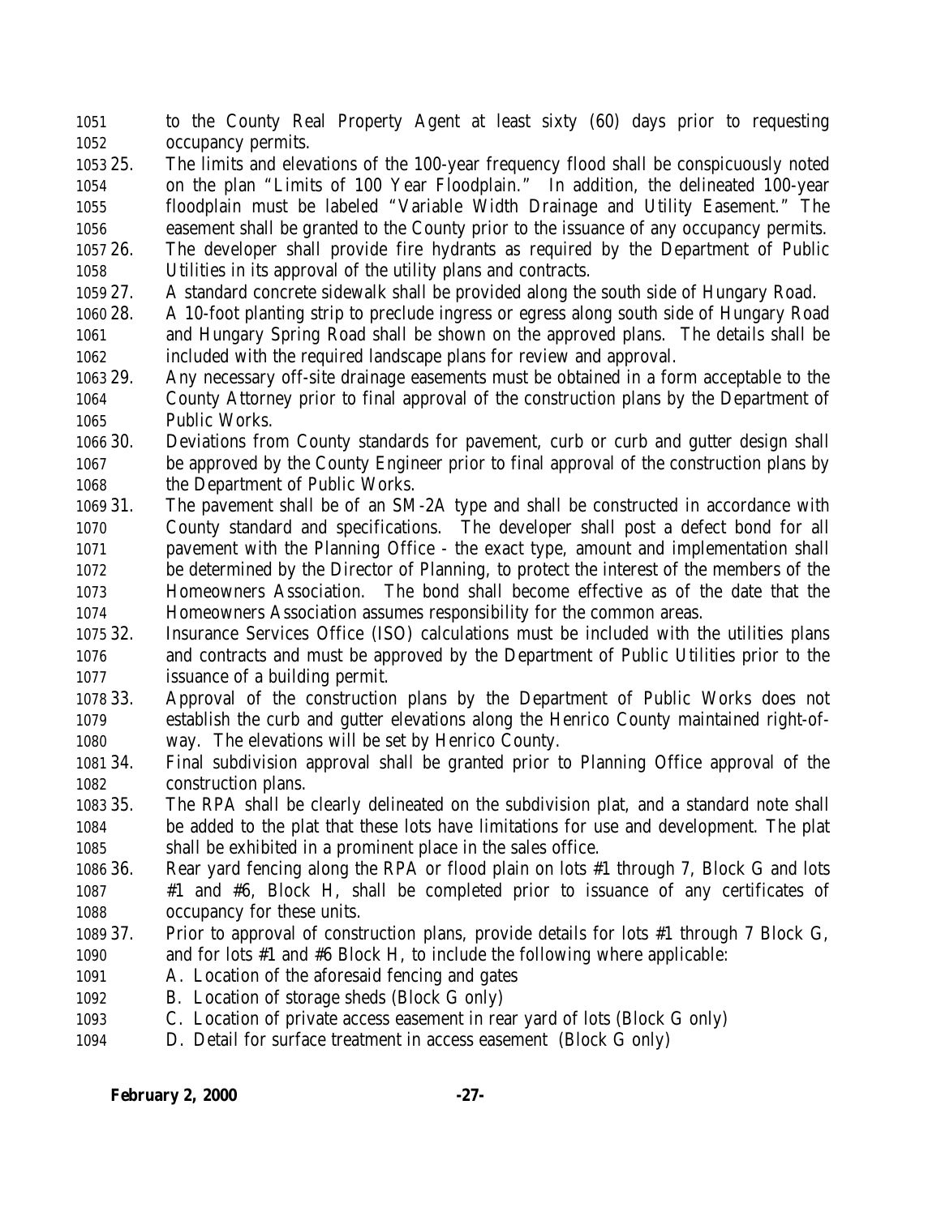to the County Real Property Agent at least sixty (60) days prior to requesting occupancy permits.

25. The limits and elevations of the 100-year frequency flood shall be conspicuously noted on the plan "Limits of 100 Year Floodplain." In addition, the delineated 100-year floodplain must be labeled "Variable Width Drainage and Utility Easement." The easement shall be granted to the County prior to the issuance of any occupancy permits.
26. The developer shall provide fire hydrants as required by the Department of Public Utilities in its approval of the utility plans and contracts.
27. A standard concrete sidewalk shall be provided along the south side of Hungary Road.
28. A 10-foot planting strip to preclude ingress or egress along south side of Hungary Road and Hungary Spring Road shall be shown on the approved plans. The details shall be included with the required landscape plans for review and approval.
29. Any necessary off-site drainage easements must be obtained in a form acceptable to the County Attorney prior to final approval of the construction plans by the Department of Public Works.
30. Deviations from County standards for pavement, curb or curb and gutter design shall be approved by the County Engineer prior to final approval of the construction plans by the Department of Public Works.
31. The pavement shall be of an SM-2A type and shall be constructed in accordance with County standard and specifications. The developer shall post a defect bond for all pavement with the Planning Office - the exact type, amount and implementation shall be determined by the Director of Planning, to protect the interest of the members of the Homeowners Association. The bond shall become effective as of the date that the Homeowners Association assumes responsibility for the common areas.
32. Insurance Services Office (ISO) calculations must be included with the utilities plans and contracts and must be approved by the Department of Public Utilities prior to the issuance of a building permit.
33. Approval of the construction plans by the Department of Public Works does not establish the curb and gutter elevations along the Henrico County maintained right-of-way. The elevations will be set by Henrico County.
34. Final subdivision approval shall be granted prior to Planning Office approval of the construction plans.
35. The RPA shall be clearly delineated on the subdivision plat, and a standard note shall be added to the plat that these lots have limitations for use and development. The plat shall be exhibited in a prominent place in the sales office.
36. Rear yard fencing along the RPA or flood plain on lots #1 through 7, Block G and lots #1 and #6, Block H, shall be completed prior to issuance of any certificates of occupancy for these units.
37. Prior to approval of construction plans, provide details for lots #1 through 7 Block G, and for lots #1 and #6 Block H, to include the following where applicable:
    A. Location of the aforesaid fencing and gates
    B. Location of storage sheds (Block G only)
    C. Location of private access easement in rear yard of lots (Block G only)
    D. Detail for surface treatment in access easement (Block G only)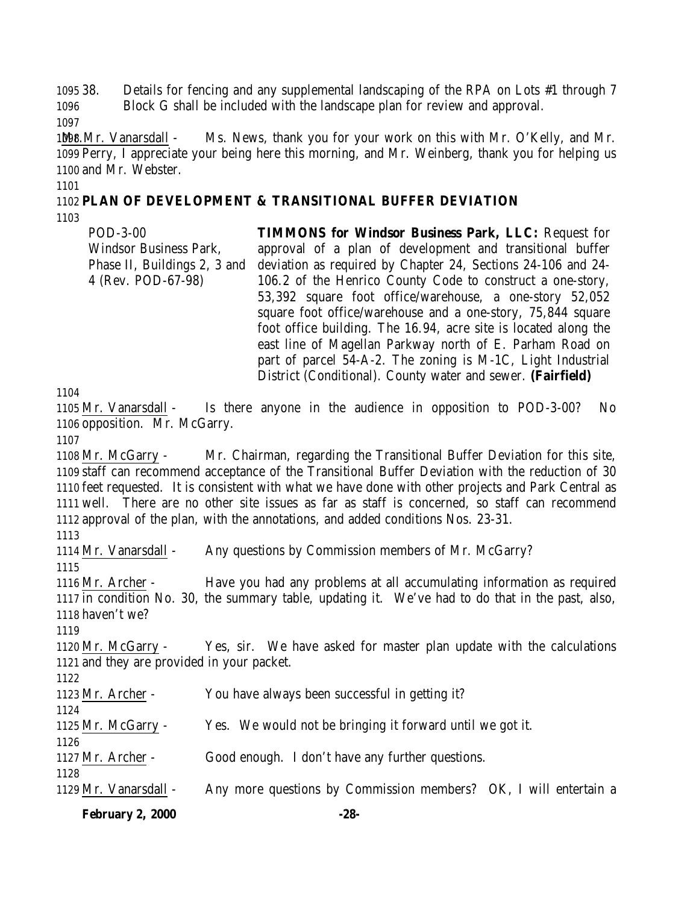38. Details for fencing and any supplemental landscaping of the RPA on Lots #1 through 7 Block G shall be included with the landscape plan for review and approval.

Mr. Vanarsdall - Ms. News, thank you for your work on this with Mr. O'Kelly, and Mr. Perry, I appreciate your being here this morning, and Mr. Weinberg, thank you for helping us and Mr. Webster.

**PLAN OF DEVELOPMENT & TRANSITIONAL BUFFER DEVIATION**

| | |
|---|---|
| POD-3-00<br>Windsor Business Park, Phase II, Buildings 2, 3 and 4 (Rev. POD-67-98) | **TIMMONS for Windsor Business Park, LLC:** Request for approval of a plan of development and transitional buffer deviation as required by Chapter 24, Sections 24-106 and 24-106.2 of the Henrico County Code to construct a one-story, 53,392 square foot office/warehouse, a one-story 52,052 square foot office/warehouse and a one-story, 75,844 square foot office building. The 16.94, acre site is located along the east line of Magellan Parkway north of E. Parham Road on part of parcel 54-A-2. The zoning is M-1C, Light Industrial District (Conditional). County water and sewer. **(Fairfield)** |

Mr. Vanarsdall - Is there anyone in the audience in opposition to POD-3-00? No opposition. Mr. McGarry.

Mr. McGarry - Mr. Chairman, regarding the Transitional Buffer Deviation for this site, staff can recommend acceptance of the Transitional Buffer Deviation with the reduction of 30 feet requested. It is consistent with what we have done with other projects and Park Central as well. There are no other site issues as far as staff is concerned, so staff can recommend approval of the plan, with the annotations, and added conditions Nos. 23-31.

Mr. Vanarsdall - Any questions by Commission members of Mr. McGarry?

Mr. Archer - Have you had any problems at all accumulating information as required in condition No. 30, the summary table, updating it. We've had to do that in the past, also, haven't we?

Mr. McGarry - Yes, sir. We have asked for master plan update with the calculations and they are provided in your packet.

Mr. Archer - You have always been successful in getting it?

Mr. McGarry - Yes. We would not be bringing it forward until we got it.

Mr. Archer - Good enough. I don't have any further questions.

Mr. Vanarsdall - Any more questions by Commission members? OK, I will entertain a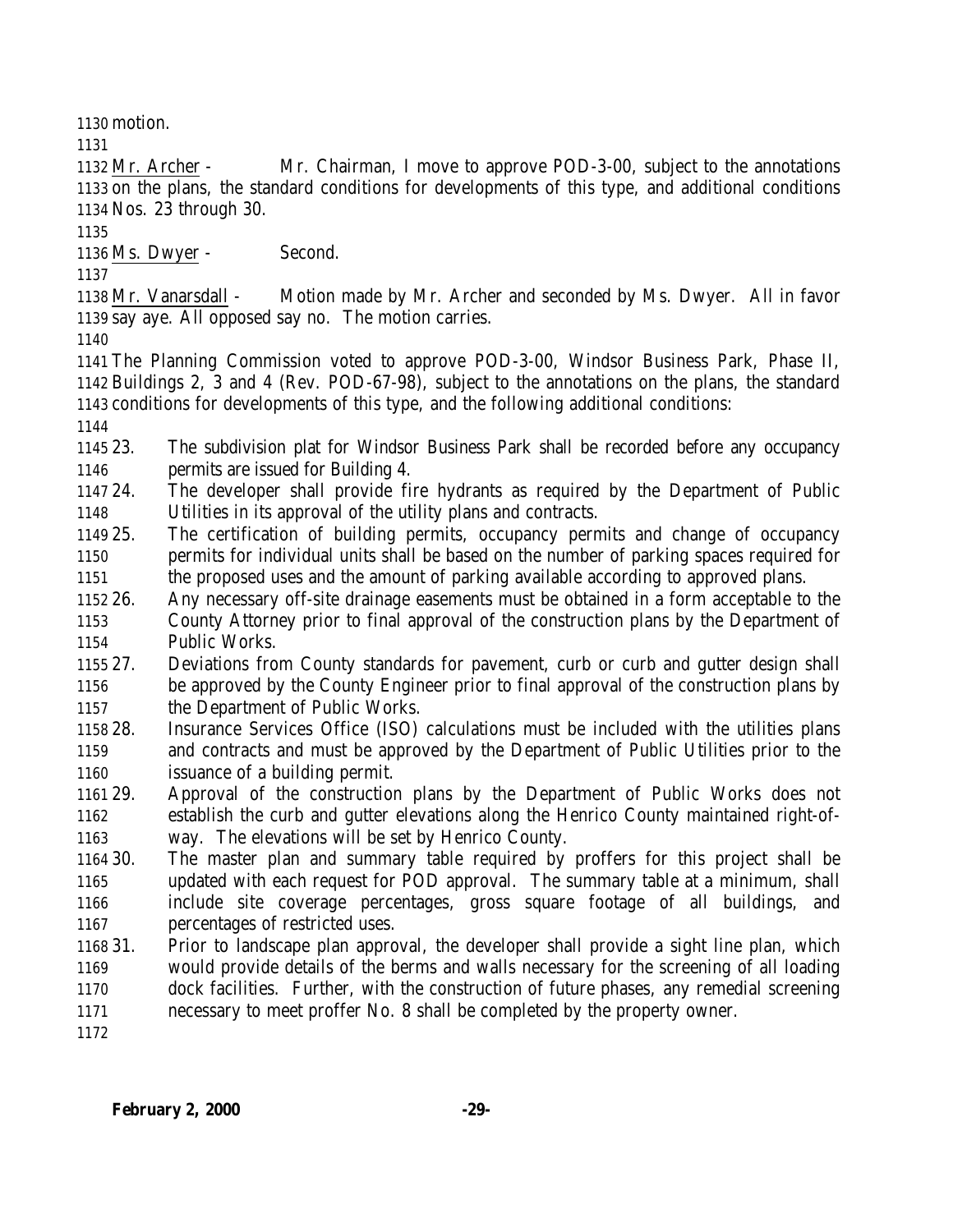motion.

Mr. Archer - Mr. Chairman, I move to approve POD-3-00, subject to the annotations on the plans, the standard conditions for developments of this type, and additional conditions Nos. 23 through 30.

Ms. Dwyer - Second.

Mr. Vanarsdall - Motion made by Mr. Archer and seconded by Ms. Dwyer. All in favor say aye. All opposed say no. The motion carries.

The Planning Commission voted to approve POD-3-00, Windsor Business Park, Phase II, Buildings 2, 3 and 4 (Rev. POD-67-98), subject to the annotations on the plans, the standard conditions for developments of this type, and the following additional conditions:

23. The subdivision plat for Windsor Business Park shall be recorded before any occupancy permits are issued for Building 4.
24. The developer shall provide fire hydrants as required by the Department of Public Utilities in its approval of the utility plans and contracts.
25. The certification of building permits, occupancy permits and change of occupancy permits for individual units shall be based on the number of parking spaces required for the proposed uses and the amount of parking available according to approved plans.
26. Any necessary off-site drainage easements must be obtained in a form acceptable to the County Attorney prior to final approval of the construction plans by the Department of Public Works.
27. Deviations from County standards for pavement, curb or curb and gutter design shall be approved by the County Engineer prior to final approval of the construction plans by the Department of Public Works.
28. Insurance Services Office (ISO) calculations must be included with the utilities plans and contracts and must be approved by the Department of Public Utilities prior to the issuance of a building permit.
29. Approval of the construction plans by the Department of Public Works does not establish the curb and gutter elevations along the Henrico County maintained right-of-way. The elevations will be set by Henrico County.
30. The master plan and summary table required by proffers for this project shall be updated with each request for POD approval. The summary table at a minimum, shall include site coverage percentages, gross square footage of all buildings, and percentages of restricted uses.
31. Prior to landscape plan approval, the developer shall provide a sight line plan, which would provide details of the berms and walls necessary for the screening of all loading dock facilities. Further, with the construction of future phases, any remedial screening necessary to meet proffer No. 8 shall be completed by the property owner.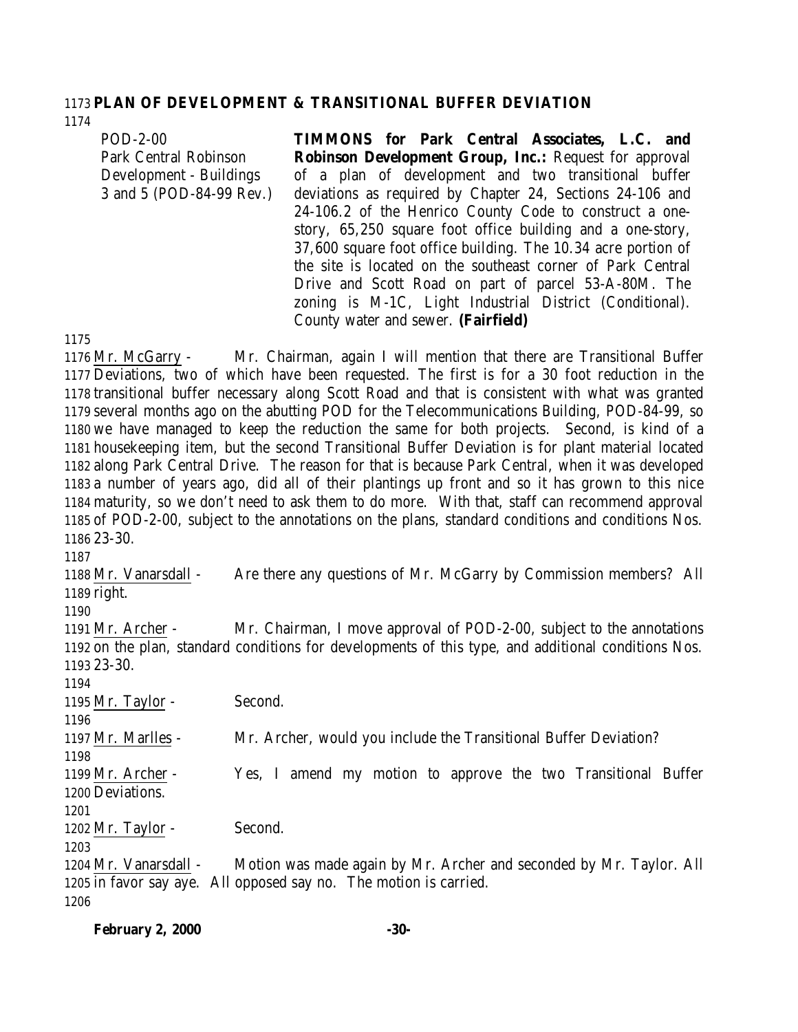**PLAN OF DEVELOPMENT & TRANSITIONAL BUFFER DEVIATION**

POD-2-00
Park Central Robinson Development - Buildings 3 and 5 (POD-84-99 Rev.)

**TIMMONS for Park Central Associates, L.C. and Robinson Development Group, Inc.:** Request for approval of a plan of development and two transitional buffer deviations as required by Chapter 24, Sections 24-106 and 24-106.2 of the Henrico County Code to construct a one-story, 65,250 square foot office building and a one-story, 37,600 square foot office building. The 10.34 acre portion of the site is located on the southeast corner of Park Central Drive and Scott Road on part of parcel 53-A-80M. The zoning is M-1C, Light Industrial District (Conditional). County water and sewer. **(Fairfield)**

Mr. McGarry - Mr. Chairman, again I will mention that there are Transitional Buffer Deviations, two of which have been requested. The first is for a 30 foot reduction in the transitional buffer necessary along Scott Road and that is consistent with what was granted several months ago on the abutting POD for the Telecommunications Building, POD-84-99, so we have managed to keep the reduction the same for both projects. Second, is kind of a housekeeping item, but the second Transitional Buffer Deviation is for plant material located along Park Central Drive. The reason for that is because Park Central, when it was developed a number of years ago, did all of their plantings up front and so it has grown to this nice maturity, so we don't need to ask them to do more. With that, staff can recommend approval of POD-2-00, subject to the annotations on the plans, standard conditions and conditions Nos. 23-30.

Mr. Vanarsdall - Are there any questions of Mr. McGarry by Commission members? All right.

Mr. Archer - Mr. Chairman, I move approval of POD-2-00, subject to the annotations on the plan, standard conditions for developments of this type, and additional conditions Nos. 23-30.

Mr. Taylor - Second.

Mr. Marlles - Mr. Archer, would you include the Transitional Buffer Deviation?

Mr. Archer - Yes, I amend my motion to approve the two Transitional Buffer Deviations.

Mr. Taylor - Second.

Mr. Vanarsdall - Motion was made again by Mr. Archer and seconded by Mr. Taylor. All in favor say aye. All opposed say no. The motion is carried.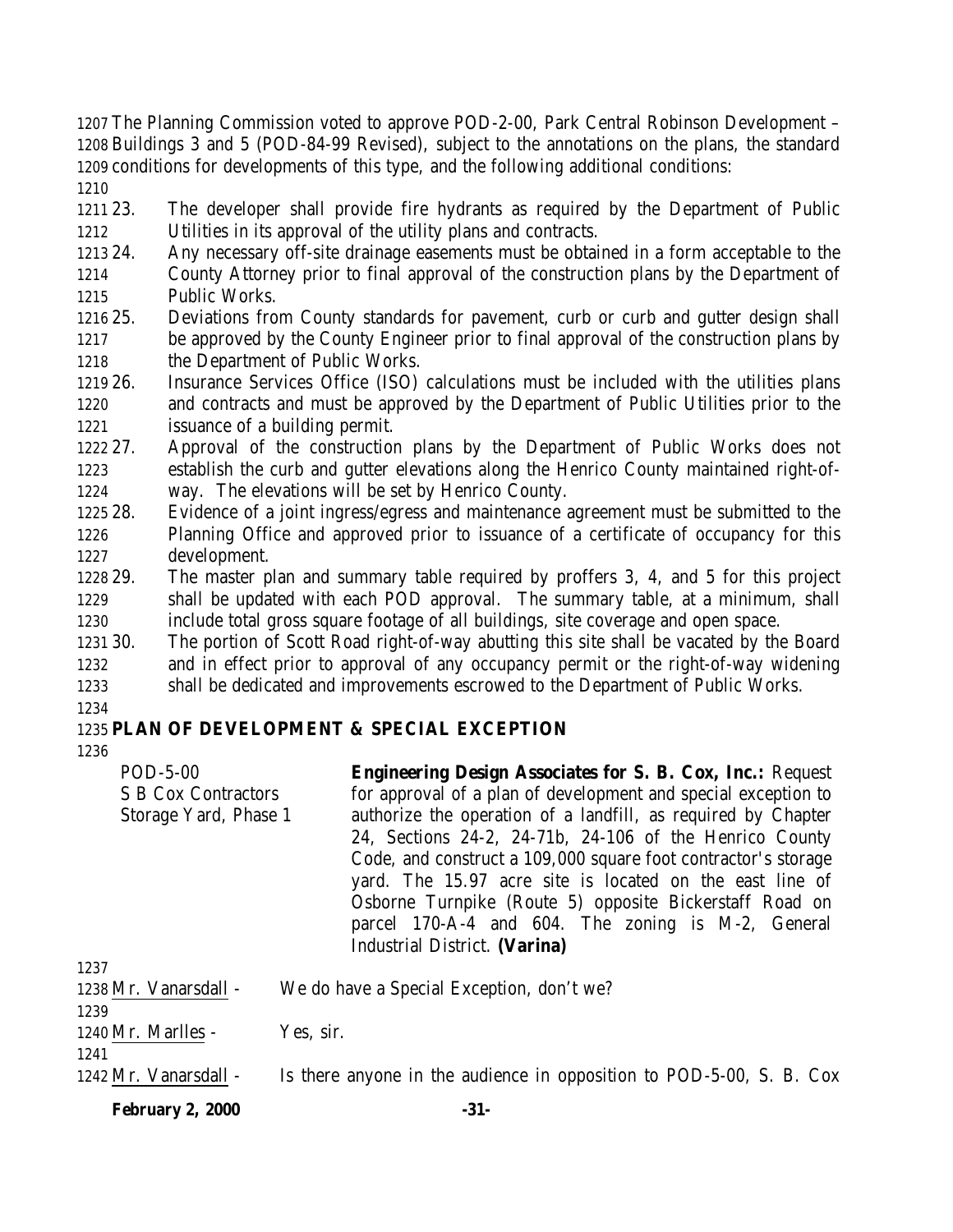The Planning Commission voted to approve POD-2-00, Park Central Robinson Development – Buildings 3 and 5 (POD-84-99 Revised), subject to the annotations on the plans, the standard conditions for developments of this type, and the following additional conditions:

23. The developer shall provide fire hydrants as required by the Department of Public Utilities in its approval of the utility plans and contracts.
24. Any necessary off-site drainage easements must be obtained in a form acceptable to the County Attorney prior to final approval of the construction plans by the Department of Public Works.
25. Deviations from County standards for pavement, curb or curb and gutter design shall be approved by the County Engineer prior to final approval of the construction plans by the Department of Public Works.
26. Insurance Services Office (ISO) calculations must be included with the utilities plans and contracts and must be approved by the Department of Public Utilities prior to the issuance of a building permit.
27. Approval of the construction plans by the Department of Public Works does not establish the curb and gutter elevations along the Henrico County maintained right-of-way. The elevations will be set by Henrico County.
28. Evidence of a joint ingress/egress and maintenance agreement must be submitted to the Planning Office and approved prior to issuance of a certificate of occupancy for this development.
29. The master plan and summary table required by proffers 3, 4, and 5 for this project shall be updated with each POD approval. The summary table, at a minimum, shall include total gross square footage of all buildings, site coverage and open space.
30. The portion of Scott Road right-of-way abutting this site shall be vacated by the Board and in effect prior to approval of any occupancy permit or the right-of-way widening shall be dedicated and improvements escrowed to the Department of Public Works.

**PLAN OF DEVELOPMENT & SPECIAL EXCEPTION**

POD-5-00
S B Cox Contractors
Storage Yard, Phase 1

**Engineering Design Associates for S. B. Cox, Inc.:** Request for approval of a plan of development and special exception to authorize the operation of a landfill, as required by Chapter 24, Sections 24-2, 24-71b, 24-106 of the Henrico County Code, and construct a 109,000 square foot contractor's storage yard. The 15.97 acre site is located on the east line of Osborne Turnpike (Route 5) opposite Bickerstaff Road on parcel 170-A-4 and 604. The zoning is M-2, General Industrial District. **(Varina)**

Mr. Vanarsdall - We do have a Special Exception, don't we?

Mr. Marlles - Yes, sir.

Mr. Vanarsdall - Is there anyone in the audience in opposition to POD-5-00, S. B. Cox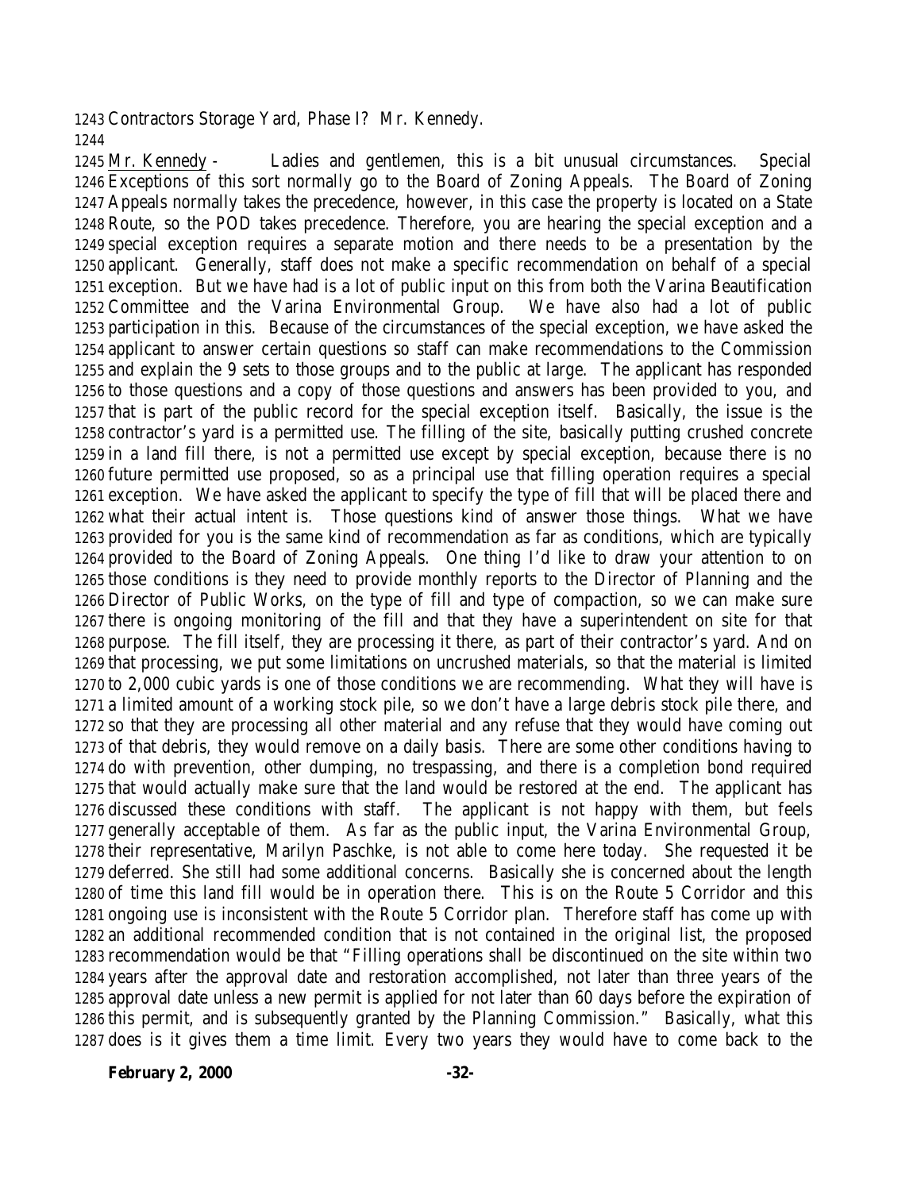Contractors Storage Yard, Phase I? Mr. Kennedy.

Mr. Kennedy - Ladies and gentlemen, this is a bit unusual circumstances. Special Exceptions of this sort normally go to the Board of Zoning Appeals. The Board of Zoning Appeals normally takes the precedence, however, in this case the property is located on a State Route, so the POD takes precedence. Therefore, you are hearing the special exception and a special exception requires a separate motion and there needs to be a presentation by the applicant. Generally, staff does not make a specific recommendation on behalf of a special exception. But we have had is a lot of public input on this from both the Varina Beautification Committee and the Varina Environmental Group. We have also had a lot of public participation in this. Because of the circumstances of the special exception, we have asked the applicant to answer certain questions so staff can make recommendations to the Commission and explain the 9 sets to those groups and to the public at large. The applicant has responded to those questions and a copy of those questions and answers has been provided to you, and that is part of the public record for the special exception itself. Basically, the issue is the contractor's yard is a permitted use. The filling of the site, basically putting crushed concrete in a land fill there, is not a permitted use except by special exception, because there is no future permitted use proposed, so as a principal use that filling operation requires a special exception. We have asked the applicant to specify the type of fill that will be placed there and what their actual intent is. Those questions kind of answer those things. What we have provided for you is the same kind of recommendation as far as conditions, which are typically provided to the Board of Zoning Appeals. One thing I'd like to draw your attention to on those conditions is they need to provide monthly reports to the Director of Planning and the Director of Public Works, on the type of fill and type of compaction, so we can make sure there is ongoing monitoring of the fill and that they have a superintendent on site for that purpose. The fill itself, they are processing it there, as part of their contractor's yard. And on that processing, we put some limitations on uncrushed materials, so that the material is limited to 2,000 cubic yards is one of those conditions we are recommending. What they will have is a limited amount of a working stock pile, so we don't have a large debris stock pile there, and so that they are processing all other material and any refuse that they would have coming out of that debris, they would remove on a daily basis. There are some other conditions having to do with prevention, other dumping, no trespassing, and there is a completion bond required that would actually make sure that the land would be restored at the end. The applicant has discussed these conditions with staff. The applicant is not happy with them, but feels generally acceptable of them. As far as the public input, the Varina Environmental Group, their representative, Marilyn Paschke, is not able to come here today. She requested it be deferred. She still had some additional concerns. Basically she is concerned about the length of time this land fill would be in operation there. This is on the Route 5 Corridor and this ongoing use is inconsistent with the Route 5 Corridor plan. Therefore staff has come up with an additional recommended condition that is not contained in the original list, the proposed recommendation would be that "Filling operations shall be discontinued on the site within two years after the approval date and restoration accomplished, not later than three years of the approval date unless a new permit is applied for not later than 60 days before the expiration of this permit, and is subsequently granted by the Planning Commission." Basically, what this does is it gives them a time limit. Every two years they would have to come back to the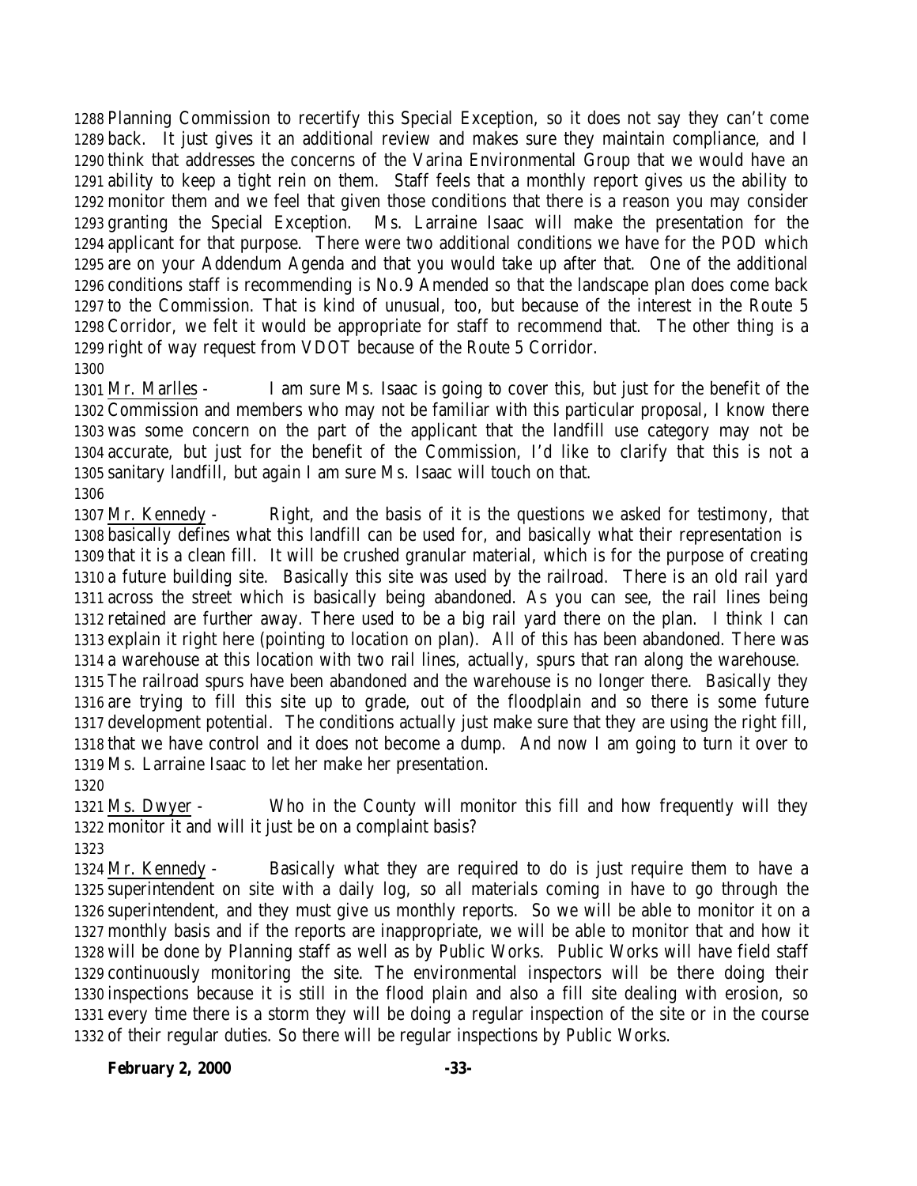Planning Commission to recertify this Special Exception, so it does not say they can't come back. It just gives it an additional review and makes sure they maintain compliance, and I think that addresses the concerns of the Varina Environmental Group that we would have an ability to keep a tight rein on them. Staff feels that a monthly report gives us the ability to monitor them and we feel that given those conditions that there is a reason you may consider granting the Special Exception. Ms. Larraine Isaac will make the presentation for the applicant for that purpose. There were two additional conditions we have for the POD which are on your Addendum Agenda and that you would take up after that. One of the additional conditions staff is recommending is No.9 Amended so that the landscape plan does come back to the Commission. That is kind of unusual, too, but because of the interest in the Route 5 Corridor, we felt it would be appropriate for staff to recommend that. The other thing is a right of way request from VDOT because of the Route 5 Corridor.

Mr. Marlles - I am sure Ms. Isaac is going to cover this, but just for the benefit of the Commission and members who may not be familiar with this particular proposal, I know there was some concern on the part of the applicant that the landfill use category may not be accurate, but just for the benefit of the Commission, I'd like to clarify that this is not a sanitary landfill, but again I am sure Ms. Isaac will touch on that.

Mr. Kennedy - Right, and the basis of it is the questions we asked for testimony, that basically defines what this landfill can be used for, and basically what their representation is that it is a clean fill. It will be crushed granular material, which is for the purpose of creating a future building site. Basically this site was used by the railroad. There is an old rail yard across the street which is basically being abandoned. As you can see, the rail lines being retained are further away. There used to be a big rail yard there on the plan. I think I can explain it right here (pointing to location on plan). All of this has been abandoned. There was a warehouse at this location with two rail lines, actually, spurs that ran along the warehouse. The railroad spurs have been abandoned and the warehouse is no longer there. Basically they are trying to fill this site up to grade, out of the floodplain and so there is some future development potential. The conditions actually just make sure that they are using the right fill, that we have control and it does not become a dump. And now I am going to turn it over to Ms. Larraine Isaac to let her make her presentation.

Ms. Dwyer - Who in the County will monitor this fill and how frequently will they monitor it and will it just be on a complaint basis?

Mr. Kennedy - Basically what they are required to do is just require them to have a superintendent on site with a daily log, so all materials coming in have to go through the superintendent, and they must give us monthly reports. So we will be able to monitor it on a monthly basis and if the reports are inappropriate, we will be able to monitor that and how it will be done by Planning staff as well as by Public Works. Public Works will have field staff continuously monitoring the site. The environmental inspectors will be there doing their inspections because it is still in the flood plain and also a fill site dealing with erosion, so every time there is a storm they will be doing a regular inspection of the site or in the course of their regular duties. So there will be regular inspections by Public Works.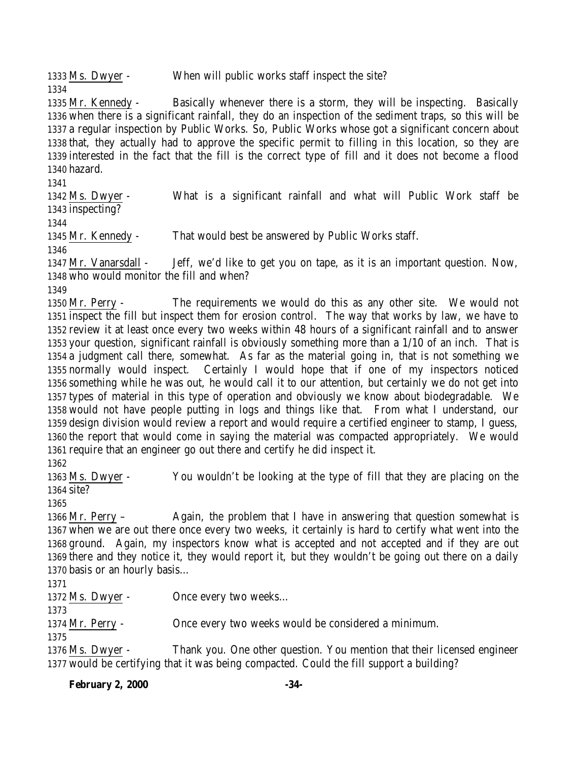1333 Ms. Dwyer - When will public works staff inspect the site?

1334

1335 Mr. Kennedy - Basically whenever there is a storm, they will be inspecting. Basically 1336 when there is a significant rainfall, they do an inspection of the sediment traps, so this will be 1337 a regular inspection by Public Works. So, Public Works whose got a significant concern about 1338 that, they actually had to approve the specific permit to filling in this location, so they are 1339 interested in the fact that the fill is the correct type of fill and it does not become a flood 1340 hazard.

1341

1342 Ms. Dwyer - What is a significant rainfall and what will Public Work staff be 1343 inspecting?

1344

1345 Mr. Kennedy - That would best be answered by Public Works staff.

1346

1347 Mr. Vanarsdall - Jeff, we'd like to get you on tape, as it is an important question. Now, 1348 who would monitor the fill and when?

1349

1350 Mr. Perry - The requirements we would do this as any other site. We would not 1351 inspect the fill but inspect them for erosion control. The way that works by law, we have to 1352 review it at least once every two weeks within 48 hours of a significant rainfall and to answer 1353 your question, significant rainfall is obviously something more than a 1/10 of an inch. That is 1354 a judgment call there, somewhat. As far as the material going in, that is not something we 1355 normally would inspect. Certainly I would hope that if one of my inspectors noticed 1356 something while he was out, he would call it to our attention, but certainly we do not get into 1357 types of material in this type of operation and obviously we know about biodegradable. We 1358 would not have people putting in logs and things like that. From what I understand, our 1359 design division would review a report and would require a certified engineer to stamp, I guess, 1360 the report that would come in saying the material was compacted appropriately. We would 1361 require that an engineer go out there and certify he did inspect it.

1362

1363 Ms. Dwyer - You wouldn't be looking at the type of fill that they are placing on the 1364 site?

1365

1366 Mr. Perry – Again, the problem that I have in answering that question somewhat is 1367 when we are out there once every two weeks, it certainly is hard to certify what went into the 1368 ground. Again, my inspectors know what is accepted and not accepted and if they are out 1369 there and they notice it, they would report it, but they wouldn't be going out there on a daily 1370 basis or an hourly basis…

1371

1372 Ms. Dwyer - Once every two weeks…

1373

1374 Mr. Perry - Once every two weeks would be considered a minimum.

1375

1376 Ms. Dwyer - Thank you. One other question. You mention that their licensed engineer 1377 would be certifying that it was being compacted. Could the fill support a building?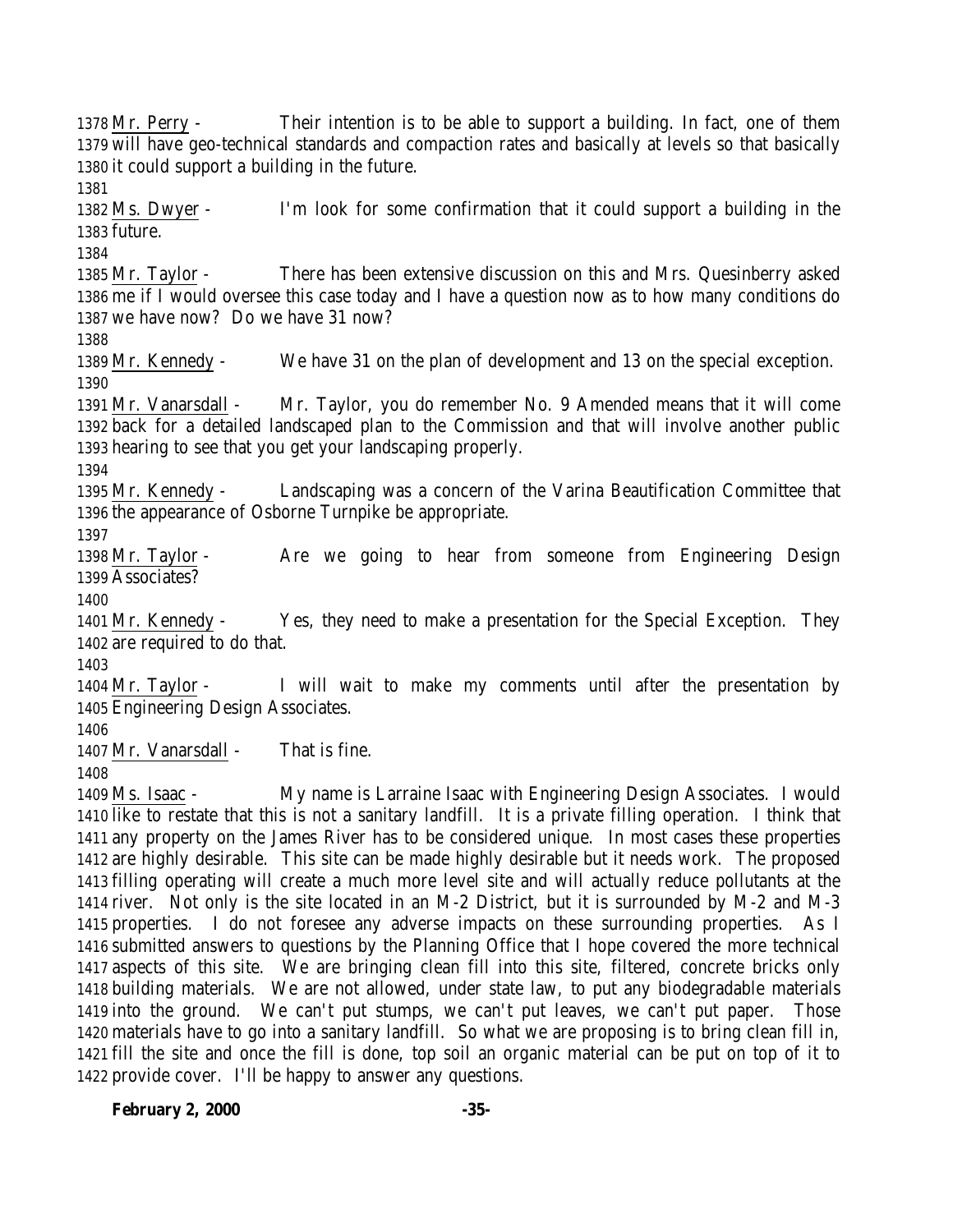Mr. Perry - Their intention is to be able to support a building. In fact, one of them will have geo-technical standards and compaction rates and basically at levels so that basically it could support a building in the future.

Ms. Dwyer - I'm look for some confirmation that it could support a building in the future.

Mr. Taylor - There has been extensive discussion on this and Mrs. Quesinberry asked me if I would oversee this case today and I have a question now as to how many conditions do we have now? Do we have 31 now?

Mr. Kennedy - We have 31 on the plan of development and 13 on the special exception.

Mr. Vanarsdall - Mr. Taylor, you do remember No. 9 Amended means that it will come back for a detailed landscaped plan to the Commission and that will involve another public hearing to see that you get your landscaping properly.

Mr. Kennedy - Landscaping was a concern of the Varina Beautification Committee that the appearance of Osborne Turnpike be appropriate.

Mr. Taylor - Are we going to hear from someone from Engineering Design Associates?

Mr. Kennedy - Yes, they need to make a presentation for the Special Exception. They are required to do that.

Mr. Taylor - I will wait to make my comments until after the presentation by Engineering Design Associates.

Mr. Vanarsdall - That is fine.

Ms. Isaac - My name is Larraine Isaac with Engineering Design Associates. I would like to restate that this is not a sanitary landfill. It is a private filling operation. I think that any property on the James River has to be considered unique. In most cases these properties are highly desirable. This site can be made highly desirable but it needs work. The proposed filling operating will create a much more level site and will actually reduce pollutants at the river. Not only is the site located in an M-2 District, but it is surrounded by M-2 and M-3 properties. I do not foresee any adverse impacts on these surrounding properties. As I submitted answers to questions by the Planning Office that I hope covered the more technical aspects of this site. We are bringing clean fill into this site, filtered, concrete bricks only building materials. We are not allowed, under state law, to put any biodegradable materials into the ground. We can't put stumps, we can't put leaves, we can't put paper. Those materials have to go into a sanitary landfill. So what we are proposing is to bring clean fill in, fill the site and once the fill is done, top soil an organic material can be put on top of it to provide cover. I'll be happy to answer any questions.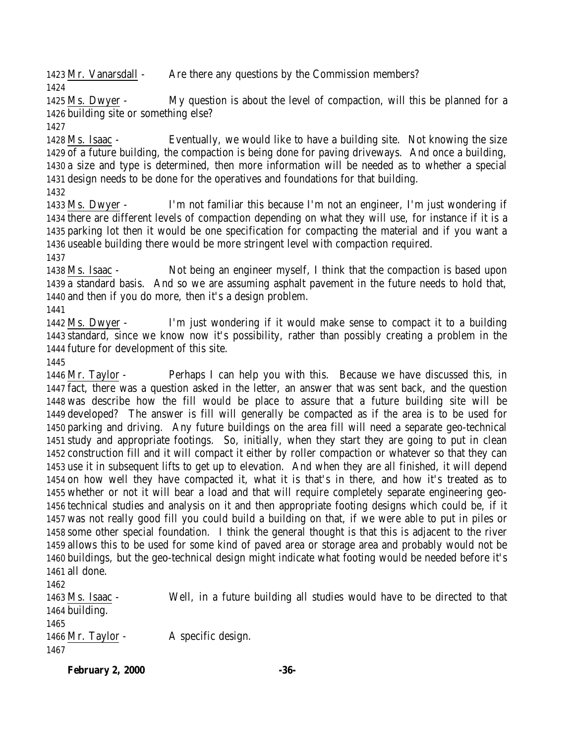1423 Mr. Vanarsdall - Are there any questions by the Commission members?
1424
1425 Ms. Dwyer - My question is about the level of compaction, will this be planned for a
1426 building site or something else?
1427
1428 Ms. Isaac - Eventually, we would like to have a building site. Not knowing the size
1429 of a future building, the compaction is being done for paving driveways. And once a building,
1430 a size and type is determined, then more information will be needed as to whether a special
1431 design needs to be done for the operatives and foundations for that building.
1432
1433 Ms. Dwyer - I'm not familiar this because I'm not an engineer, I'm just wondering if
1434 there are different levels of compaction depending on what they will use, for instance if it is a
1435 parking lot then it would be one specification for compacting the material and if you want a
1436 useable building there would be more stringent level with compaction required.
1437
1438 Ms. Isaac - Not being an engineer myself, I think that the compaction is based upon
1439 a standard basis. And so we are assuming asphalt pavement in the future needs to hold that,
1440 and then if you do more, then it's a design problem.
1441
1442 Ms. Dwyer - I'm just wondering if it would make sense to compact it to a building
1443 standard, since we know now it's possibility, rather than possibly creating a problem in the
1444 future for development of this site.
1445
1446 Mr. Taylor - Perhaps I can help you with this. Because we have discussed this, in
1447 fact, there was a question asked in the letter, an answer that was sent back, and the question
1448 was describe how the fill would be place to assure that a future building site will be
1449 developed? The answer is fill will generally be compacted as if the area is to be used for
1450 parking and driving. Any future buildings on the area fill will need a separate geo-technical
1451 study and appropriate footings. So, initially, when they start they are going to put in clean
1452 construction fill and it will compact it either by roller compaction or whatever so that they can
1453 use it in subsequent lifts to get up to elevation. And when they are all finished, it will depend
1454 on how well they have compacted it, what it is that's in there, and how it's treated as to
1455 whether or not it will bear a load and that will require completely separate engineering geo-
1456 technical studies and analysis on it and then appropriate footing designs which could be, if it
1457 was not really good fill you could build a building on that, if we were able to put in piles or
1458 some other special foundation. I think the general thought is that this is adjacent to the river
1459 allows this to be used for some kind of paved area or storage area and probably would not be
1460 buildings, but the geo-technical design might indicate what footing would be needed before it's
1461 all done.
1462
1463 Ms. Isaac - Well, in a future building all studies would have to be directed to that
1464 building.
1465
1466 Mr. Taylor - A specific design.
1467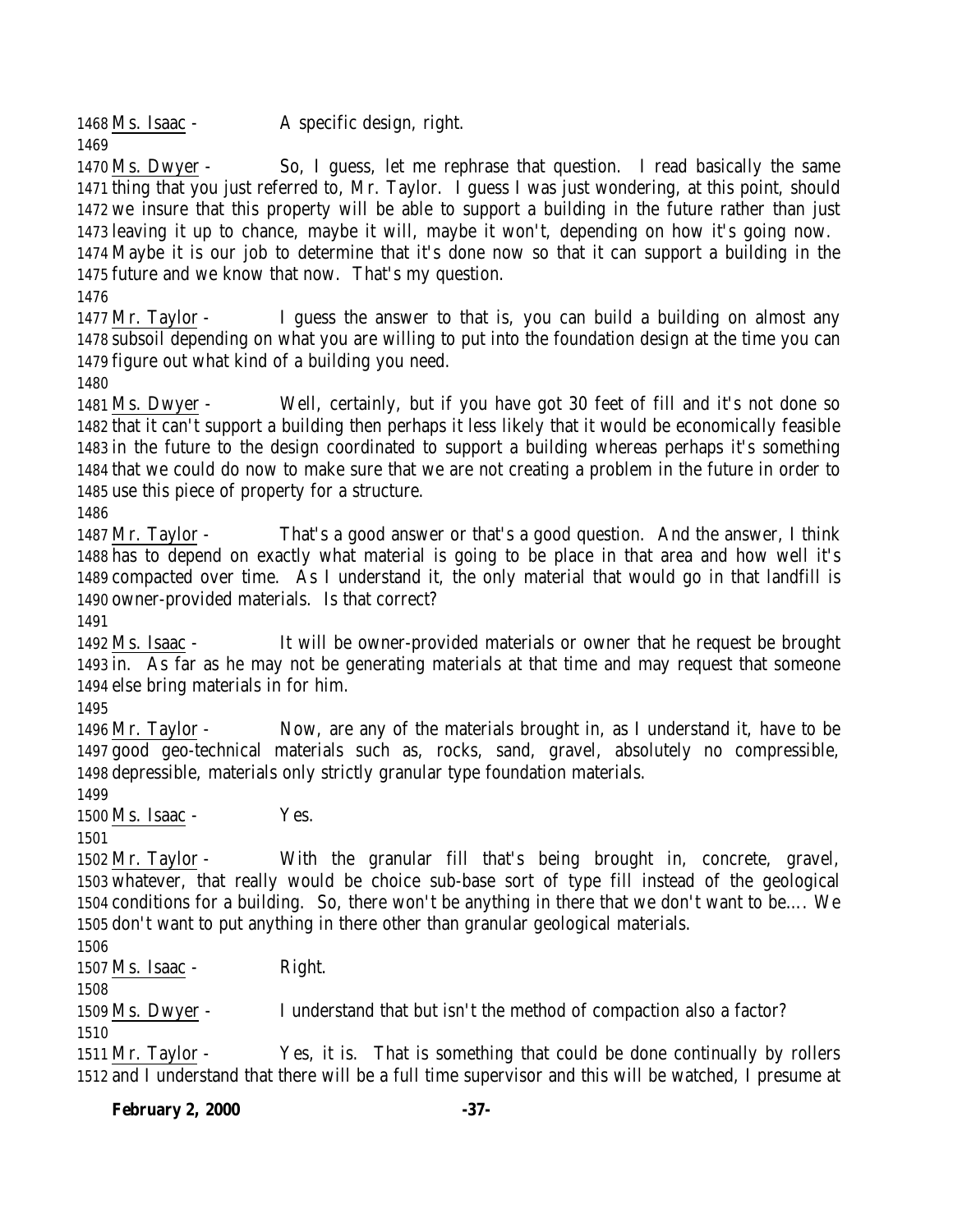1468 Ms. Isaac - A specific design, right.

1469

1470 Ms. Dwyer - So, I guess, let me rephrase that question. I read basically the same 1471 thing that you just referred to, Mr. Taylor. I guess I was just wondering, at this point, should 1472 we insure that this property will be able to support a building in the future rather than just 1473 leaving it up to chance, maybe it will, maybe it won't, depending on how it's going now. 1474 Maybe it is our job to determine that it's done now so that it can support a building in the 1475 future and we know that now. That's my question.

1476

1477 Mr. Taylor - I guess the answer to that is, you can build a building on almost any 1478 subsoil depending on what you are willing to put into the foundation design at the time you can 1479 figure out what kind of a building you need.

1480

1481 Ms. Dwyer - Well, certainly, but if you have got 30 feet of fill and it's not done so 1482 that it can't support a building then perhaps it less likely that it would be economically feasible 1483 in the future to the design coordinated to support a building whereas perhaps it's something 1484 that we could do now to make sure that we are not creating a problem in the future in order to 1485 use this piece of property for a structure.

1486

1487 Mr. Taylor - That's a good answer or that's a good question. And the answer, I think 1488 has to depend on exactly what material is going to be place in that area and how well it's 1489 compacted over time. As I understand it, the only material that would go in that landfill is 1490 owner-provided materials. Is that correct?

1491

1492 Ms. Isaac - It will be owner-provided materials or owner that he request be brought 1493 in. As far as he may not be generating materials at that time and may request that someone 1494 else bring materials in for him.

1495

1496 Mr. Taylor - Now, are any of the materials brought in, as I understand it, have to be 1497 good geo-technical materials such as, rocks, sand, gravel, absolutely no compressible, 1498 depressible, materials only strictly granular type foundation materials.

1499

1500 Ms. Isaac - Yes.

1501

1502 Mr. Taylor - With the granular fill that's being brought in, concrete, gravel, 1503 whatever, that really would be choice sub-base sort of type fill instead of the geological 1504 conditions for a building. So, there won't be anything in there that we don't want to be…. We 1505 don't want to put anything in there other than granular geological materials.

1506

1507 Ms. Isaac - Right.

1508

1509 Ms. Dwyer - I understand that but isn't the method of compaction also a factor?

1510

1511 Mr. Taylor - Yes, it is. That is something that could be done continually by rollers 1512 and I understand that there will be a full time supervisor and this will be watched, I presume at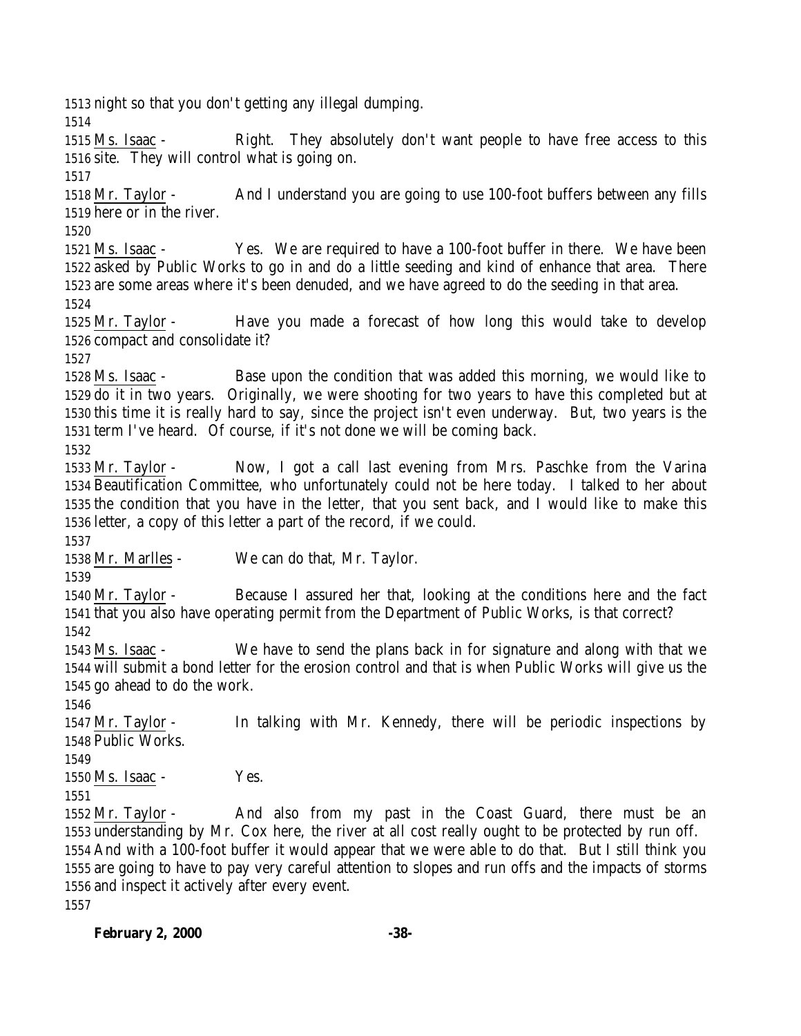night so that you don't getting any illegal dumping.

Ms. Isaac - Right. They absolutely don't want people to have free access to this site. They will control what is going on.

Mr. Taylor - And I understand you are going to use 100-foot buffers between any fills here or in the river.

Ms. Isaac - Yes. We are required to have a 100-foot buffer in there. We have been asked by Public Works to go in and do a little seeding and kind of enhance that area. There are some areas where it's been denuded, and we have agreed to do the seeding in that area.

Mr. Taylor - Have you made a forecast of how long this would take to develop compact and consolidate it?

Ms. Isaac - Base upon the condition that was added this morning, we would like to do it in two years. Originally, we were shooting for two years to have this completed but at this time it is really hard to say, since the project isn't even underway. But, two years is the term I've heard. Of course, if it's not done we will be coming back.

Mr. Taylor - Now, I got a call last evening from Mrs. Paschke from the Varina Beautification Committee, who unfortunately could not be here today. I talked to her about the condition that you have in the letter, that you sent back, and I would like to make this letter, a copy of this letter a part of the record, if we could.

Mr. Marlles - We can do that, Mr. Taylor.

Mr. Taylor - Because I assured her that, looking at the conditions here and the fact that you also have operating permit from the Department of Public Works, is that correct?

Ms. Isaac - We have to send the plans back in for signature and along with that we will submit a bond letter for the erosion control and that is when Public Works will give us the go ahead to do the work.

Mr. Taylor - In talking with Mr. Kennedy, there will be periodic inspections by Public Works.

Ms. Isaac - Yes.

Mr. Taylor - And also from my past in the Coast Guard, there must be an understanding by Mr. Cox here, the river at all cost really ought to be protected by run off. And with a 100-foot buffer it would appear that we were able to do that. But I still think you are going to have to pay very careful attention to slopes and run offs and the impacts of storms and inspect it actively after every event.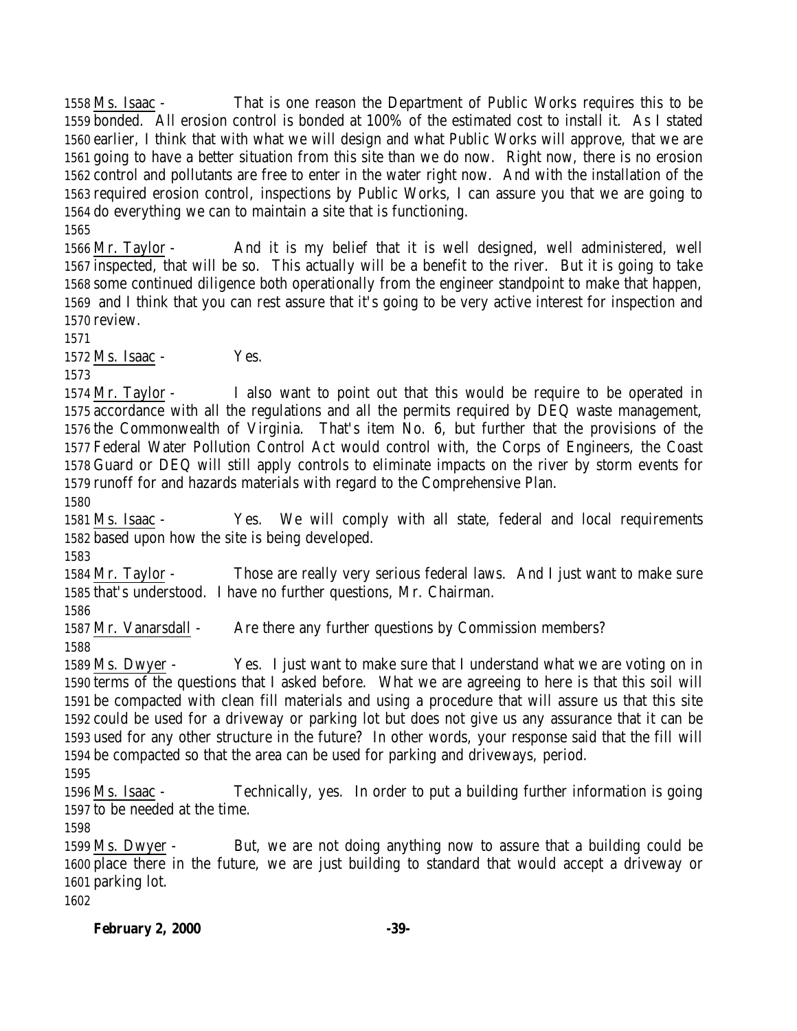Ms. Isaac - That is one reason the Department of Public Works requires this to be bonded. All erosion control is bonded at 100% of the estimated cost to install it. As I stated earlier, I think that with what we will design and what Public Works will approve, that we are going to have a better situation from this site than we do now. Right now, there is no erosion control and pollutants are free to enter in the water right now. And with the installation of the required erosion control, inspections by Public Works, I can assure you that we are going to do everything we can to maintain a site that is functioning.

Mr. Taylor - And it is my belief that it is well designed, well administered, well inspected, that will be so. This actually will be a benefit to the river. But it is going to take some continued diligence both operationally from the engineer standpoint to make that happen, and I think that you can rest assure that it's going to be very active interest for inspection and review.

Ms. Isaac - Yes.

Mr. Taylor - I also want to point out that this would be require to be operated in accordance with all the regulations and all the permits required by DEQ waste management, the Commonwealth of Virginia. That's item No. 6, but further that the provisions of the Federal Water Pollution Control Act would control with, the Corps of Engineers, the Coast Guard or DEQ will still apply controls to eliminate impacts on the river by storm events for runoff for and hazards materials with regard to the Comprehensive Plan.

Ms. Isaac - Yes. We will comply with all state, federal and local requirements based upon how the site is being developed.

Mr. Taylor - Those are really very serious federal laws. And I just want to make sure that's understood. I have no further questions, Mr. Chairman.

Mr. Vanarsdall - Are there any further questions by Commission members?

Ms. Dwyer - Yes. I just want to make sure that I understand what we are voting on in terms of the questions that I asked before. What we are agreeing to here is that this soil will be compacted with clean fill materials and using a procedure that will assure us that this site could be used for a driveway or parking lot but does not give us any assurance that it can be used for any other structure in the future? In other words, your response said that the fill will be compacted so that the area can be used for parking and driveways, period.

Ms. Isaac - Technically, yes. In order to put a building further information is going to be needed at the time.

Ms. Dwyer - But, we are not doing anything now to assure that a building could be place there in the future, we are just building to standard that would accept a driveway or parking lot.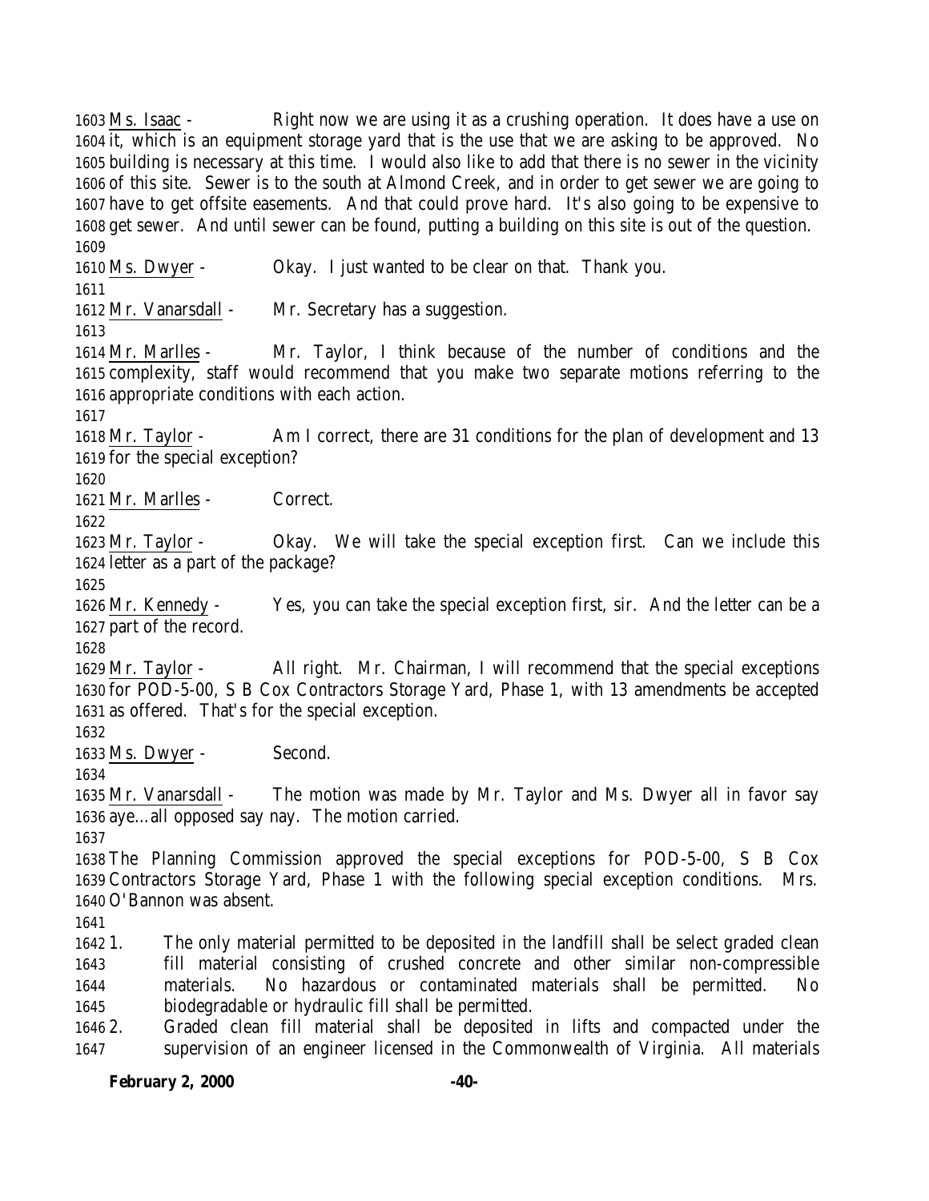Ms. Isaac - Right now we are using it as a crushing operation. It does have a use on it, which is an equipment storage yard that is the use that we are asking to be approved. No building is necessary at this time. I would also like to add that there is no sewer in the vicinity of this site. Sewer is to the south at Almond Creek, and in order to get sewer we are going to have to get offsite easements. And that could prove hard. It's also going to be expensive to get sewer. And until sewer can be found, putting a building on this site is out of the question.

Ms. Dwyer - Okay. I just wanted to be clear on that. Thank you.

Mr. Vanarsdall - Mr. Secretary has a suggestion.

Mr. Marlles - Mr. Taylor, I think because of the number of conditions and the complexity, staff would recommend that you make two separate motions referring to the appropriate conditions with each action.

Mr. Taylor - Am I correct, there are 31 conditions for the plan of development and 13 for the special exception?

Mr. Marlles - Correct.

Mr. Taylor - Okay. We will take the special exception first. Can we include this letter as a part of the package?

Mr. Kennedy - Yes, you can take the special exception first, sir. And the letter can be a part of the record.

Mr. Taylor - All right. Mr. Chairman, I will recommend that the special exceptions for POD-5-00, S B Cox Contractors Storage Yard, Phase 1, with 13 amendments be accepted as offered. That's for the special exception.

Ms. Dwyer - Second.

Mr. Vanarsdall - The motion was made by Mr. Taylor and Ms. Dwyer all in favor say aye…all opposed say nay. The motion carried.

The Planning Commission approved the special exceptions for POD-5-00, S B Cox Contractors Storage Yard, Phase 1 with the following special exception conditions. Mrs. O'Bannon was absent.

1. The only material permitted to be deposited in the landfill shall be select graded clean fill material consisting of crushed concrete and other similar non-compressible materials. No hazardous or contaminated materials shall be permitted. No biodegradable or hydraulic fill shall be permitted.
2. Graded clean fill material shall be deposited in lifts and compacted under the supervision of an engineer licensed in the Commonwealth of Virginia. All materials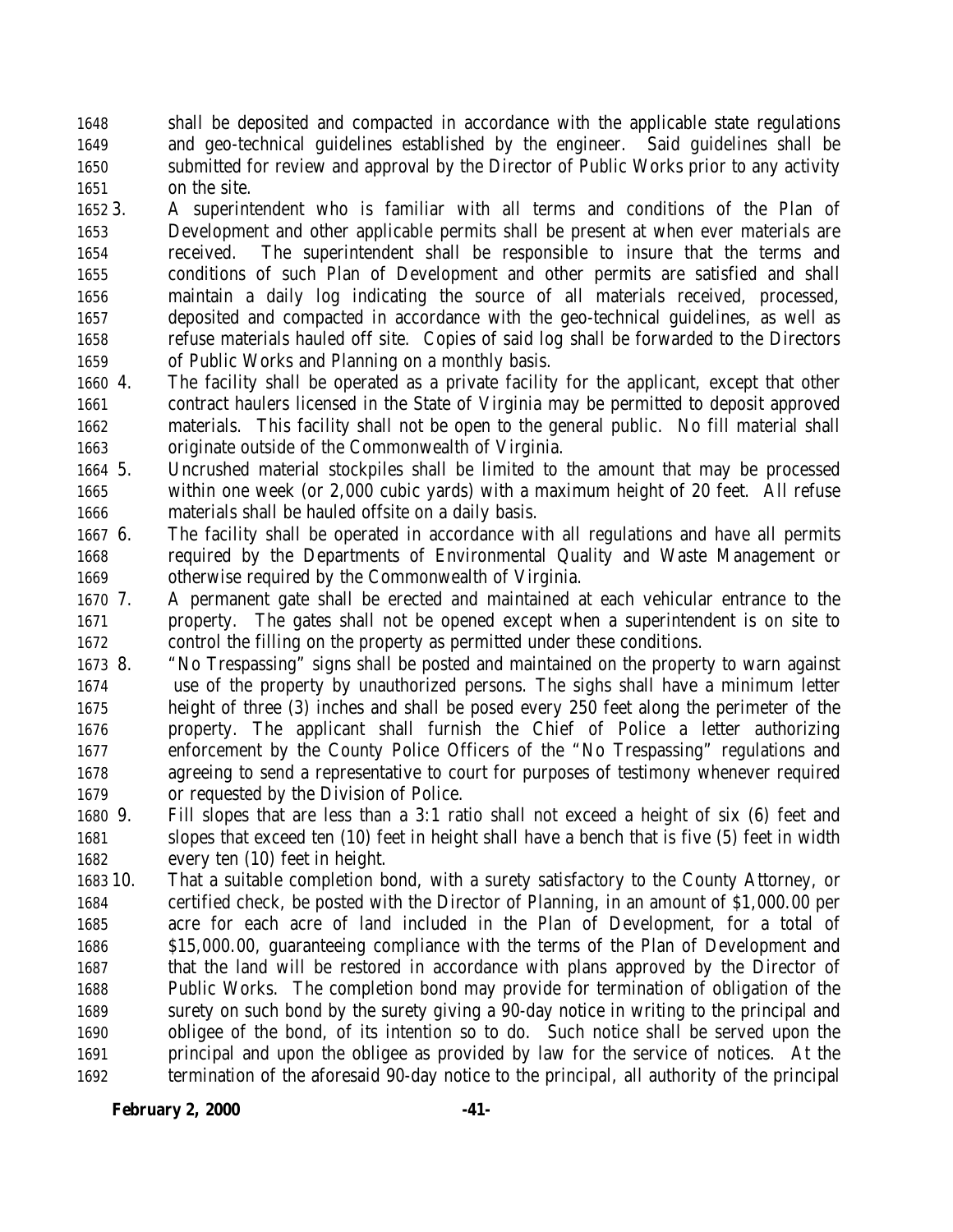shall be deposited and compacted in accordance with the applicable state regulations and geo-technical guidelines established by the engineer. Said guidelines shall be submitted for review and approval by the Director of Public Works prior to any activity on the site.

3. A superintendent who is familiar with all terms and conditions of the Plan of Development and other applicable permits shall be present at when ever materials are received. The superintendent shall be responsible to insure that the terms and conditions of such Plan of Development and other permits are satisfied and shall maintain a daily log indicating the source of all materials received, processed, deposited and compacted in accordance with the geo-technical guidelines, as well as refuse materials hauled off site. Copies of said log shall be forwarded to the Directors of Public Works and Planning on a monthly basis.

4. The facility shall be operated as a private facility for the applicant, except that other contract haulers licensed in the State of Virginia may be permitted to deposit approved materials. This facility shall not be open to the general public. No fill material shall originate outside of the Commonwealth of Virginia.

5. Uncrushed material stockpiles shall be limited to the amount that may be processed within one week (or 2,000 cubic yards) with a maximum height of 20 feet. All refuse materials shall be hauled offsite on a daily basis.

6. The facility shall be operated in accordance with all regulations and have all permits required by the Departments of Environmental Quality and Waste Management or otherwise required by the Commonwealth of Virginia.

7. A permanent gate shall be erected and maintained at each vehicular entrance to the property. The gates shall not be opened except when a superintendent is on site to control the filling on the property as permitted under these conditions.

8. "No Trespassing" signs shall be posted and maintained on the property to warn against use of the property by unauthorized persons. The sighs shall have a minimum letter height of three (3) inches and shall be posed every 250 feet along the perimeter of the property. The applicant shall furnish the Chief of Police a letter authorizing enforcement by the County Police Officers of the "No Trespassing" regulations and agreeing to send a representative to court for purposes of testimony whenever required or requested by the Division of Police.

9. Fill slopes that are less than a 3:1 ratio shall not exceed a height of six (6) feet and slopes that exceed ten (10) feet in height shall have a bench that is five (5) feet in width every ten (10) feet in height.

10. That a suitable completion bond, with a surety satisfactory to the County Attorney, or certified check, be posted with the Director of Planning, in an amount of $1,000.00 per acre for each acre of land included in the Plan of Development, for a total of $15,000.00, guaranteeing compliance with the terms of the Plan of Development and that the land will be restored in accordance with plans approved by the Director of Public Works. The completion bond may provide for termination of obligation of the surety on such bond by the surety giving a 90-day notice in writing to the principal and obligee of the bond, of its intention so to do. Such notice shall be served upon the principal and upon the obligee as provided by law for the service of notices. At the termination of the aforesaid 90-day notice to the principal, all authority of the principal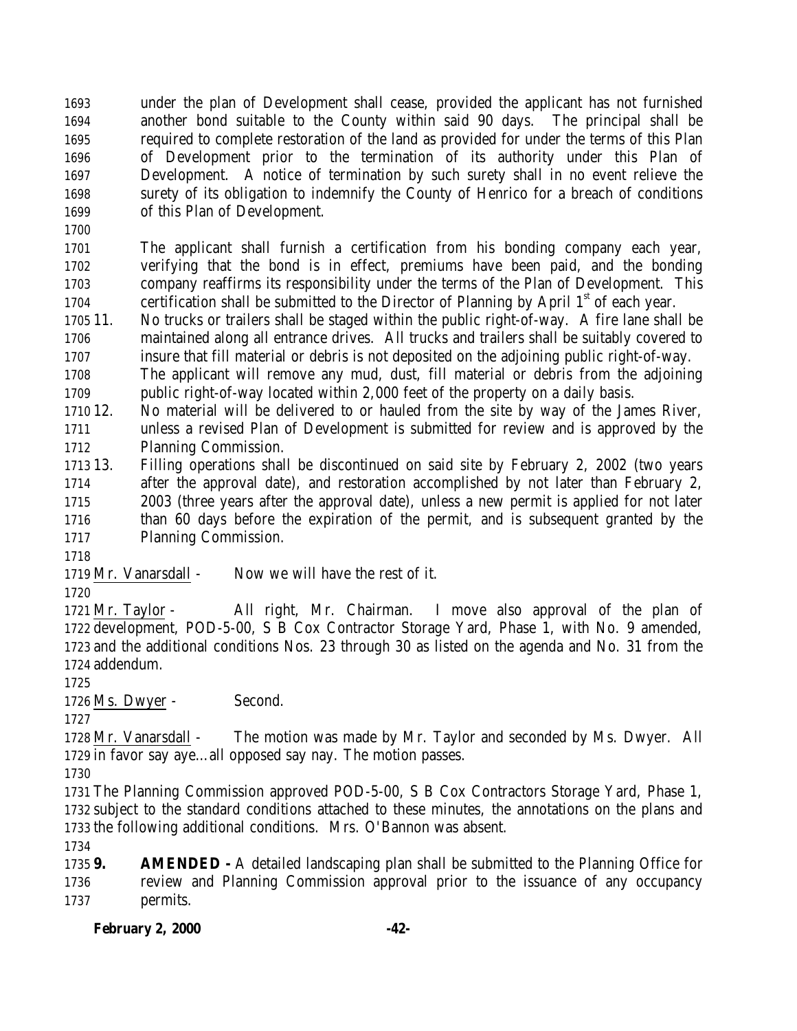under the plan of Development shall cease, provided the applicant has not furnished another bond suitable to the County within said 90 days. The principal shall be required to complete restoration of the land as provided for under the terms of this Plan of Development prior to the termination of its authority under this Plan of Development. A notice of termination by such surety shall in no event relieve the surety of its obligation to indemnify the County of Henrico for a breach of conditions of this Plan of Development.

The applicant shall furnish a certification from his bonding company each year, verifying that the bond is in effect, premiums have been paid, and the bonding company reaffirms its responsibility under the terms of the Plan of Development. This certification shall be submitted to the Director of Planning by April 1st of each year.

11. No trucks or trailers shall be staged within the public right-of-way. A fire lane shall be maintained along all entrance drives. All trucks and trailers shall be suitably covered to insure that fill material or debris is not deposited on the adjoining public right-of-way. The applicant will remove any mud, dust, fill material or debris from the adjoining public right-of-way located within 2,000 feet of the property on a daily basis.
12. No material will be delivered to or hauled from the site by way of the James River, unless a revised Plan of Development is submitted for review and is approved by the Planning Commission.
13. Filling operations shall be discontinued on said site by February 2, 2002 (two years after the approval date), and restoration accomplished by not later than February 2, 2003 (three years after the approval date), unless a new permit is applied for not later than 60 days before the expiration of the permit, and is subsequent granted by the Planning Commission.

Mr. Vanarsdall - Now we will have the rest of it.

Mr. Taylor - All right, Mr. Chairman. I move also approval of the plan of development, POD-5-00, S B Cox Contractor Storage Yard, Phase 1, with No. 9 amended, and the additional conditions Nos. 23 through 30 as listed on the agenda and No. 31 from the addendum.

Ms. Dwyer - Second.

Mr. Vanarsdall - The motion was made by Mr. Taylor and seconded by Ms. Dwyer. All in favor say aye…all opposed say nay. The motion passes.

The Planning Commission approved POD-5-00, S B Cox Contractors Storage Yard, Phase 1, subject to the standard conditions attached to these minutes, the annotations on the plans and the following additional conditions. Mrs. O'Bannon was absent.

**9. AMENDED -** A detailed landscaping plan shall be submitted to the Planning Office for review and Planning Commission approval prior to the issuance of any occupancy permits.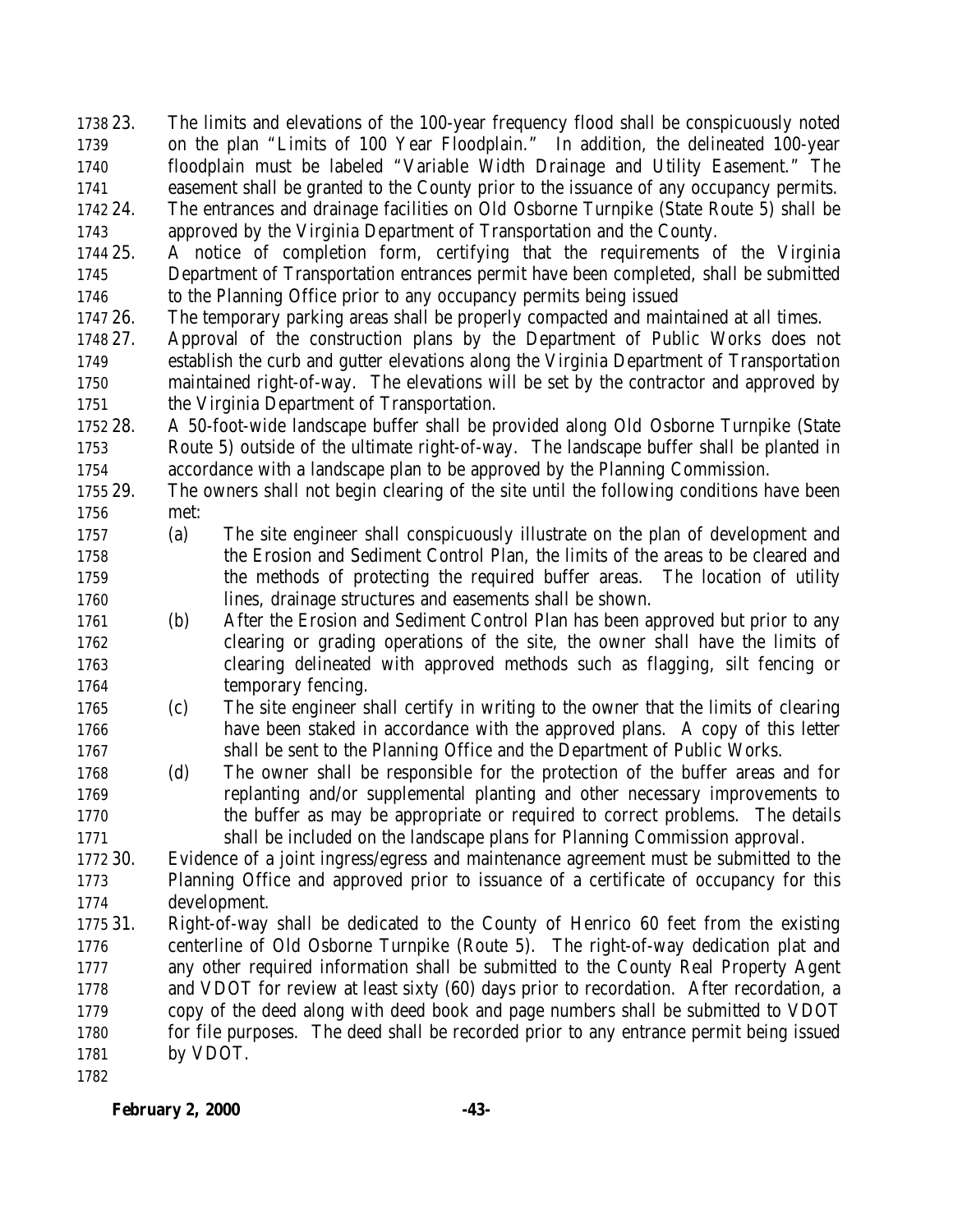23. The limits and elevations of the 100-year frequency flood shall be conspicuously noted on the plan "Limits of 100 Year Floodplain." In addition, the delineated 100-year floodplain must be labeled "Variable Width Drainage and Utility Easement." The easement shall be granted to the County prior to the issuance of any occupancy permits.
24. The entrances and drainage facilities on Old Osborne Turnpike (State Route 5) shall be approved by the Virginia Department of Transportation and the County.
25. A notice of completion form, certifying that the requirements of the Virginia Department of Transportation entrances permit have been completed, shall be submitted to the Planning Office prior to any occupancy permits being issued
26. The temporary parking areas shall be properly compacted and maintained at all times.
27. Approval of the construction plans by the Department of Public Works does not establish the curb and gutter elevations along the Virginia Department of Transportation maintained right-of-way. The elevations will be set by the contractor and approved by the Virginia Department of Transportation.
28. A 50-foot-wide landscape buffer shall be provided along Old Osborne Turnpike (State Route 5) outside of the ultimate right-of-way. The landscape buffer shall be planted in accordance with a landscape plan to be approved by the Planning Commission.
29. The owners shall not begin clearing of the site until the following conditions have been met:
    - (a) The site engineer shall conspicuously illustrate on the plan of development and the Erosion and Sediment Control Plan, the limits of the areas to be cleared and the methods of protecting the required buffer areas. The location of utility lines, drainage structures and easements shall be shown.
    - (b) After the Erosion and Sediment Control Plan has been approved but prior to any clearing or grading operations of the site, the owner shall have the limits of clearing delineated with approved methods such as flagging, silt fencing or temporary fencing.
    - (c) The site engineer shall certify in writing to the owner that the limits of clearing have been staked in accordance with the approved plans. A copy of this letter shall be sent to the Planning Office and the Department of Public Works.
    - (d) The owner shall be responsible for the protection of the buffer areas and for replanting and/or supplemental planting and other necessary improvements to the buffer as may be appropriate or required to correct problems. The details shall be included on the landscape plans for Planning Commission approval.
30. Evidence of a joint ingress/egress and maintenance agreement must be submitted to the Planning Office and approved prior to issuance of a certificate of occupancy for this development.
31. Right-of-way shall be dedicated to the County of Henrico 60 feet from the existing centerline of Old Osborne Turnpike (Route 5). The right-of-way dedication plat and any other required information shall be submitted to the County Real Property Agent and VDOT for review at least sixty (60) days prior to recordation. After recordation, a copy of the deed along with deed book and page numbers shall be submitted to VDOT for file purposes. The deed shall be recorded prior to any entrance permit being issued by VDOT.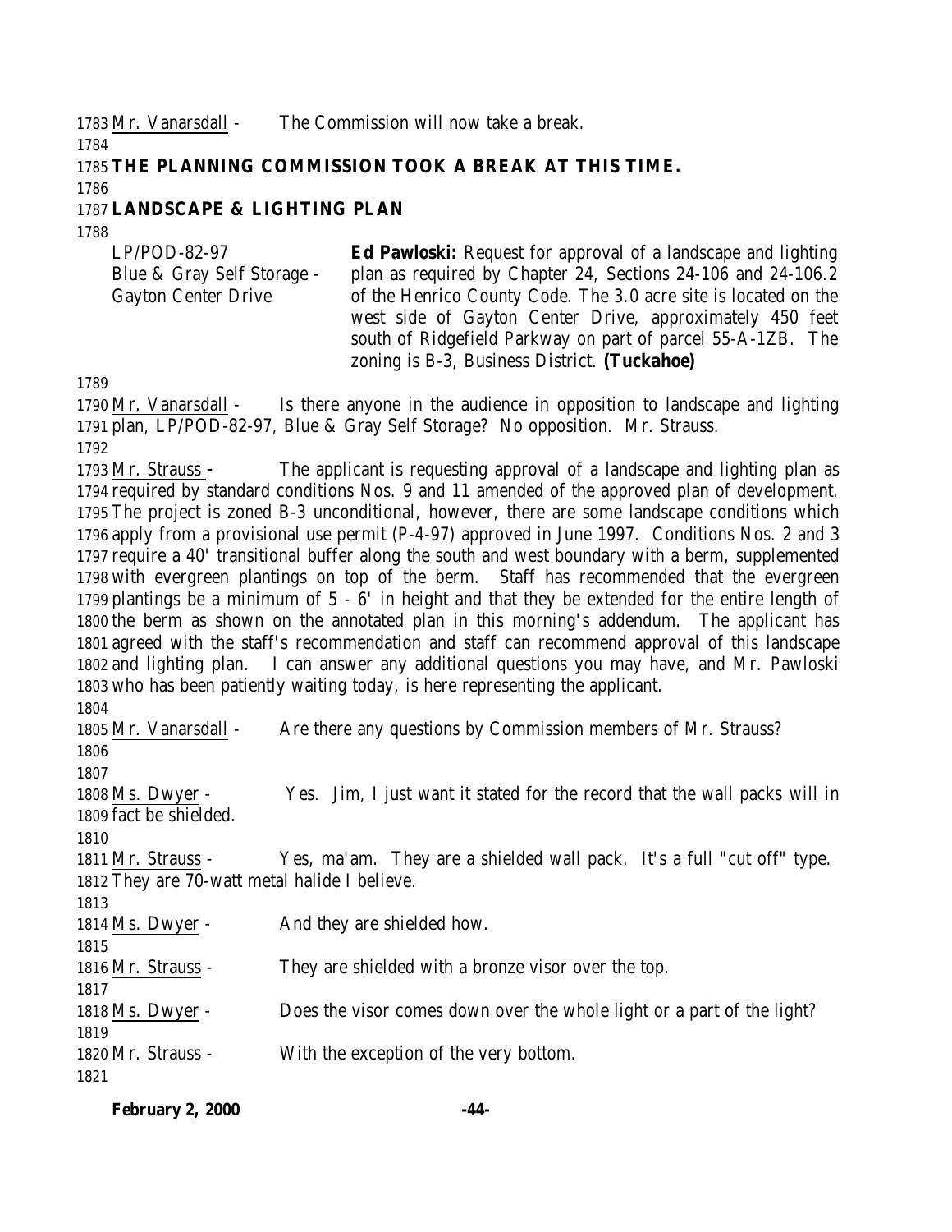Mr. Vanarsdall - The Commission will now take a break.

**THE PLANNING COMMISSION TOOK A BREAK AT THIS TIME.**

**LANDSCAPE & LIGHTING PLAN**

LP/POD-82-97
Blue & Gray Self Storage - Gayton Center Drive

**Ed Pawloski:** Request for approval of a landscape and lighting plan as required by Chapter 24, Sections 24-106 and 24-106.2 of the Henrico County Code. The 3.0 acre site is located on the west side of Gayton Center Drive, approximately 450 feet south of Ridgefield Parkway on part of parcel 55-A-1ZB. The zoning is B-3, Business District. **(Tuckahoe)**

Mr. Vanarsdall - Is there anyone in the audience in opposition to landscape and lighting plan, LP/POD-82-97, Blue & Gray Self Storage? No opposition. Mr. Strauss.

Mr. Strauss - The applicant is requesting approval of a landscape and lighting plan as required by standard conditions Nos. 9 and 11 amended of the approved plan of development. The project is zoned B-3 unconditional, however, there are some landscape conditions which apply from a provisional use permit (P-4-97) approved in June 1997. Conditions Nos. 2 and 3 require a 40' transitional buffer along the south and west boundary with a berm, supplemented with evergreen plantings on top of the berm. Staff has recommended that the evergreen plantings be a minimum of 5 - 6' in height and that they be extended for the entire length of the berm as shown on the annotated plan in this morning's addendum. The applicant has agreed with the staff's recommendation and staff can recommend approval of this landscape and lighting plan. I can answer any additional questions you may have, and Mr. Pawloski who has been patiently waiting today, is here representing the applicant.

Mr. Vanarsdall - Are there any questions by Commission members of Mr. Strauss?

Ms. Dwyer - Yes. Jim, I just want it stated for the record that the wall packs will in fact be shielded.

Mr. Strauss - Yes, ma'am. They are a shielded wall pack. It's a full "cut off" type. They are 70-watt metal halide I believe.

Ms. Dwyer - And they are shielded how.

Mr. Strauss - They are shielded with a bronze visor over the top.

Ms. Dwyer - Does the visor comes down over the whole light or a part of the light?

Mr. Strauss - With the exception of the very bottom.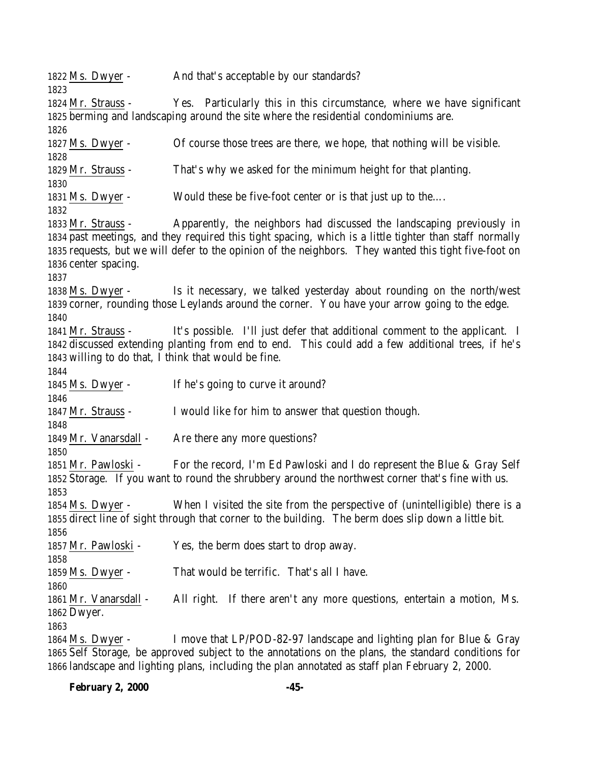1822 Ms. Dwyer - And that's acceptable by our standards?

1823

1824 Mr. Strauss - Yes. Particularly this in this circumstance, where we have significant
1825 berming and landscaping around the site where the residential condominiums are.

1826

1827 Ms. Dwyer - Of course those trees are there, we hope, that nothing will be visible.

1828

1829 Mr. Strauss - That's why we asked for the minimum height for that planting.

1830

1831 Ms. Dwyer - Would these be five-foot center or is that just up to the….

1832

1833 Mr. Strauss - Apparently, the neighbors had discussed the landscaping previously in
1834 past meetings, and they required this tight spacing, which is a little tighter than staff normally
1835 requests, but we will defer to the opinion of the neighbors. They wanted this tight five-foot on
1836 center spacing.

1837

1838 Ms. Dwyer - Is it necessary, we talked yesterday about rounding on the north/west
1839 corner, rounding those Leylands around the corner. You have your arrow going to the edge.

1840

1841 Mr. Strauss - It's possible. I'll just defer that additional comment to the applicant. I
1842 discussed extending planting from end to end. This could add a few additional trees, if he's
1843 willing to do that, I think that would be fine.

1844

1845 Ms. Dwyer - If he's going to curve it around?

1846

1847 Mr. Strauss - I would like for him to answer that question though.

1848

1849 Mr. Vanarsdall - Are there any more questions?

1850

1851 Mr. Pawloski - For the record, I'm Ed Pawloski and I do represent the Blue & Gray Self
1852 Storage. If you want to round the shrubbery around the northwest corner that's fine with us.

1853

1854 Ms. Dwyer - When I visited the site from the perspective of (unintelligible) there is a
1855 direct line of sight through that corner to the building. The berm does slip down a little bit.

1856

1857 Mr. Pawloski - Yes, the berm does start to drop away.

1858

1859 Ms. Dwyer - That would be terrific. That's all I have.

1860

1861 Mr. Vanarsdall - All right. If there aren't any more questions, entertain a motion, Ms.
1862 Dwyer.

1863

1864 Ms. Dwyer - I move that LP/POD-82-97 landscape and lighting plan for Blue & Gray
1865 Self Storage, be approved subject to the annotations on the plans, the standard conditions for
1866 landscape and lighting plans, including the plan annotated as staff plan February 2, 2000.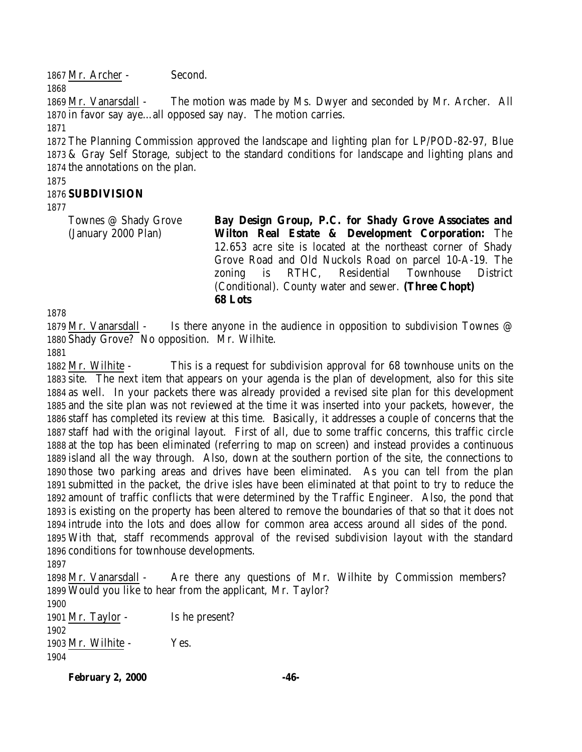1867 Mr. Archer - Second.

1868

1869 Mr. Vanarsdall - The motion was made by Ms. Dwyer and seconded by Mr. Archer. All 1870 in favor say aye…all opposed say nay. The motion carries.

1871

1872 The Planning Commission approved the landscape and lighting plan for LP/POD-82-97, Blue 1873 & Gray Self Storage, subject to the standard conditions for landscape and lighting plans and 1874 the annotations on the plan.

1875

1876 **SUBDIVISION**

1877

Townes @ Shady Grove (January 2000 Plan)

**Bay Design Group, P.C. for Shady Grove Associates and Wilton Real Estate & Development Corporation:** The 12.653 acre site is located at the northeast corner of Shady Grove Road and Old Nuckols Road on parcel 10-A-19. The zoning is RTHC, Residential Townhouse District (Conditional). County water and sewer. **(Three Chopt)**
**68 Lots**

1878

1879 Mr. Vanarsdall - Is there anyone in the audience in opposition to subdivision Townes @ 1880 Shady Grove? No opposition. Mr. Wilhite.

1881

1882 Mr. Wilhite - This is a request for subdivision approval for 68 townhouse units on the 1883 site. The next item that appears on your agenda is the plan of development, also for this site 1884 as well. In your packets there was already provided a revised site plan for this development 1885 and the site plan was not reviewed at the time it was inserted into your packets, however, the 1886 staff has completed its review at this time. Basically, it addresses a couple of concerns that the 1887 staff had with the original layout. First of all, due to some traffic concerns, this traffic circle 1888 at the top has been eliminated (referring to map on screen) and instead provides a continuous 1889 island all the way through. Also, down at the southern portion of the site, the connections to 1890 those two parking areas and drives have been eliminated. As you can tell from the plan 1891 submitted in the packet, the drive isles have been eliminated at that point to try to reduce the 1892 amount of traffic conflicts that were determined by the Traffic Engineer. Also, the pond that 1893 is existing on the property has been altered to remove the boundaries of that so that it does not 1894 intrude into the lots and does allow for common area access around all sides of the pond. 1895 With that, staff recommends approval of the revised subdivision layout with the standard 1896 conditions for townhouse developments.

1897

1898 Mr. Vanarsdall - Are there any questions of Mr. Wilhite by Commission members? 1899 Would you like to hear from the applicant, Mr. Taylor?

1900

1901 Mr. Taylor - Is he present?

1902

1903 Mr. Wilhite - Yes.

1904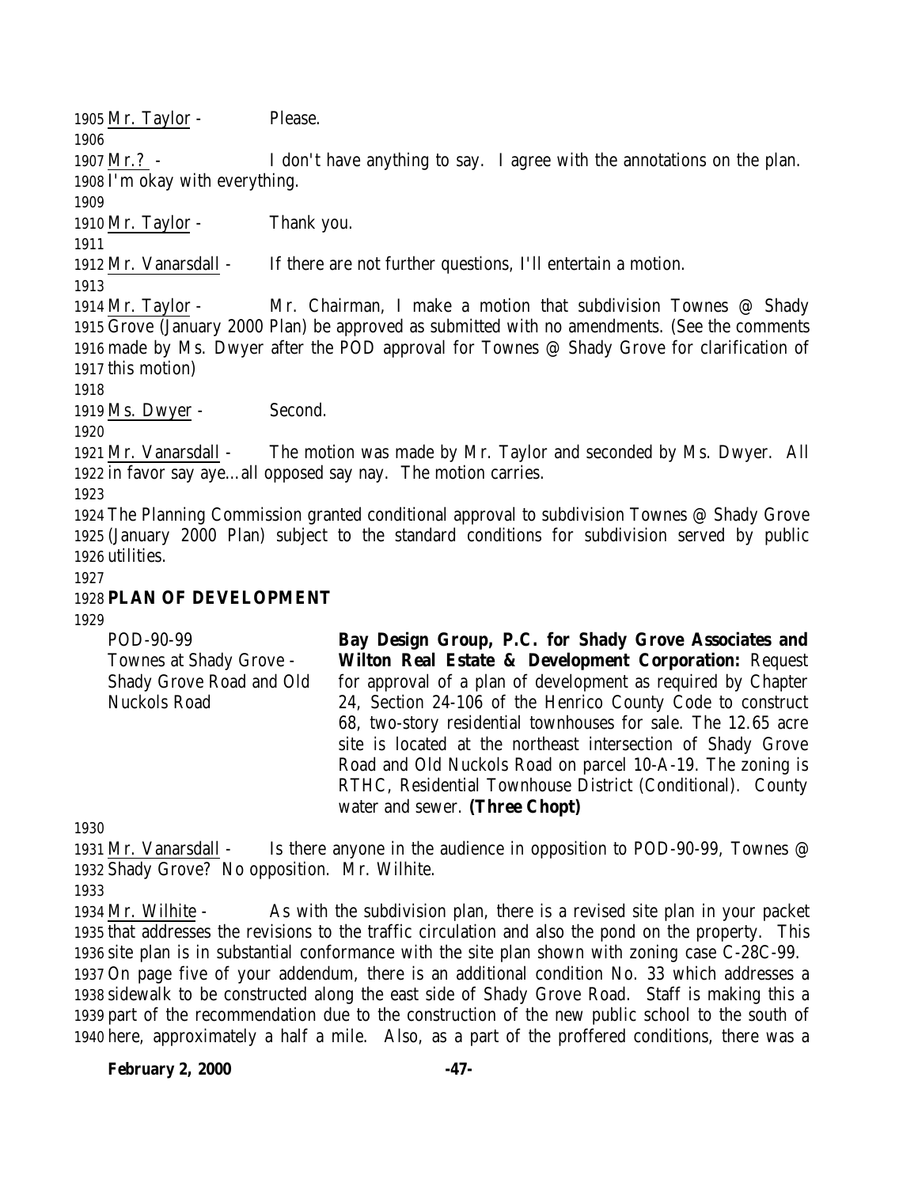1905 Mr. Taylor - Please.

1906

1907 Mr. ? - I don't have anything to say. I agree with the annotations on the plan.
1908 I'm okay with everything.

1909

1910 Mr. Taylor - Thank you.

1911

1912 Mr. Vanarsdall - If there are not further questions, I'll entertain a motion.

1913

1914 Mr. Taylor - Mr. Chairman, I make a motion that subdivision Townes @ Shady
1915 Grove (January 2000 Plan) be approved as submitted with no amendments. (See the comments
1916 made by Ms. Dwyer after the POD approval for Townes @ Shady Grove for clarification of
1917 this motion)

1918

1919 Ms. Dwyer - Second.

1920

1921 Mr. Vanarsdall - The motion was made by Mr. Taylor and seconded by Ms. Dwyer. All
1922 in favor say aye…all opposed say nay. The motion carries.

1923

1924 The Planning Commission granted conditional approval to subdivision Townes @ Shady Grove
1925 (January 2000 Plan) subject to the standard conditions for subdivision served by public
1926 utilities.

1927

1928 **PLAN OF DEVELOPMENT**

1929

| | |
|---|---|
| POD-90-99<br>Townes at Shady Grove - Shady Grove Road and Old Nuckols Road | **Bay Design Group, P.C. for Shady Grove Associates and Wilton Real Estate & Development Corporation:** Request for approval of a plan of development as required by Chapter 24, Section 24-106 of the Henrico County Code to construct 68, two-story residential townhouses for sale. The 12.65 acre site is located at the northeast intersection of Shady Grove Road and Old Nuckols Road on parcel 10-A-19. The zoning is RTHC, Residential Townhouse District (Conditional). County water and sewer. **(Three Chopt)** |

1930

1931 Mr. Vanarsdall - Is there anyone in the audience in opposition to POD-90-99, Townes @
1932 Shady Grove? No opposition. Mr. Wilhite.

1933

1934 Mr. Wilhite - As with the subdivision plan, there is a revised site plan in your packet
1935 that addresses the revisions to the traffic circulation and also the pond on the property. This
1936 site plan is in substantial conformance with the site plan shown with zoning case C-28C-99.
1937 On page five of your addendum, there is an additional condition No. 33 which addresses a
1938 sidewalk to be constructed along the east side of Shady Grove Road. Staff is making this a
1939 part of the recommendation due to the construction of the new public school to the south of
1940 here, approximately a half a mile. Also, as a part of the proffered conditions, there was a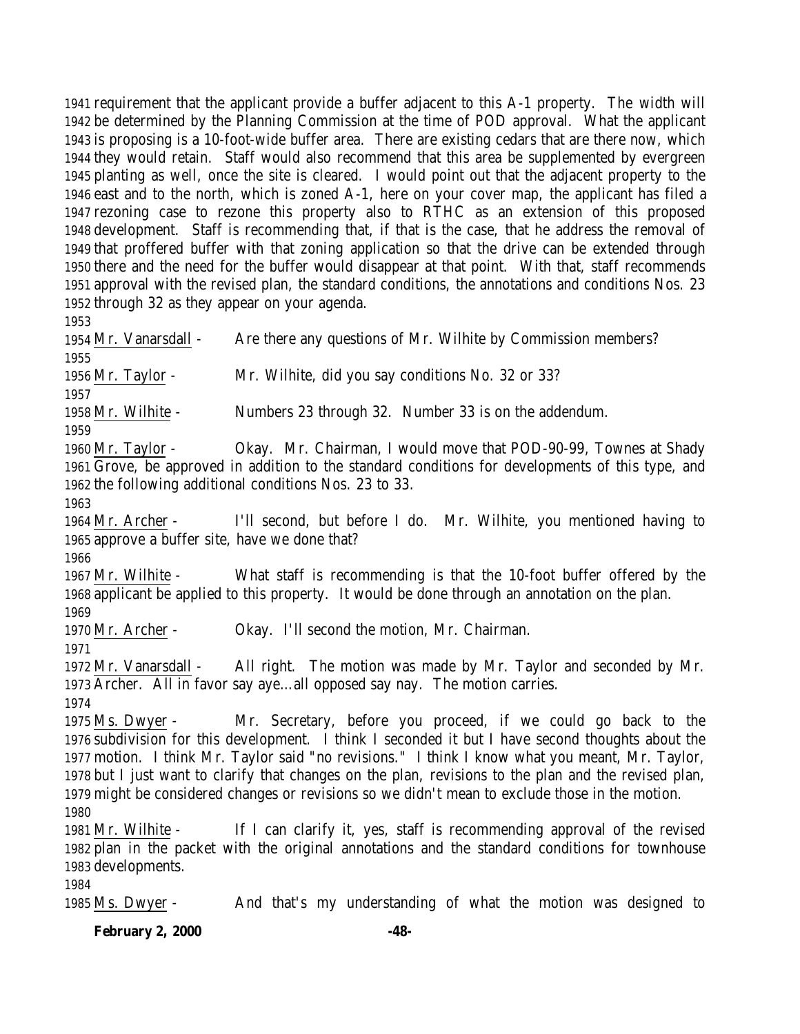requirement that the applicant provide a buffer adjacent to this A-1 property. The width will be determined by the Planning Commission at the time of POD approval. What the applicant is proposing is a 10-foot-wide buffer area. There are existing cedars that are there now, which they would retain. Staff would also recommend that this area be supplemented by evergreen planting as well, once the site is cleared. I would point out that the adjacent property to the east and to the north, which is zoned A-1, here on your cover map, the applicant has filed a rezoning case to rezone this property also to RTHC as an extension of this proposed development. Staff is recommending that, if that is the case, that he address the removal of that proffered buffer with that zoning application so that the drive can be extended through there and the need for the buffer would disappear at that point. With that, staff recommends approval with the revised plan, the standard conditions, the annotations and conditions Nos. 23 through 32 as they appear on your agenda.

Mr. Vanarsdall - Are there any questions of Mr. Wilhite by Commission members?

Mr. Taylor - Mr. Wilhite, did you say conditions No. 32 or 33?

Mr. Wilhite - Numbers 23 through 32. Number 33 is on the addendum.

Mr. Taylor - Okay. Mr. Chairman, I would move that POD-90-99, Townes at Shady Grove, be approved in addition to the standard conditions for developments of this type, and the following additional conditions Nos. 23 to 33.

Mr. Archer - I'll second, but before I do. Mr. Wilhite, you mentioned having to approve a buffer site, have we done that?

Mr. Wilhite - What staff is recommending is that the 10-foot buffer offered by the applicant be applied to this property. It would be done through an annotation on the plan.

Mr. Archer - Okay. I'll second the motion, Mr. Chairman.

Mr. Vanarsdall - All right. The motion was made by Mr. Taylor and seconded by Mr. Archer. All in favor say aye…all opposed say nay. The motion carries.

Ms. Dwyer - Mr. Secretary, before you proceed, if we could go back to the subdivision for this development. I think I seconded it but I have second thoughts about the motion. I think Mr. Taylor said "no revisions." I think I know what you meant, Mr. Taylor, but I just want to clarify that changes on the plan, revisions to the plan and the revised plan, might be considered changes or revisions so we didn't mean to exclude those in the motion.

Mr. Wilhite - If I can clarify it, yes, staff is recommending approval of the revised plan in the packet with the original annotations and the standard conditions for townhouse developments.

Ms. Dwyer - And that's my understanding of what the motion was designed to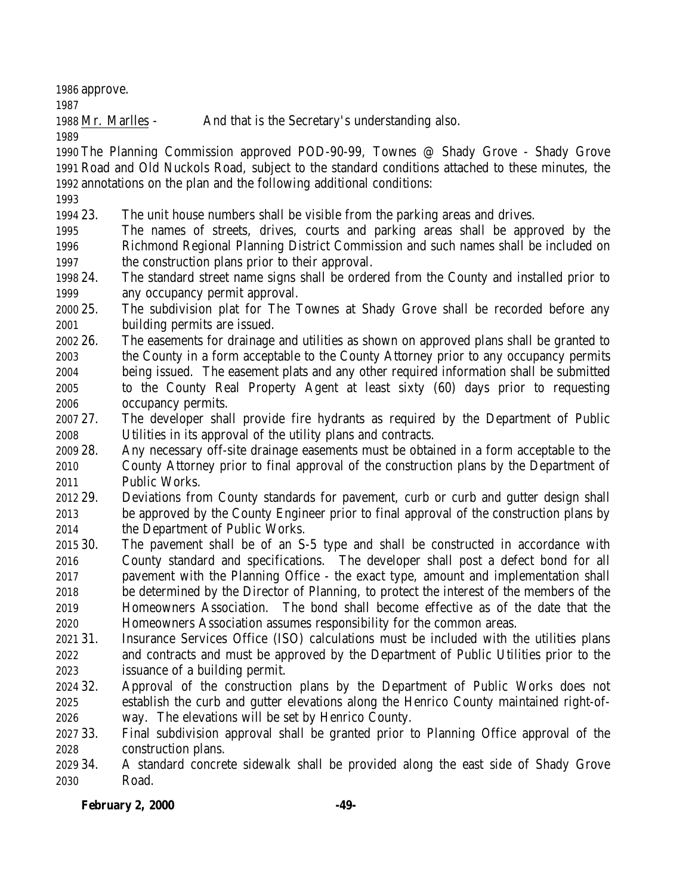approve.

<u>Mr. Marlles</u> - And that is the Secretary's understanding also.

The Planning Commission approved POD-90-99, Townes @ Shady Grove - Shady Grove Road and Old Nuckols Road, subject to the standard conditions attached to these minutes, the annotations on the plan and the following additional conditions:

23. The unit house numbers shall be visible from the parking areas and drives.
    The names of streets, drives, courts and parking areas shall be approved by the Richmond Regional Planning District Commission and such names shall be included on the construction plans prior to their approval.
24. The standard street name signs shall be ordered from the County and installed prior to any occupancy permit approval.
25. The subdivision plat for The Townes at Shady Grove shall be recorded before any building permits are issued.
26. The easements for drainage and utilities as shown on approved plans shall be granted to the County in a form acceptable to the County Attorney prior to any occupancy permits being issued. The easement plats and any other required information shall be submitted to the County Real Property Agent at least sixty (60) days prior to requesting occupancy permits.
27. The developer shall provide fire hydrants as required by the Department of Public Utilities in its approval of the utility plans and contracts.
28. Any necessary off-site drainage easements must be obtained in a form acceptable to the County Attorney prior to final approval of the construction plans by the Department of Public Works.
29. Deviations from County standards for pavement, curb or curb and gutter design shall be approved by the County Engineer prior to final approval of the construction plans by the Department of Public Works.
30. The pavement shall be of an S-5 type and shall be constructed in accordance with County standard and specifications. The developer shall post a defect bond for all pavement with the Planning Office - the exact type, amount and implementation shall be determined by the Director of Planning, to protect the interest of the members of the Homeowners Association. The bond shall become effective as of the date that the Homeowners Association assumes responsibility for the common areas.
31. Insurance Services Office (ISO) calculations must be included with the utilities plans and contracts and must be approved by the Department of Public Utilities prior to the issuance of a building permit.
32. Approval of the construction plans by the Department of Public Works does not establish the curb and gutter elevations along the Henrico County maintained right-of-way. The elevations will be set by Henrico County.
33. Final subdivision approval shall be granted prior to Planning Office approval of the construction plans.
34. A standard concrete sidewalk shall be provided along the east side of Shady Grove Road.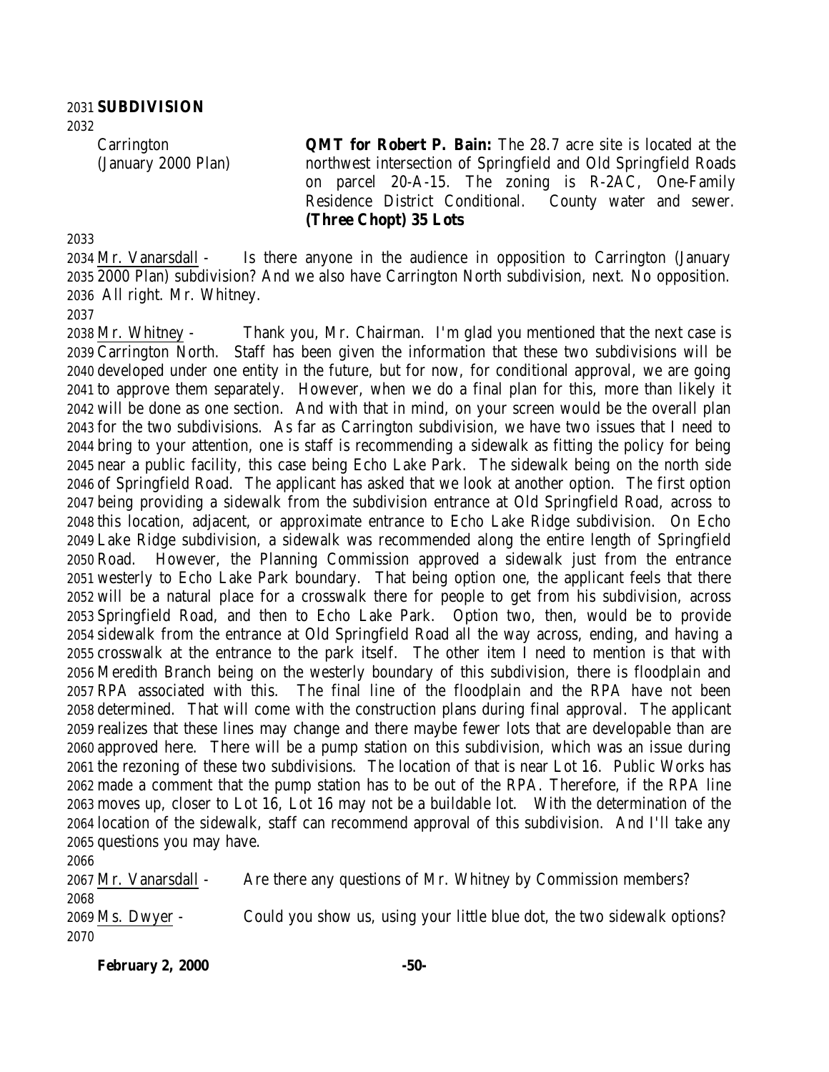**SUBDIVISION**

Carrington (January 2000 Plan)

**QMT for Robert P. Bain:** The 28.7 acre site is located at the northwest intersection of Springfield and Old Springfield Roads on parcel 20-A-15. The zoning is R-2AC, One-Family Residence District Conditional. County water and sewer. **(Three Chopt) 35 Lots**

Mr. Vanarsdall - Is there anyone in the audience in opposition to Carrington (January 2000 Plan) subdivision? And we also have Carrington North subdivision, next. No opposition. All right. Mr. Whitney.

Mr. Whitney - Thank you, Mr. Chairman. I'm glad you mentioned that the next case is Carrington North. Staff has been given the information that these two subdivisions will be developed under one entity in the future, but for now, for conditional approval, we are going to approve them separately. However, when we do a final plan for this, more than likely it will be done as one section. And with that in mind, on your screen would be the overall plan for the two subdivisions. As far as Carrington subdivision, we have two issues that I need to bring to your attention, one is staff is recommending a sidewalk as fitting the policy for being near a public facility, this case being Echo Lake Park. The sidewalk being on the north side of Springfield Road. The applicant has asked that we look at another option. The first option being providing a sidewalk from the subdivision entrance at Old Springfield Road, across to this location, adjacent, or approximate entrance to Echo Lake Ridge subdivision. On Echo Lake Ridge subdivision, a sidewalk was recommended along the entire length of Springfield Road. However, the Planning Commission approved a sidewalk just from the entrance westerly to Echo Lake Park boundary. That being option one, the applicant feels that there will be a natural place for a crosswalk there for people to get from his subdivision, across Springfield Road, and then to Echo Lake Park. Option two, then, would be to provide sidewalk from the entrance at Old Springfield Road all the way across, ending, and having a crosswalk at the entrance to the park itself. The other item I need to mention is that with Meredith Branch being on the westerly boundary of this subdivision, there is floodplain and RPA associated with this. The final line of the floodplain and the RPA have not been determined. That will come with the construction plans during final approval. The applicant realizes that these lines may change and there maybe fewer lots that are developable than are approved here. There will be a pump station on this subdivision, which was an issue during the rezoning of these two subdivisions. The location of that is near Lot 16. Public Works has made a comment that the pump station has to be out of the RPA. Therefore, if the RPA line moves up, closer to Lot 16, Lot 16 may not be a buildable lot. With the determination of the location of the sidewalk, staff can recommend approval of this subdivision. And I'll take any questions you may have.

Mr. Vanarsdall - Are there any questions of Mr. Whitney by Commission members?

Ms. Dwyer - Could you show us, using your little blue dot, the two sidewalk options?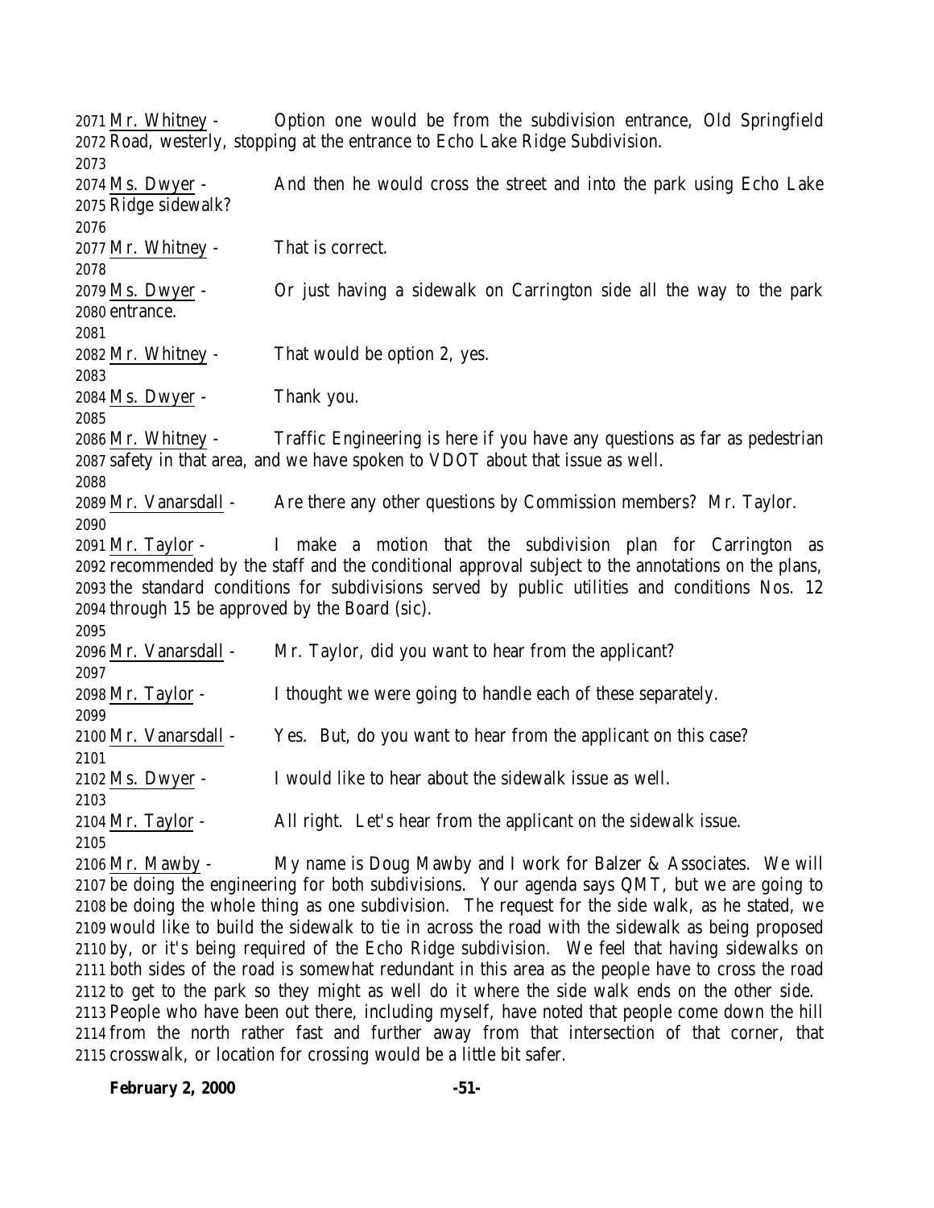2071 Mr. Whitney - Option one would be from the subdivision entrance, Old Springfield
2072 Road, westerly, stopping at the entrance to Echo Lake Ridge Subdivision.
2073
2074 Ms. Dwyer - And then he would cross the street and into the park using Echo Lake
2075 Ridge sidewalk?
2076
2077 Mr. Whitney - That is correct.
2078
2079 Ms. Dwyer - Or just having a sidewalk on Carrington side all the way to the park
2080 entrance.
2081
2082 Mr. Whitney - That would be option 2, yes.
2083
2084 Ms. Dwyer - Thank you.
2085
2086 Mr. Whitney - Traffic Engineering is here if you have any questions as far as pedestrian
2087 safety in that area, and we have spoken to VDOT about that issue as well.
2088
2089 Mr. Vanarsdall - Are there any other questions by Commission members? Mr. Taylor.
2090
2091 Mr. Taylor - I make a motion that the subdivision plan for Carrington as
2092 recommended by the staff and the conditional approval subject to the annotations on the plans,
2093 the standard conditions for subdivisions served by public utilities and conditions Nos. 12
2094 through 15 be approved by the Board (sic).
2095
2096 Mr. Vanarsdall - Mr. Taylor, did you want to hear from the applicant?
2097
2098 Mr. Taylor - I thought we were going to handle each of these separately.
2099
2100 Mr. Vanarsdall - Yes. But, do you want to hear from the applicant on this case?
2101
2102 Ms. Dwyer - I would like to hear about the sidewalk issue as well.
2103
2104 Mr. Taylor - All right. Let's hear from the applicant on the sidewalk issue.
2105
2106 Mr. Mawby - My name is Doug Mawby and I work for Balzer & Associates. We will
2107 be doing the engineering for both subdivisions. Your agenda says QMT, but we are going to
2108 be doing the whole thing as one subdivision. The request for the side walk, as he stated, we
2109 would like to build the sidewalk to tie in across the road with the sidewalk as being proposed
2110 by, or it's being required of the Echo Ridge subdivision. We feel that having sidewalks on
2111 both sides of the road is somewhat redundant in this area as the people have to cross the road
2112 to get to the park so they might as well do it where the side walk ends on the other side.
2113 People who have been out there, including myself, have noted that people come down the hill
2114 from the north rather fast and further away from that intersection of that corner, that
2115 crosswalk, or location for crossing would be a little bit safer.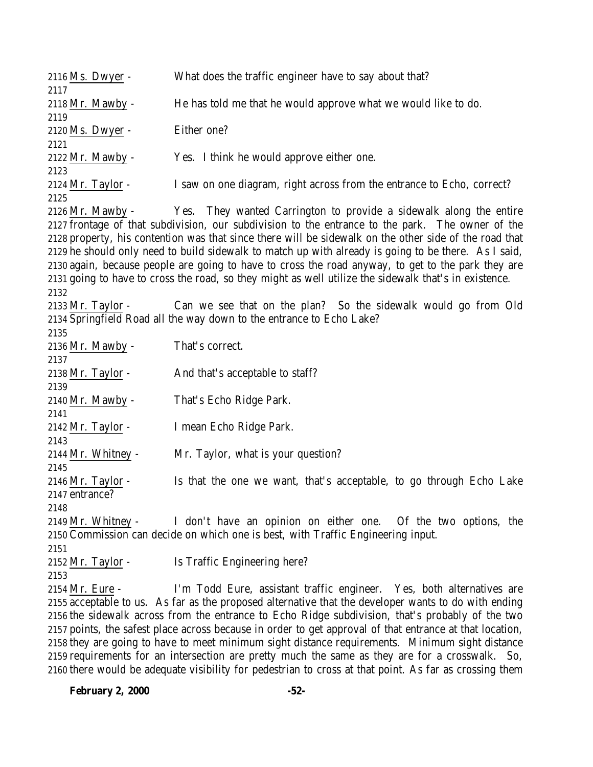Ms. Dwyer - What does the traffic engineer have to say about that?

Mr. Mawby - He has told me that he would approve what we would like to do.

Ms. Dwyer - Either one?

Mr. Mawby - Yes. I think he would approve either one.

Mr. Taylor - I saw on one diagram, right across from the entrance to Echo, correct?

Mr. Mawby - Yes. They wanted Carrington to provide a sidewalk along the entire frontage of that subdivision, our subdivision to the entrance to the park. The owner of the property, his contention was that since there will be sidewalk on the other side of the road that he should only need to build sidewalk to match up with already is going to be there. As I said, again, because people are going to have to cross the road anyway, to get to the park they are going to have to cross the road, so they might as well utilize the sidewalk that's in existence.

Mr. Taylor - Can we see that on the plan? So the sidewalk would go from Old Springfield Road all the way down to the entrance to Echo Lake?

Mr. Mawby - That's correct.

Mr. Taylor - And that's acceptable to staff?

Mr. Mawby - That's Echo Ridge Park.

Mr. Taylor - I mean Echo Ridge Park.

Mr. Whitney - Mr. Taylor, what is your question?

Mr. Taylor - Is that the one we want, that's acceptable, to go through Echo Lake entrance?

Mr. Whitney - I don't have an opinion on either one. Of the two options, the Commission can decide on which one is best, with Traffic Engineering input.

Mr. Taylor - Is Traffic Engineering here?

Mr. Eure - I'm Todd Eure, assistant traffic engineer. Yes, both alternatives are acceptable to us. As far as the proposed alternative that the developer wants to do with ending the sidewalk across from the entrance to Echo Ridge subdivision, that's probably of the two points, the safest place across because in order to get approval of that entrance at that location, they are going to have to meet minimum sight distance requirements. Minimum sight distance requirements for an intersection are pretty much the same as they are for a crosswalk. So, there would be adequate visibility for pedestrian to cross at that point. As far as crossing them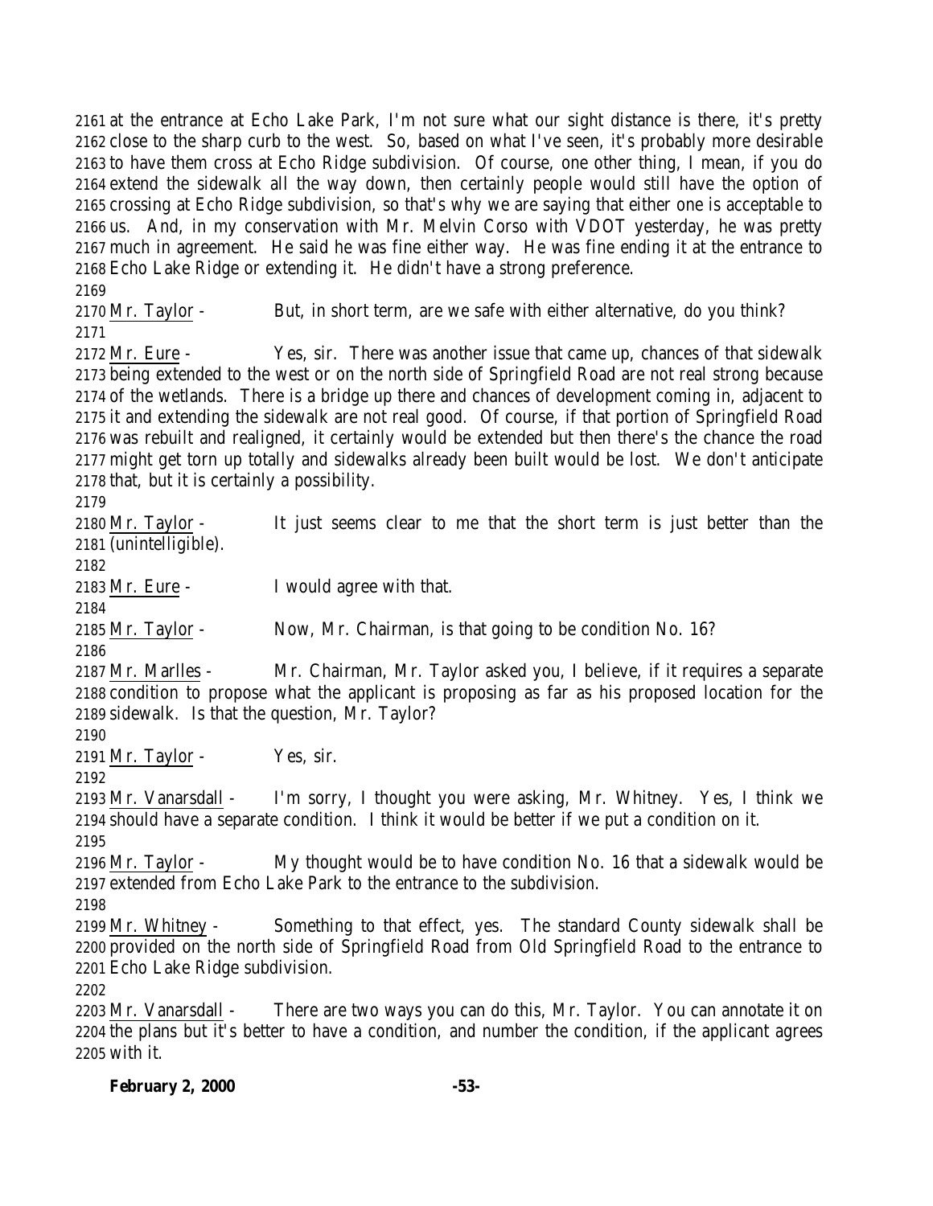at the entrance at Echo Lake Park, I'm not sure what our sight distance is there, it's pretty close to the sharp curb to the west. So, based on what I've seen, it's probably more desirable to have them cross at Echo Ridge subdivision. Of course, one other thing, I mean, if you do extend the sidewalk all the way down, then certainly people would still have the option of crossing at Echo Ridge subdivision, so that's why we are saying that either one is acceptable to us. And, in my conservation with Mr. Melvin Corso with VDOT yesterday, he was pretty much in agreement. He said he was fine either way. He was fine ending it at the entrance to Echo Lake Ridge or extending it. He didn't have a strong preference.

Mr. Taylor - But, in short term, are we safe with either alternative, do you think?

Mr. Eure - Yes, sir. There was another issue that came up, chances of that sidewalk being extended to the west or on the north side of Springfield Road are not real strong because of the wetlands. There is a bridge up there and chances of development coming in, adjacent to it and extending the sidewalk are not real good. Of course, if that portion of Springfield Road was rebuilt and realigned, it certainly would be extended but then there's the chance the road might get torn up totally and sidewalks already been built would be lost. We don't anticipate that, but it is certainly a possibility.

Mr. Taylor - It just seems clear to me that the short term is just better than the (unintelligible).

Mr. Eure - I would agree with that.

Mr. Taylor - Now, Mr. Chairman, is that going to be condition No. 16?

Mr. Marlles - Mr. Chairman, Mr. Taylor asked you, I believe, if it requires a separate condition to propose what the applicant is proposing as far as his proposed location for the sidewalk. Is that the question, Mr. Taylor?

Mr. Taylor - Yes, sir.

Mr. Vanarsdall - I'm sorry, I thought you were asking, Mr. Whitney. Yes, I think we should have a separate condition. I think it would be better if we put a condition on it.

Mr. Taylor - My thought would be to have condition No. 16 that a sidewalk would be extended from Echo Lake Park to the entrance to the subdivision.

Mr. Whitney - Something to that effect, yes. The standard County sidewalk shall be provided on the north side of Springfield Road from Old Springfield Road to the entrance to Echo Lake Ridge subdivision.

Mr. Vanarsdall - There are two ways you can do this, Mr. Taylor. You can annotate it on the plans but it's better to have a condition, and number the condition, if the applicant agrees with it.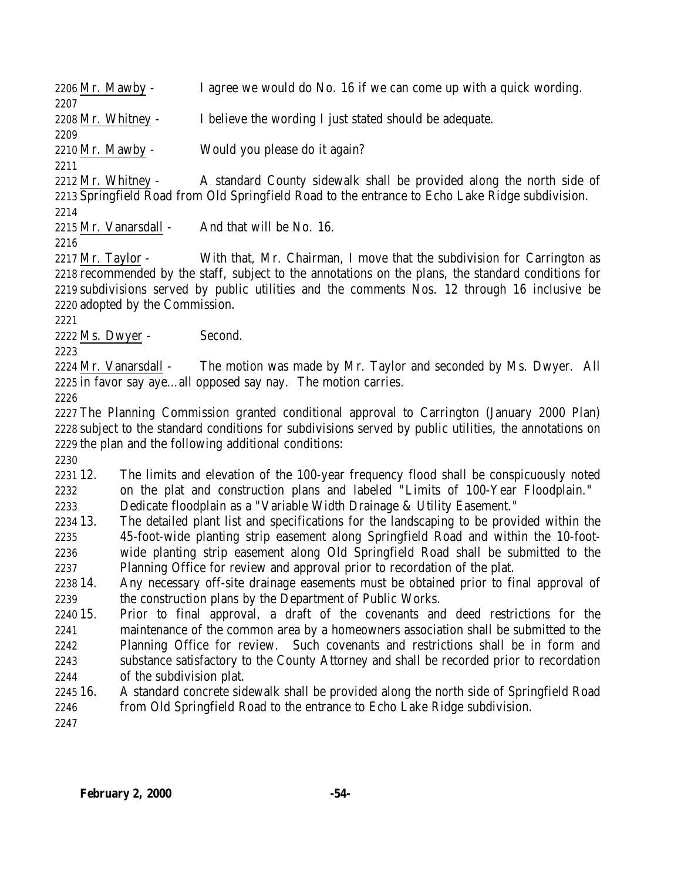Mr. Mawby - I agree we would do No. 16 if we can come up with a quick wording.

Mr. Whitney - I believe the wording I just stated should be adequate.

Mr. Mawby - Would you please do it again?

Mr. Whitney - A standard County sidewalk shall be provided along the north side of Springfield Road from Old Springfield Road to the entrance to Echo Lake Ridge subdivision.

Mr. Vanarsdall - And that will be No. 16.

Mr. Taylor - With that, Mr. Chairman, I move that the subdivision for Carrington as recommended by the staff, subject to the annotations on the plans, the standard conditions for subdivisions served by public utilities and the comments Nos. 12 through 16 inclusive be adopted by the Commission.

Ms. Dwyer - Second.

Mr. Vanarsdall - The motion was made by Mr. Taylor and seconded by Ms. Dwyer. All in favor say aye…all opposed say nay. The motion carries.

The Planning Commission granted conditional approval to Carrington (January 2000 Plan) subject to the standard conditions for subdivisions served by public utilities, the annotations on the plan and the following additional conditions:

12. The limits and elevation of the 100-year frequency flood shall be conspicuously noted on the plat and construction plans and labeled "Limits of 100-Year Floodplain." Dedicate floodplain as a "Variable Width Drainage & Utility Easement."
13. The detailed plant list and specifications for the landscaping to be provided within the 45-foot-wide planting strip easement along Springfield Road and within the 10-foot-wide planting strip easement along Old Springfield Road shall be submitted to the Planning Office for review and approval prior to recordation of the plat.
14. Any necessary off-site drainage easements must be obtained prior to final approval of the construction plans by the Department of Public Works.
15. Prior to final approval, a draft of the covenants and deed restrictions for the maintenance of the common area by a homeowners association shall be submitted to the Planning Office for review. Such covenants and restrictions shall be in form and substance satisfactory to the County Attorney and shall be recorded prior to recordation of the subdivision plat.
16. A standard concrete sidewalk shall be provided along the north side of Springfield Road from Old Springfield Road to the entrance to Echo Lake Ridge subdivision.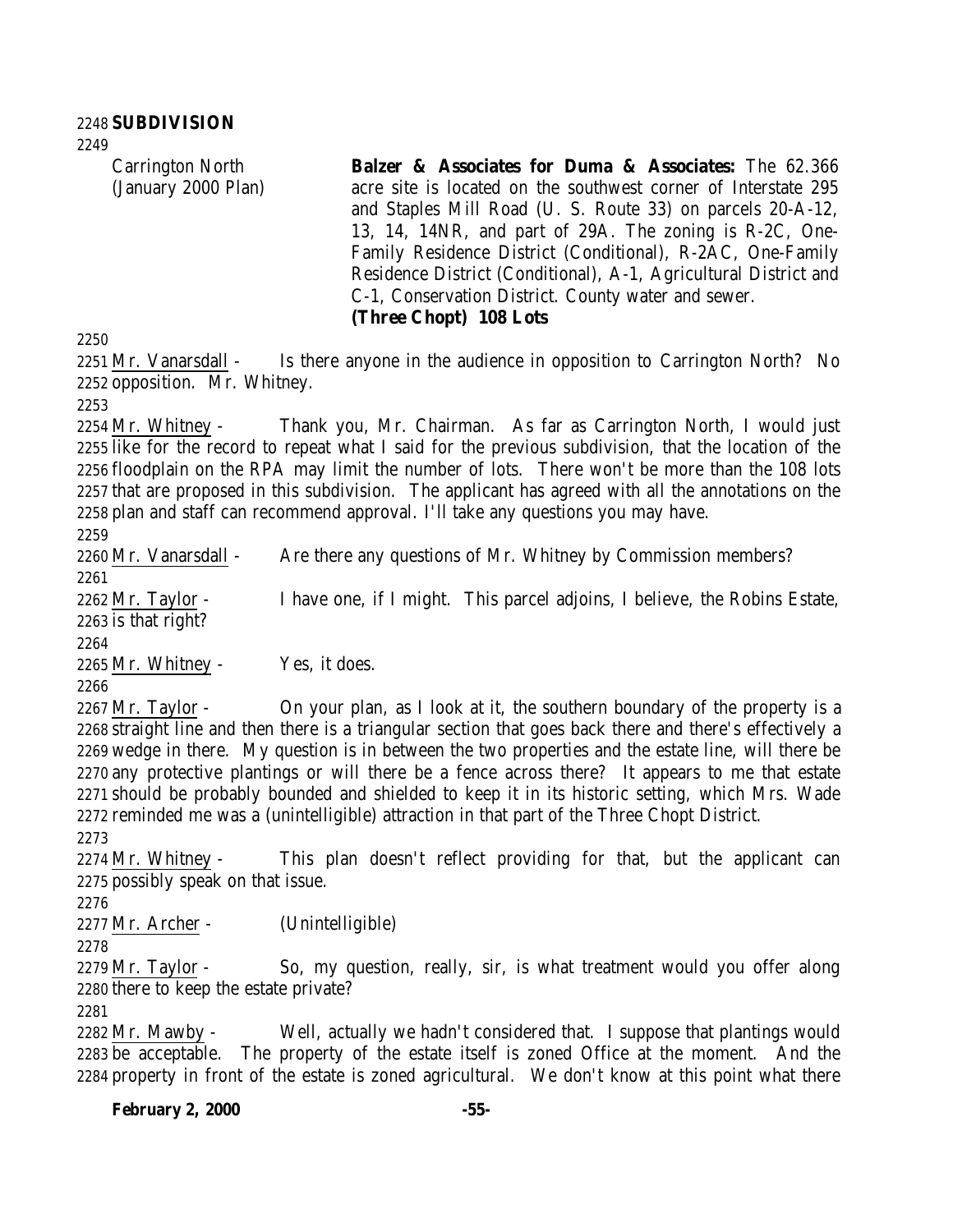**SUBDIVISION**

Carrington North (January 2000 Plan)

**Balzer & Associates for Duma & Associates:** The 62.366 acre site is located on the southwest corner of Interstate 295 and Staples Mill Road (U. S. Route 33) on parcels 20-A-12, 13, 14, 14NR, and part of 29A. The zoning is R-2C, One-Family Residence District (Conditional), R-2AC, One-Family Residence District (Conditional), A-1, Agricultural District and C-1, Conservation District. County water and sewer. **(Three Chopt) 108 Lots**

Mr. Vanarsdall - Is there anyone in the audience in opposition to Carrington North? No opposition. Mr. Whitney.

Mr. Whitney - Thank you, Mr. Chairman. As far as Carrington North, I would just like for the record to repeat what I said for the previous subdivision, that the location of the floodplain on the RPA may limit the number of lots. There won't be more than the 108 lots that are proposed in this subdivision. The applicant has agreed with all the annotations on the plan and staff can recommend approval. I'll take any questions you may have.

Mr. Vanarsdall - Are there any questions of Mr. Whitney by Commission members?

Mr. Taylor - I have one, if I might. This parcel adjoins, I believe, the Robins Estate, is that right?

Mr. Whitney - Yes, it does.

Mr. Taylor - On your plan, as I look at it, the southern boundary of the property is a straight line and then there is a triangular section that goes back there and there's effectively a wedge in there. My question is in between the two properties and the estate line, will there be any protective plantings or will there be a fence across there? It appears to me that estate should be probably bounded and shielded to keep it in its historic setting, which Mrs. Wade reminded me was a (unintelligible) attraction in that part of the Three Chopt District.

Mr. Whitney - This plan doesn't reflect providing for that, but the applicant can possibly speak on that issue.

Mr. Archer - (Unintelligible)

Mr. Taylor - So, my question, really, sir, is what treatment would you offer along there to keep the estate private?

Mr. Mawby - Well, actually we hadn't considered that. I suppose that plantings would be acceptable. The property of the estate itself is zoned Office at the moment. And the property in front of the estate is zoned agricultural. We don't know at this point what there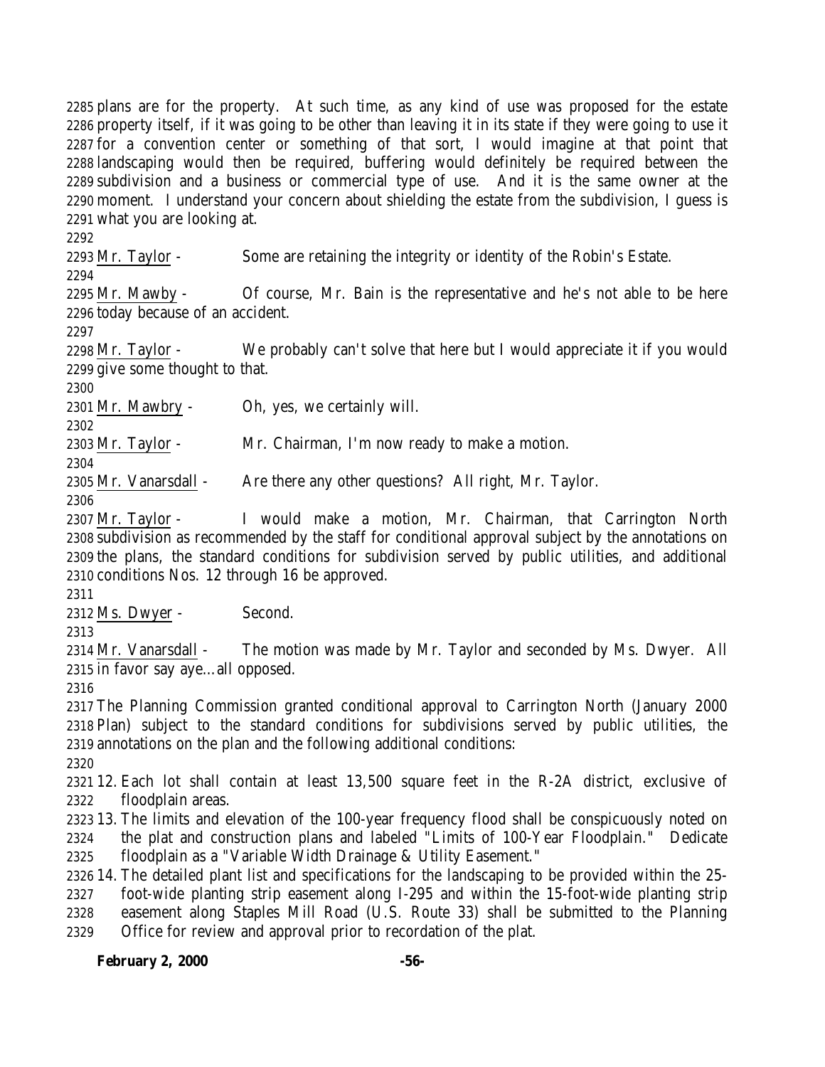plans are for the property. At such time, as any kind of use was proposed for the estate property itself, if it was going to be other than leaving it in its state if they were going to use it for a convention center or something of that sort, I would imagine at that point that landscaping would then be required, buffering would definitely be required between the subdivision and a business or commercial type of use. And it is the same owner at the moment. I understand your concern about shielding the estate from the subdivision, I guess is what you are looking at.

Mr. Taylor - Some are retaining the integrity or identity of the Robin's Estate.

Mr. Mawby - Of course, Mr. Bain is the representative and he's not able to be here today because of an accident.

Mr. Taylor - We probably can't solve that here but I would appreciate it if you would give some thought to that.

Mr. Mawbry - Oh, yes, we certainly will.

Mr. Taylor - Mr. Chairman, I'm now ready to make a motion.

Mr. Vanarsdall - Are there any other questions? All right, Mr. Taylor.

Mr. Taylor - I would make a motion, Mr. Chairman, that Carrington North subdivision as recommended by the staff for conditional approval subject by the annotations on the plans, the standard conditions for subdivision served by public utilities, and additional conditions Nos. 12 through 16 be approved.

Ms. Dwyer - Second.

Mr. Vanarsdall - The motion was made by Mr. Taylor and seconded by Ms. Dwyer. All in favor say aye…all opposed.

The Planning Commission granted conditional approval to Carrington North (January 2000 Plan) subject to the standard conditions for subdivisions served by public utilities, the annotations on the plan and the following additional conditions:

12. Each lot shall contain at least 13,500 square feet in the R-2A district, exclusive of floodplain areas.
13. The limits and elevation of the 100-year frequency flood shall be conspicuously noted on the plat and construction plans and labeled "Limits of 100-Year Floodplain." Dedicate floodplain as a "Variable Width Drainage & Utility Easement."
14. The detailed plant list and specifications for the landscaping to be provided within the 25-foot-wide planting strip easement along I-295 and within the 15-foot-wide planting strip easement along Staples Mill Road (U.S. Route 33) shall be submitted to the Planning Office for review and approval prior to recordation of the plat.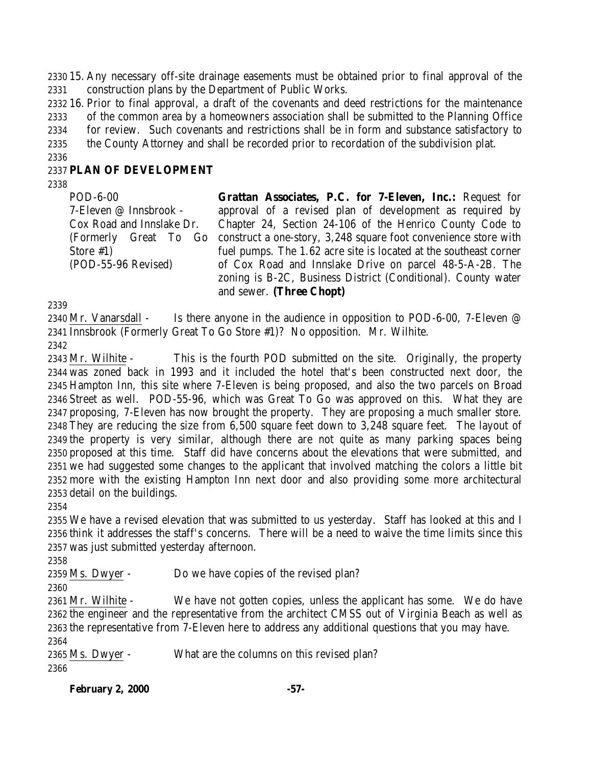15. Any necessary off-site drainage easements must be obtained prior to final approval of the construction plans by the Department of Public Works.
16. Prior to final approval, a draft of the covenants and deed restrictions for the maintenance of the common area by a homeowners association shall be submitted to the Planning Office for review. Such covenants and restrictions shall be in form and substance satisfactory to the County Attorney and shall be recorded prior to recordation of the subdivision plat.

## PLAN OF DEVELOPMENT

| | |
|---|---|
| POD-6-00<br>7-Eleven @ Innsbrook - Cox Road and Innslake Dr.<br>(Formerly Great To Go Store #1)<br>(POD-55-96 Revised) | **Grattan Associates, P.C. for 7-Eleven, Inc.:** Request for approval of a revised plan of development as required by Chapter 24, Section 24-106 of the Henrico County Code to construct a one-story, 3,248 square foot convenience store with fuel pumps. The 1.62 acre site is located at the southeast corner of Cox Road and Innslake Drive on parcel 48-5-A-2B. The zoning is B-2C, Business District (Conditional). County water and sewer. **(Three Chopt)** |

Mr. Vanarsdall - Is there anyone in the audience in opposition to POD-6-00, 7-Eleven @ Innsbrook (Formerly Great To Go Store #1)? No opposition. Mr. Wilhite.

Mr. Wilhite - This is the fourth POD submitted on the site. Originally, the property was zoned back in 1993 and it included the hotel that's been constructed next door, the Hampton Inn, this site where 7-Eleven is being proposed, and also the two parcels on Broad Street as well. POD-55-96, which was Great To Go was approved on this. What they are proposing, 7-Eleven has now brought the property. They are proposing a much smaller store. They are reducing the size from 6,500 square feet down to 3,248 square feet. The layout of the property is very similar, although there are not quite as many parking spaces being proposed at this time. Staff did have concerns about the elevations that were submitted, and we had suggested some changes to the applicant that involved matching the colors a little bit more with the existing Hampton Inn next door and also providing some more architectural detail on the buildings.

We have a revised elevation that was submitted to us yesterday. Staff has looked at this and I think it addresses the staff's concerns. There will be a need to waive the time limits since this was just submitted yesterday afternoon.

Ms. Dwyer - Do we have copies of the revised plan?

Mr. Wilhite - We have not gotten copies, unless the applicant has some. We do have the engineer and the representative from the architect CMSS out of Virginia Beach as well as the representative from 7-Eleven here to address any additional questions that you may have.

Ms. Dwyer - What are the columns on this revised plan?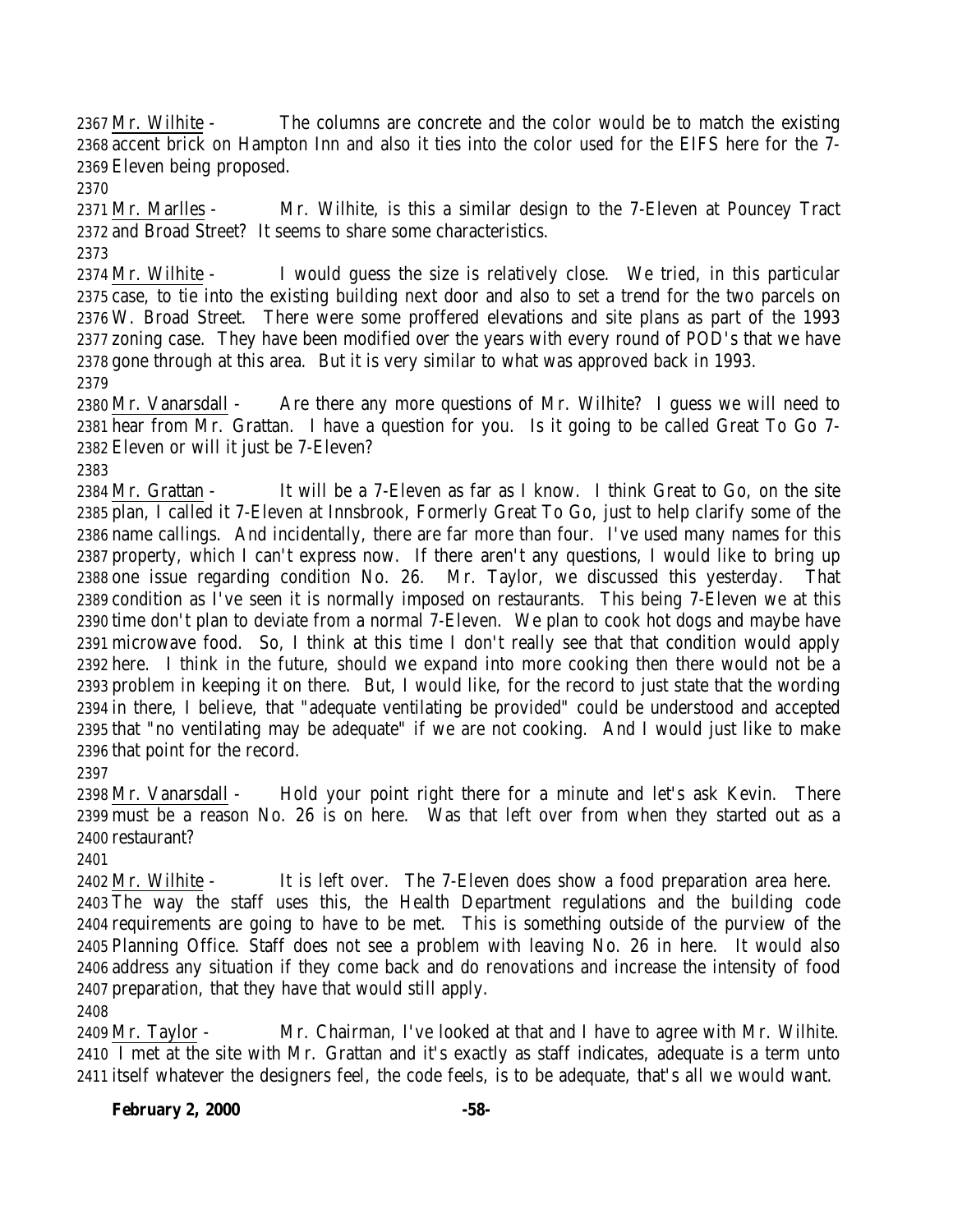2367 Mr. Wilhite - The columns are concrete and the color would be to match the existing 2368 accent brick on Hampton Inn and also it ties into the color used for the EIFS here for the 7-2369 Eleven being proposed.

2370

2371 Mr. Marlles - Mr. Wilhite, is this a similar design to the 7-Eleven at Pouncey Tract 2372 and Broad Street? It seems to share some characteristics.

2373

2374 Mr. Wilhite - I would guess the size is relatively close. We tried, in this particular 2375 case, to tie into the existing building next door and also to set a trend for the two parcels on 2376 W. Broad Street. There were some proffered elevations and site plans as part of the 1993 2377 zoning case. They have been modified over the years with every round of POD's that we have 2378 gone through at this area. But it is very similar to what was approved back in 1993.

2379

2380 Mr. Vanarsdall - Are there any more questions of Mr. Wilhite? I guess we will need to 2381 hear from Mr. Grattan. I have a question for you. Is it going to be called Great To Go 7-2382 Eleven or will it just be 7-Eleven?

2383

2384 Mr. Grattan - It will be a 7-Eleven as far as I know. I think Great to Go, on the site 2385 plan, I called it 7-Eleven at Innsbrook, Formerly Great To Go, just to help clarify some of the 2386 name callings. And incidentally, there are far more than four. I've used many names for this 2387 property, which I can't express now. If there aren't any questions, I would like to bring up 2388 one issue regarding condition No. 26. Mr. Taylor, we discussed this yesterday. That 2389 condition as I've seen it is normally imposed on restaurants. This being 7-Eleven we at this 2390 time don't plan to deviate from a normal 7-Eleven. We plan to cook hot dogs and maybe have 2391 microwave food. So, I think at this time I don't really see that that condition would apply 2392 here. I think in the future, should we expand into more cooking then there would not be a 2393 problem in keeping it on there. But, I would like, for the record to just state that the wording 2394 in there, I believe, that "adequate ventilating be provided" could be understood and accepted 2395 that "no ventilating may be adequate" if we are not cooking. And I would just like to make 2396 that point for the record.

2397

2398 Mr. Vanarsdall - Hold your point right there for a minute and let's ask Kevin. There 2399 must be a reason No. 26 is on here. Was that left over from when they started out as a 2400 restaurant?

2401

2402 Mr. Wilhite - It is left over. The 7-Eleven does show a food preparation area here. 2403 The way the staff uses this, the Health Department regulations and the building code 2404 requirements are going to have to be met. This is something outside of the purview of the 2405 Planning Office. Staff does not see a problem with leaving No. 26 in here. It would also 2406 address any situation if they come back and do renovations and increase the intensity of food 2407 preparation, that they have that would still apply.

2408

2409 Mr. Taylor - Mr. Chairman, I've looked at that and I have to agree with Mr. Wilhite. 2410 I met at the site with Mr. Grattan and it's exactly as staff indicates, adequate is a term unto 2411 itself whatever the designers feel, the code feels, is to be adequate, that's all we would want.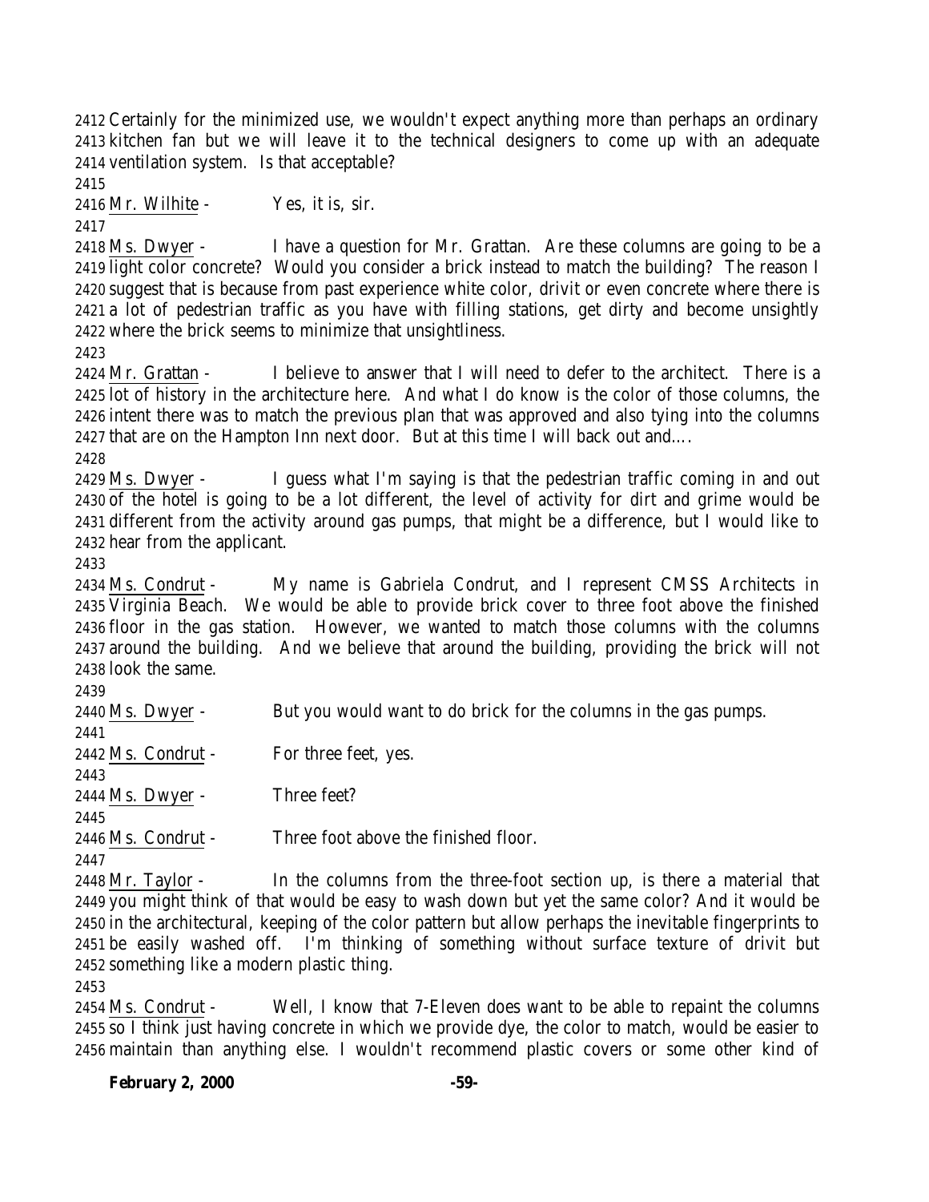Certainly for the minimized use, we wouldn't expect anything more than perhaps an ordinary kitchen fan but we will leave it to the technical designers to come up with an adequate ventilation system. Is that acceptable?

Mr. Wilhite - Yes, it is, sir.

Ms. Dwyer - I have a question for Mr. Grattan. Are these columns are going to be a light color concrete? Would you consider a brick instead to match the building? The reason I suggest that is because from past experience white color, drivit or even concrete where there is a lot of pedestrian traffic as you have with filling stations, get dirty and become unsightly where the brick seems to minimize that unsightliness.

Mr. Grattan - I believe to answer that I will need to defer to the architect. There is a lot of history in the architecture here. And what I do know is the color of those columns, the intent there was to match the previous plan that was approved and also tying into the columns that are on the Hampton Inn next door. But at this time I will back out and....

Ms. Dwyer - I guess what I'm saying is that the pedestrian traffic coming in and out of the hotel is going to be a lot different, the level of activity for dirt and grime would be different from the activity around gas pumps, that might be a difference, but I would like to hear from the applicant.

Ms. Condrut - My name is Gabriela Condrut, and I represent CMSS Architects in Virginia Beach. We would be able to provide brick cover to three foot above the finished floor in the gas station. However, we wanted to match those columns with the columns around the building. And we believe that around the building, providing the brick will not look the same.

Ms. Dwyer - But you would want to do brick for the columns in the gas pumps.

Ms. Condrut - For three feet, yes.

Ms. Dwyer - Three feet?

Ms. Condrut - Three foot above the finished floor.

Mr. Taylor - In the columns from the three-foot section up, is there a material that you might think of that would be easy to wash down but yet the same color? And it would be in the architectural, keeping of the color pattern but allow perhaps the inevitable fingerprints to be easily washed off. I'm thinking of something without surface texture of drivit but something like a modern plastic thing.

Ms. Condrut - Well, I know that 7-Eleven does want to be able to repaint the columns so I think just having concrete in which we provide dye, the color to match, would be easier to maintain than anything else. I wouldn't recommend plastic covers or some other kind of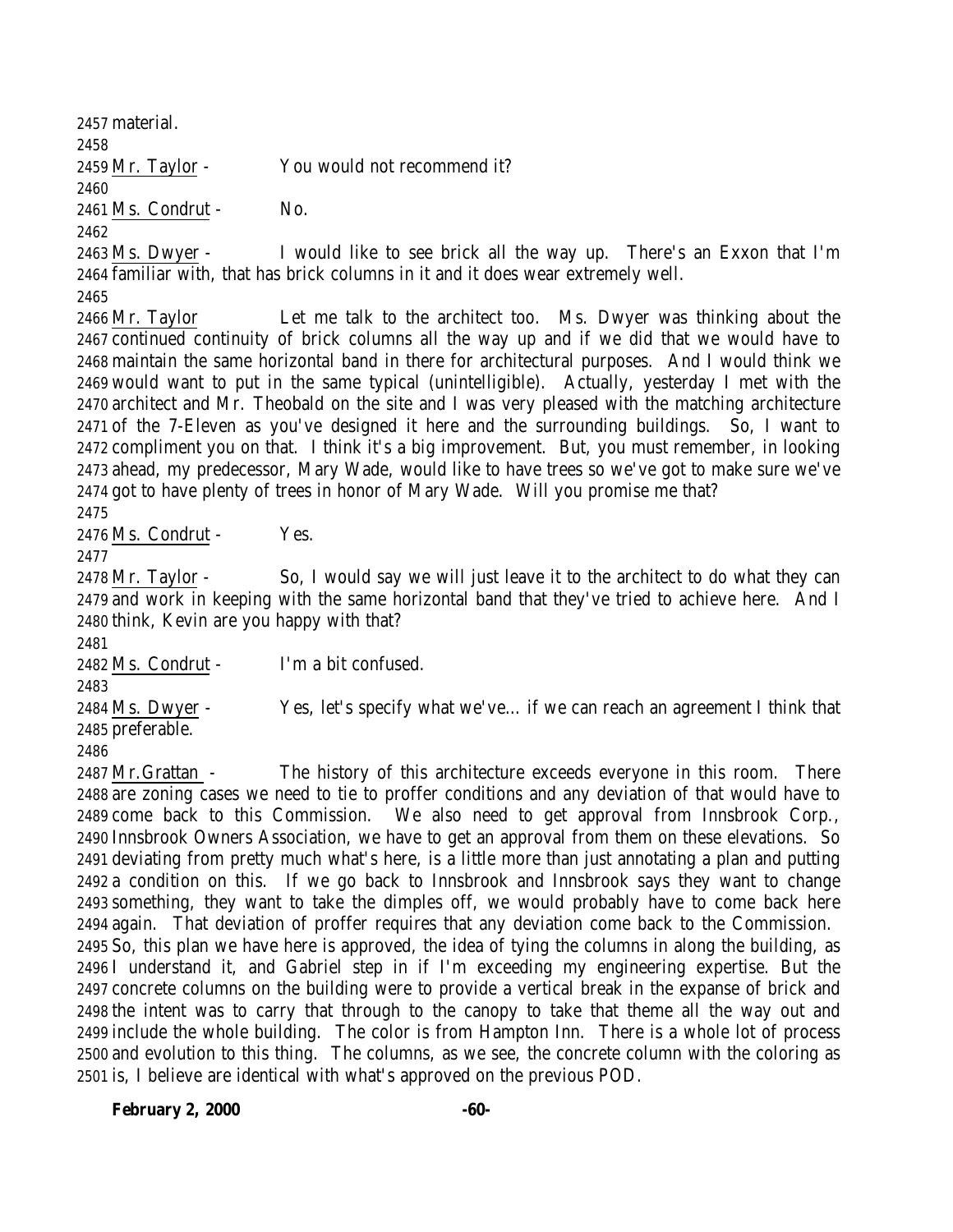material.

Mr. Taylor - You would not recommend it?

Ms. Condrut - No.

Ms. Dwyer - I would like to see brick all the way up. There's an Exxon that I'm familiar with, that has brick columns in it and it does wear extremely well.

Mr. Taylor Let me talk to the architect too. Ms. Dwyer was thinking about the continued continuity of brick columns all the way up and if we did that we would have to maintain the same horizontal band in there for architectural purposes. And I would think we would want to put in the same typical (unintelligible). Actually, yesterday I met with the architect and Mr. Theobald on the site and I was very pleased with the matching architecture of the 7-Eleven as you've designed it here and the surrounding buildings. So, I want to compliment you on that. I think it's a big improvement. But, you must remember, in looking ahead, my predecessor, Mary Wade, would like to have trees so we've got to make sure we've got to have plenty of trees in honor of Mary Wade. Will you promise me that?

Ms. Condrut - Yes.

Mr. Taylor - So, I would say we will just leave it to the architect to do what they can and work in keeping with the same horizontal band that they've tried to achieve here. And I think, Kevin are you happy with that?

Ms. Condrut - I'm a bit confused.

Ms. Dwyer - Yes, let's specify what we've... if we can reach an agreement I think that preferable.

Mr.Grattan - The history of this architecture exceeds everyone in this room. There are zoning cases we need to tie to proffer conditions and any deviation of that would have to come back to this Commission. We also need to get approval from Innsbrook Corp., Innsbrook Owners Association, we have to get an approval from them on these elevations. So deviating from pretty much what's here, is a little more than just annotating a plan and putting a condition on this. If we go back to Innsbrook and Innsbrook says they want to change something, they want to take the dimples off, we would probably have to come back here again. That deviation of proffer requires that any deviation come back to the Commission. So, this plan we have here is approved, the idea of tying the columns in along the building, as I understand it, and Gabriel step in if I'm exceeding my engineering expertise. But the concrete columns on the building were to provide a vertical break in the expanse of brick and the intent was to carry that through to the canopy to take that theme all the way out and include the whole building. The color is from Hampton Inn. There is a whole lot of process and evolution to this thing. The columns, as we see, the concrete column with the coloring as is, I believe are identical with what's approved on the previous POD.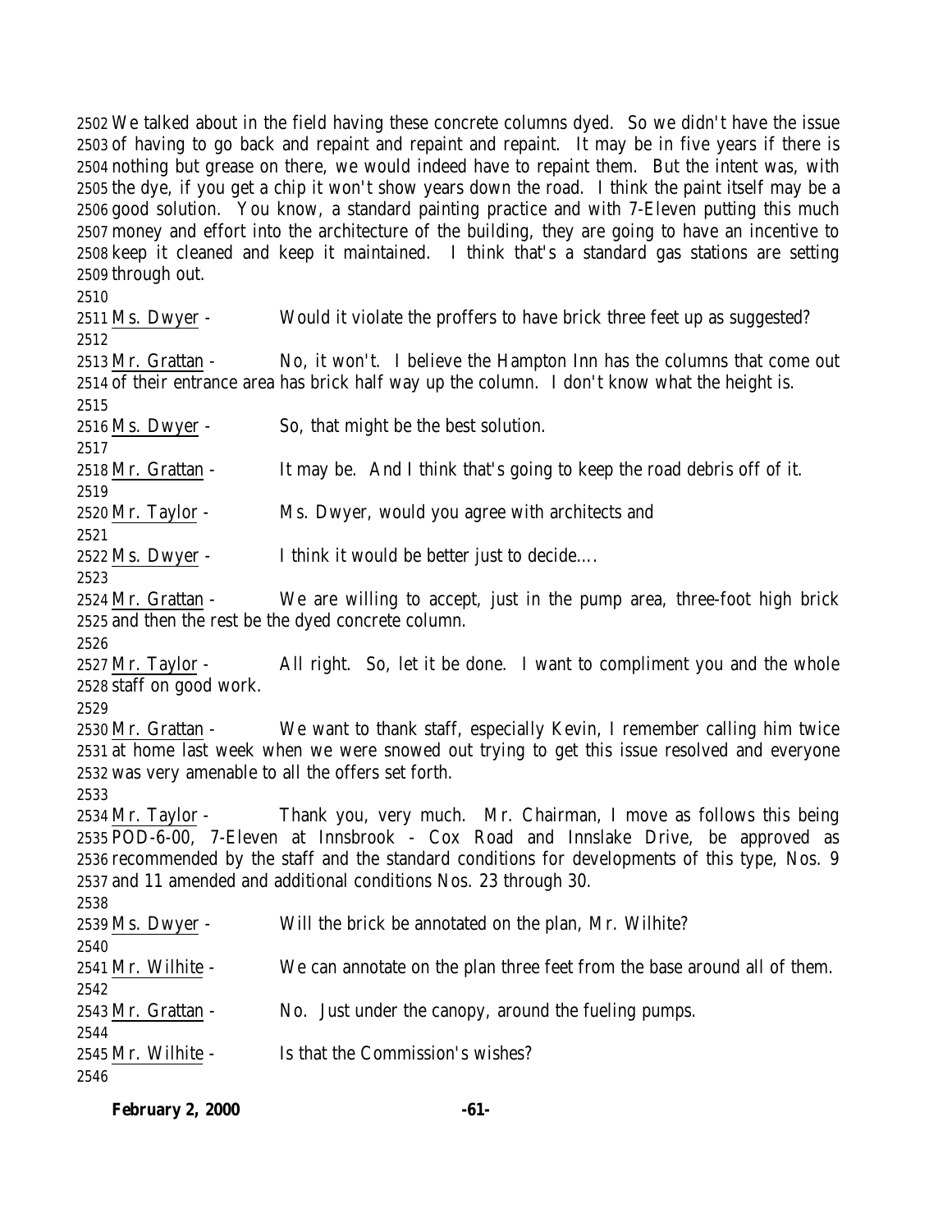We talked about in the field having these concrete columns dyed. So we didn't have the issue of having to go back and repaint and repaint and repaint. It may be in five years if there is nothing but grease on there, we would indeed have to repaint them. But the intent was, with the dye, if you get a chip it won't show years down the road. I think the paint itself may be a good solution. You know, a standard painting practice and with 7-Eleven putting this much money and effort into the architecture of the building, they are going to have an incentive to keep it cleaned and keep it maintained. I think that's a standard gas stations are setting through out.

Ms. Dwyer - Would it violate the proffers to have brick three feet up as suggested?

Mr. Grattan - No, it won't. I believe the Hampton Inn has the columns that come out of their entrance area has brick half way up the column. I don't know what the height is.

Ms. Dwyer - So, that might be the best solution.

Mr. Grattan - It may be. And I think that's going to keep the road debris off of it.

Mr. Taylor - Ms. Dwyer, would you agree with architects and

Ms. Dwyer - I think it would be better just to decide….

Mr. Grattan - We are willing to accept, just in the pump area, three-foot high brick and then the rest be the dyed concrete column.

Mr. Taylor - All right. So, let it be done. I want to compliment you and the whole staff on good work.

Mr. Grattan - We want to thank staff, especially Kevin, I remember calling him twice at home last week when we were snowed out trying to get this issue resolved and everyone was very amenable to all the offers set forth.

Mr. Taylor - Thank you, very much. Mr. Chairman, I move as follows this being POD-6-00, 7-Eleven at Innsbrook - Cox Road and Innslake Drive, be approved as recommended by the staff and the standard conditions for developments of this type, Nos. 9 and 11 amended and additional conditions Nos. 23 through 30.

Ms. Dwyer - Will the brick be annotated on the plan, Mr. Wilhite?

Mr. Wilhite - We can annotate on the plan three feet from the base around all of them.

Mr. Grattan - No. Just under the canopy, around the fueling pumps.

Mr. Wilhite - Is that the Commission's wishes?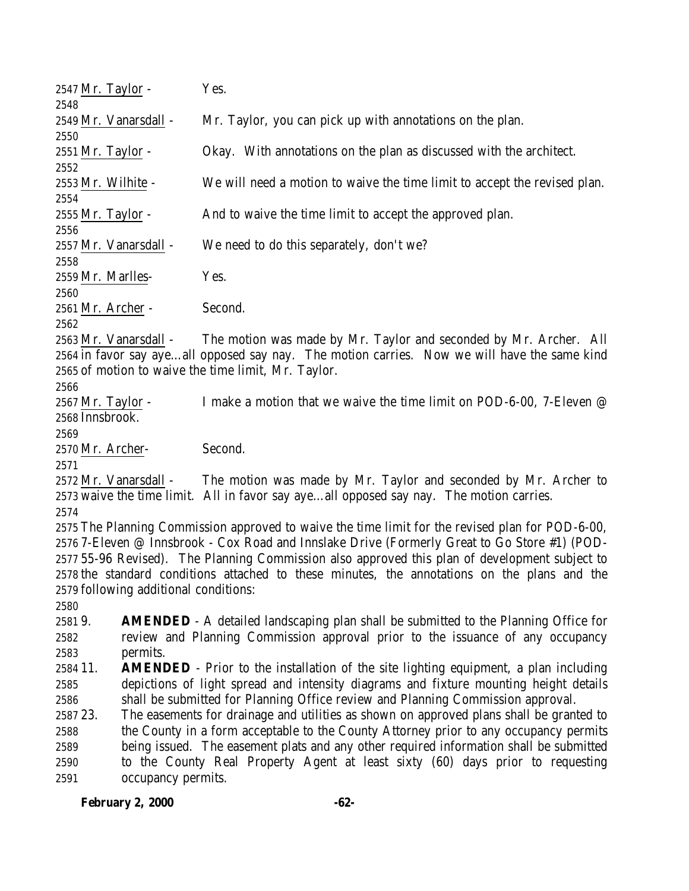Mr. Taylor - Yes.

Mr. Vanarsdall - Mr. Taylor, you can pick up with annotations on the plan.

Mr. Taylor - Okay. With annotations on the plan as discussed with the architect.

Mr. Wilhite - We will need a motion to waive the time limit to accept the revised plan.

Mr. Taylor - And to waive the time limit to accept the approved plan.

Mr. Vanarsdall - We need to do this separately, don't we?

Mr. Marlles- Yes.

Mr. Archer - Second.

Mr. Vanarsdall - The motion was made by Mr. Taylor and seconded by Mr. Archer. All in favor say aye…all opposed say nay. The motion carries. Now we will have the same kind of motion to waive the time limit, Mr. Taylor.

Mr. Taylor - I make a motion that we waive the time limit on POD-6-00, 7-Eleven @ Innsbrook.

Mr. Archer- Second.

Mr. Vanarsdall - The motion was made by Mr. Taylor and seconded by Mr. Archer to waive the time limit. All in favor say aye…all opposed say nay. The motion carries.

The Planning Commission approved to waive the time limit for the revised plan for POD-6-00, 7-Eleven @ Innsbrook - Cox Road and Innslake Drive (Formerly Great to Go Store #1) (POD-55-96 Revised). The Planning Commission also approved this plan of development subject to the standard conditions attached to these minutes, the annotations on the plans and the following additional conditions:

9. **AMENDED** - A detailed landscaping plan shall be submitted to the Planning Office for review and Planning Commission approval prior to the issuance of any occupancy permits.
11. **AMENDED** - Prior to the installation of the site lighting equipment, a plan including depictions of light spread and intensity diagrams and fixture mounting height details shall be submitted for Planning Office review and Planning Commission approval.
23. The easements for drainage and utilities as shown on approved plans shall be granted to the County in a form acceptable to the County Attorney prior to any occupancy permits being issued. The easement plats and any other required information shall be submitted to the County Real Property Agent at least sixty (60) days prior to requesting occupancy permits.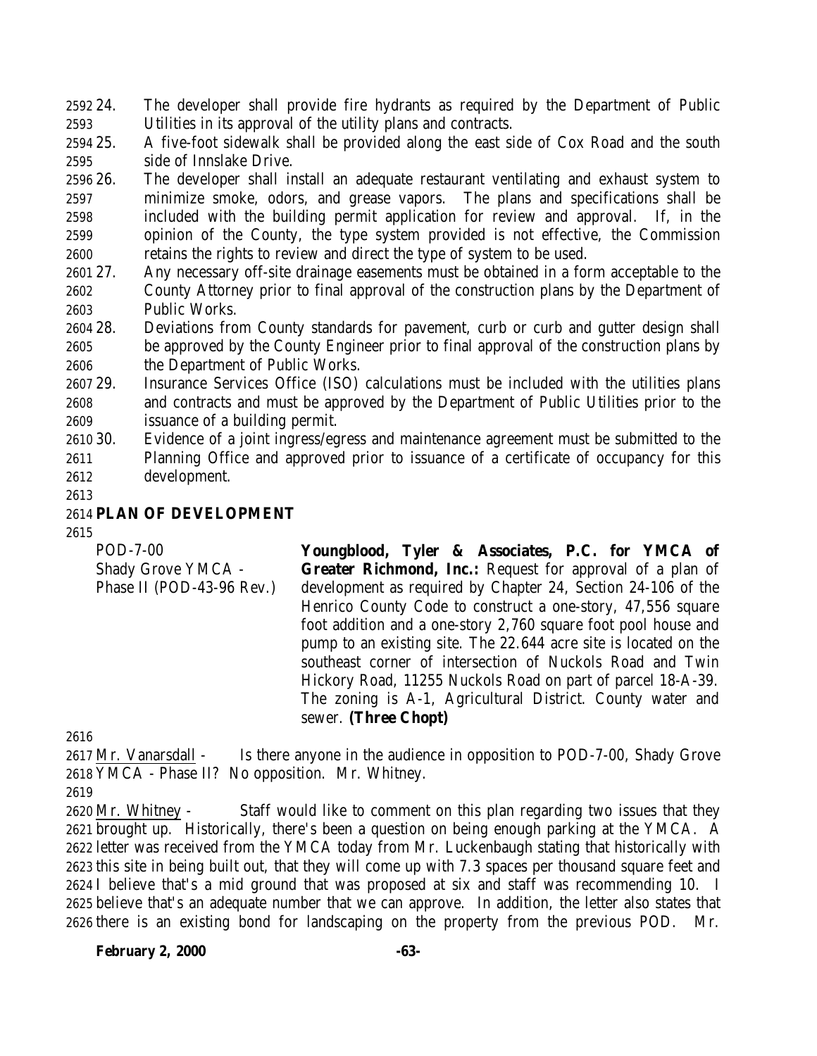24. The developer shall provide fire hydrants as required by the Department of Public Utilities in its approval of the utility plans and contracts.
25. A five-foot sidewalk shall be provided along the east side of Cox Road and the south side of Innslake Drive.
26. The developer shall install an adequate restaurant ventilating and exhaust system to minimize smoke, odors, and grease vapors. The plans and specifications shall be included with the building permit application for review and approval. If, in the opinion of the County, the type system provided is not effective, the Commission retains the rights to review and direct the type of system to be used.
27. Any necessary off-site drainage easements must be obtained in a form acceptable to the County Attorney prior to final approval of the construction plans by the Department of Public Works.
28. Deviations from County standards for pavement, curb or curb and gutter design shall be approved by the County Engineer prior to final approval of the construction plans by the Department of Public Works.
29. Insurance Services Office (ISO) calculations must be included with the utilities plans and contracts and must be approved by the Department of Public Utilities prior to the issuance of a building permit.
30. Evidence of a joint ingress/egress and maintenance agreement must be submitted to the Planning Office and approved prior to issuance of a certificate of occupancy for this development.

## PLAN OF DEVELOPMENT

POD-7-00
Shady Grove YMCA - Phase II (POD-43-96 Rev.)

**Youngblood, Tyler & Associates, P.C. for YMCA of Greater Richmond, Inc.:** Request for approval of a plan of development as required by Chapter 24, Section 24-106 of the Henrico County Code to construct a one-story, 47,556 square foot addition and a one-story 2,760 square foot pool house and pump to an existing site. The 22.644 acre site is located on the southeast corner of intersection of Nuckols Road and Twin Hickory Road, 11255 Nuckols Road on part of parcel 18-A-39. The zoning is A-1, Agricultural District. County water and sewer. **(Three Chopt)**

Mr. Vanarsdall - Is there anyone in the audience in opposition to POD-7-00, Shady Grove YMCA - Phase II? No opposition. Mr. Whitney.

Mr. Whitney - Staff would like to comment on this plan regarding two issues that they brought up. Historically, there's been a question on being enough parking at the YMCA. A letter was received from the YMCA today from Mr. Luckenbaugh stating that historically with this site in being built out, that they will come up with 7.3 spaces per thousand square feet and I believe that's a mid ground that was proposed at six and staff was recommending 10. I believe that's an adequate number that we can approve. In addition, the letter also states that there is an existing bond for landscaping on the property from the previous POD. Mr.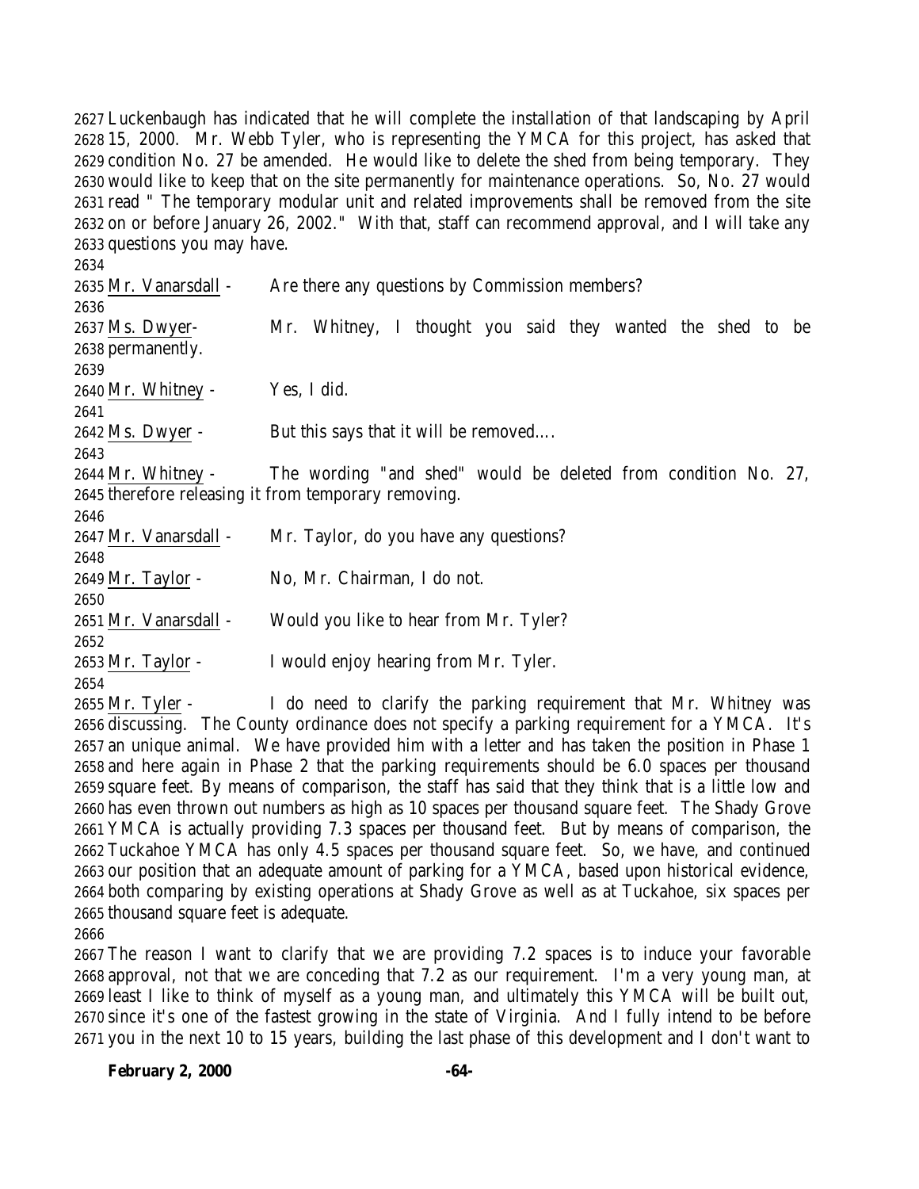Luckenbaugh has indicated that he will complete the installation of that landscaping by April 15, 2000. Mr. Webb Tyler, who is representing the YMCA for this project, has asked that condition No. 27 be amended. He would like to delete the shed from being temporary. They would like to keep that on the site permanently for maintenance operations. So, No. 27 would read " The temporary modular unit and related improvements shall be removed from the site on or before January 26, 2002." With that, staff can recommend approval, and I will take any questions you may have.

Mr. Vanarsdall - Are there any questions by Commission members?

Ms. Dwyer- Mr. Whitney, I thought you said they wanted the shed to be permanently.

Mr. Whitney - Yes, I did.

Ms. Dwyer - But this says that it will be removed….

Mr. Whitney - The wording "and shed" would be deleted from condition No. 27, therefore releasing it from temporary removing.

Mr. Vanarsdall - Mr. Taylor, do you have any questions?

Mr. Taylor - No, Mr. Chairman, I do not.

Mr. Vanarsdall - Would you like to hear from Mr. Tyler?

Mr. Taylor - I would enjoy hearing from Mr. Tyler.

Mr. Tyler - I do need to clarify the parking requirement that Mr. Whitney was discussing. The County ordinance does not specify a parking requirement for a YMCA. It's an unique animal. We have provided him with a letter and has taken the position in Phase 1 and here again in Phase 2 that the parking requirements should be 6.0 spaces per thousand square feet. By means of comparison, the staff has said that they think that is a little low and has even thrown out numbers as high as 10 spaces per thousand square feet. The Shady Grove YMCA is actually providing 7.3 spaces per thousand feet. But by means of comparison, the Tuckahoe YMCA has only 4.5 spaces per thousand square feet. So, we have, and continued our position that an adequate amount of parking for a YMCA, based upon historical evidence, both comparing by existing operations at Shady Grove as well as at Tuckahoe, six spaces per thousand square feet is adequate.

The reason I want to clarify that we are providing 7.2 spaces is to induce your favorable approval, not that we are conceding that 7.2 as our requirement. I'm a very young man, at least I like to think of myself as a young man, and ultimately this YMCA will be built out, since it's one of the fastest growing in the state of Virginia. And I fully intend to be before you in the next 10 to 15 years, building the last phase of this development and I don't want to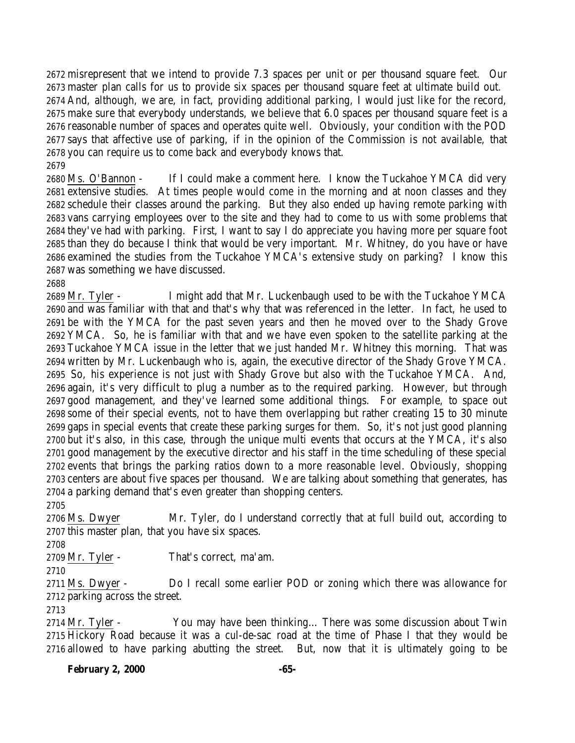misrepresent that we intend to provide 7.3 spaces per unit or per thousand square feet. Our master plan calls for us to provide six spaces per thousand square feet at ultimate build out. And, although, we are, in fact, providing additional parking, I would just like for the record, make sure that everybody understands, we believe that 6.0 spaces per thousand square feet is a reasonable number of spaces and operates quite well. Obviously, your condition with the POD says that affective use of parking, if in the opinion of the Commission is not available, that you can require us to come back and everybody knows that.

Ms. O'Bannon - If I could make a comment here. I know the Tuckahoe YMCA did very extensive studies. At times people would come in the morning and at noon classes and they schedule their classes around the parking. But they also ended up having remote parking with vans carrying employees over to the site and they had to come to us with some problems that they've had with parking. First, I want to say I do appreciate you having more per square foot than they do because I think that would be very important. Mr. Whitney, do you have or have examined the studies from the Tuckahoe YMCA's extensive study on parking? I know this was something we have discussed.

Mr. Tyler - I might add that Mr. Luckenbaugh used to be with the Tuckahoe YMCA and was familiar with that and that's why that was referenced in the letter. In fact, he used to be with the YMCA for the past seven years and then he moved over to the Shady Grove YMCA. So, he is familiar with that and we have even spoken to the satellite parking at the Tuckahoe YMCA issue in the letter that we just handed Mr. Whitney this morning. That was written by Mr. Luckenbaugh who is, again, the executive director of the Shady Grove YMCA. So, his experience is not just with Shady Grove but also with the Tuckahoe YMCA. And, again, it's very difficult to plug a number as to the required parking. However, but through good management, and they've learned some additional things. For example, to space out some of their special events, not to have them overlapping but rather creating 15 to 30 minute gaps in special events that create these parking surges for them. So, it's not just good planning but it's also, in this case, through the unique multi events that occurs at the YMCA, it's also good management by the executive director and his staff in the time scheduling of these special events that brings the parking ratios down to a more reasonable level. Obviously, shopping centers are about five spaces per thousand. We are talking about something that generates, has a parking demand that's even greater than shopping centers.

Ms. Dwyer Mr. Tyler, do I understand correctly that at full build out, according to this master plan, that you have six spaces.

Mr. Tyler - That's correct, ma'am.

Ms. Dwyer - Do I recall some earlier POD or zoning which there was allowance for parking across the street.

Mr. Tyler - You may have been thinking… There was some discussion about Twin Hickory Road because it was a cul-de-sac road at the time of Phase I that they would be allowed to have parking abutting the street. But, now that it is ultimately going to be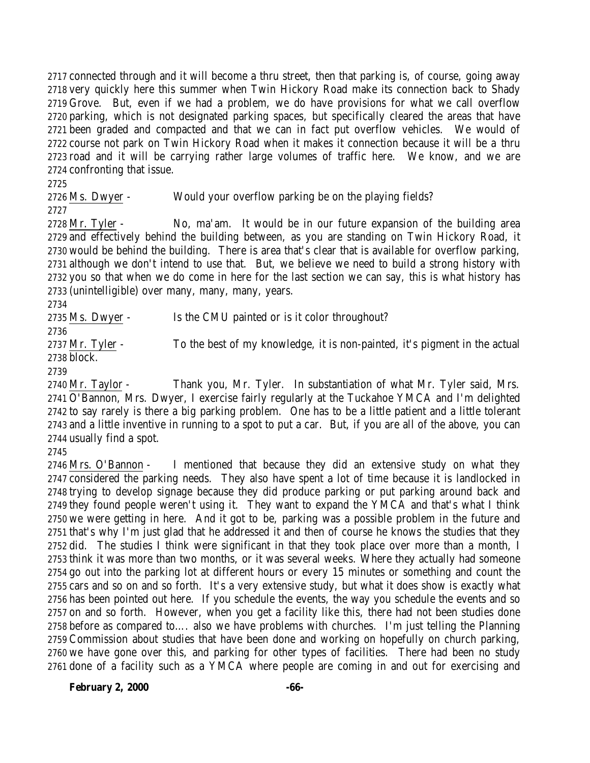2717 connected through and it will become a thru street, then that parking is, of course, going away
2718 very quickly here this summer when Twin Hickory Road make its connection back to Shady
2719 Grove. But, even if we had a problem, we do have provisions for what we call overflow
2720 parking, which is not designated parking spaces, but specifically cleared the areas that have
2721 been graded and compacted and that we can in fact put overflow vehicles. We would of
2722 course not park on Twin Hickory Road when it makes it connection because it will be a thru
2723 road and it will be carrying rather large volumes of traffic here. We know, and we are
2724 confronting that issue.
2725
2726 Ms. Dwyer - Would your overflow parking be on the playing fields?
2727
2728 Mr. Tyler - No, ma'am. It would be in our future expansion of the building area
2729 and effectively behind the building between, as you are standing on Twin Hickory Road, it
2730 would be behind the building. There is area that's clear that is available for overflow parking,
2731 although we don't intend to use that. But, we believe we need to build a strong history with
2732 you so that when we do come in here for the last section we can say, this is what history has
2733 (unintelligible) over many, many, many, years.
2734
2735 Ms. Dwyer - Is the CMU painted or is it color throughout?
2736
2737 Mr. Tyler - To the best of my knowledge, it is non-painted, it's pigment in the actual
2738 block.
2739
2740 Mr. Taylor - Thank you, Mr. Tyler. In substantiation of what Mr. Tyler said, Mrs.
2741 O'Bannon, Mrs. Dwyer, I exercise fairly regularly at the Tuckahoe YMCA and I'm delighted
2742 to say rarely is there a big parking problem. One has to be a little patient and a little tolerant
2743 and a little inventive in running to a spot to put a car. But, if you are all of the above, you can
2744 usually find a spot.
2745
2746 Mrs. O'Bannon - I mentioned that because they did an extensive study on what they
2747 considered the parking needs. They also have spent a lot of time because it is landlocked in
2748 trying to develop signage because they did produce parking or put parking around back and
2749 they found people weren't using it. They want to expand the YMCA and that's what I think
2750 we were getting in here. And it got to be, parking was a possible problem in the future and
2751 that's why I'm just glad that he addressed it and then of course he knows the studies that they
2752 did. The studies I think were significant in that they took place over more than a month, I
2753 think it was more than two months, or it was several weeks. Where they actually had someone
2754 go out into the parking lot at different hours or every 15 minutes or something and count the
2755 cars and so on and so forth. It's a very extensive study, but what it does show is exactly what
2756 has been pointed out here. If you schedule the events, the way you schedule the events and so
2757 on and so forth. However, when you get a facility like this, there had not been studies done
2758 before as compared to.... also we have problems with churches. I'm just telling the Planning
2759 Commission about studies that have been done and working on hopefully on church parking,
2760 we have gone over this, and parking for other types of facilities. There had been no study
2761 done of a facility such as a YMCA where people are coming in and out for exercising and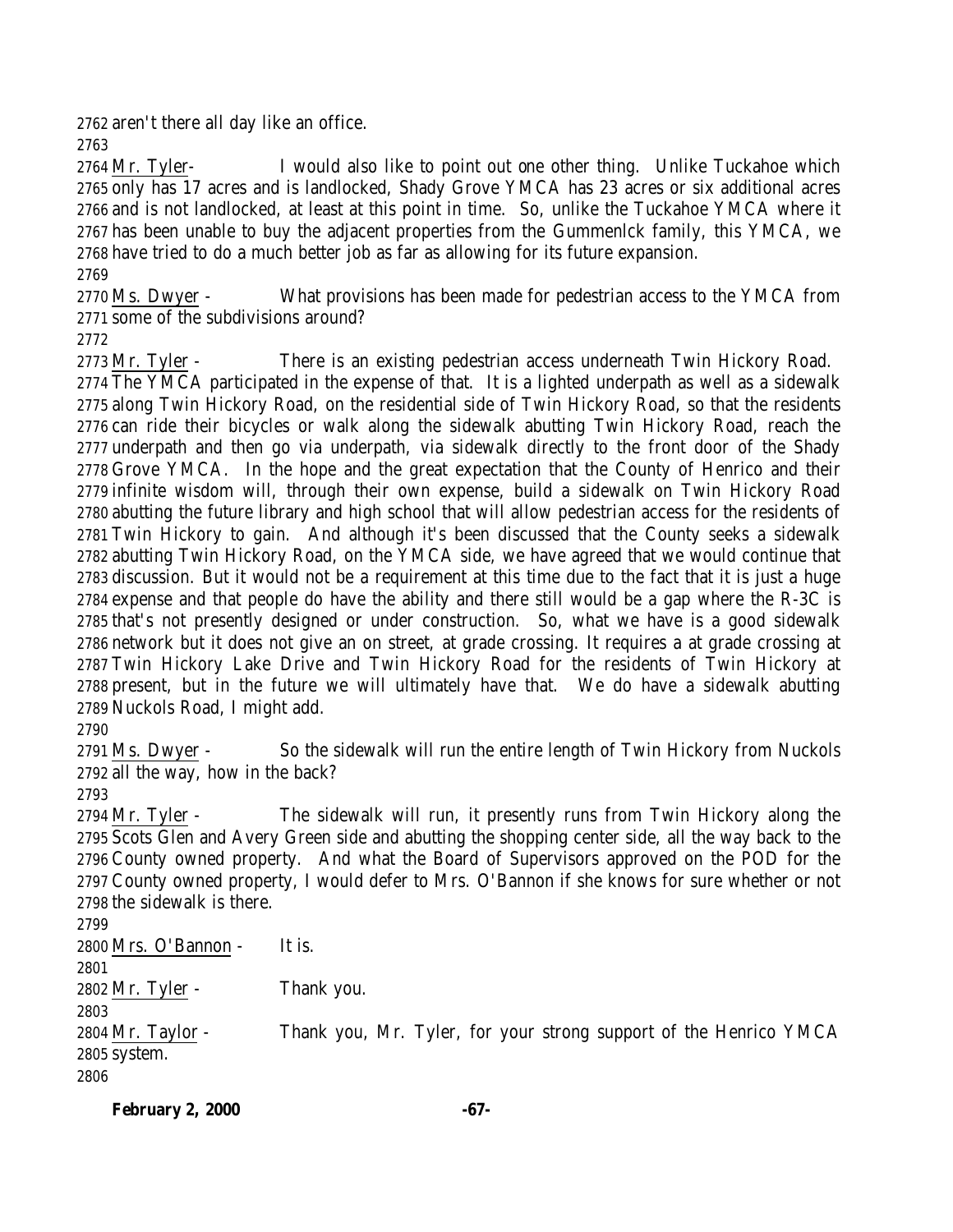aren't there all day like an office.

Mr. Tyler- I would also like to point out one other thing. Unlike Tuckahoe which only has 17 acres and is landlocked, Shady Grove YMCA has 23 acres or six additional acres and is not landlocked, at least at this point in time. So, unlike the Tuckahoe YMCA where it has been unable to buy the adjacent properties from the Gummenlck family, this YMCA, we have tried to do a much better job as far as allowing for its future expansion.

Ms. Dwyer - What provisions has been made for pedestrian access to the YMCA from some of the subdivisions around?

Mr. Tyler - There is an existing pedestrian access underneath Twin Hickory Road. The YMCA participated in the expense of that. It is a lighted underpath as well as a sidewalk along Twin Hickory Road, on the residential side of Twin Hickory Road, so that the residents can ride their bicycles or walk along the sidewalk abutting Twin Hickory Road, reach the underpath and then go via underpath, via sidewalk directly to the front door of the Shady Grove YMCA. In the hope and the great expectation that the County of Henrico and their infinite wisdom will, through their own expense, build a sidewalk on Twin Hickory Road abutting the future library and high school that will allow pedestrian access for the residents of Twin Hickory to gain. And although it's been discussed that the County seeks a sidewalk abutting Twin Hickory Road, on the YMCA side, we have agreed that we would continue that discussion. But it would not be a requirement at this time due to the fact that it is just a huge expense and that people do have the ability and there still would be a gap where the R-3C is that's not presently designed or under construction. So, what we have is a good sidewalk network but it does not give an on street, at grade crossing. It requires a at grade crossing at Twin Hickory Lake Drive and Twin Hickory Road for the residents of Twin Hickory at present, but in the future we will ultimately have that. We do have a sidewalk abutting Nuckols Road, I might add.

Ms. Dwyer - So the sidewalk will run the entire length of Twin Hickory from Nuckols all the way, how in the back?

Mr. Tyler - The sidewalk will run, it presently runs from Twin Hickory along the Scots Glen and Avery Green side and abutting the shopping center side, all the way back to the County owned property. And what the Board of Supervisors approved on the POD for the County owned property, I would defer to Mrs. O'Bannon if she knows for sure whether or not the sidewalk is there.

Mrs. O'Bannon - It is.

Mr. Tyler - Thank you.

Mr. Taylor - Thank you, Mr. Tyler, for your strong support of the Henrico YMCA system.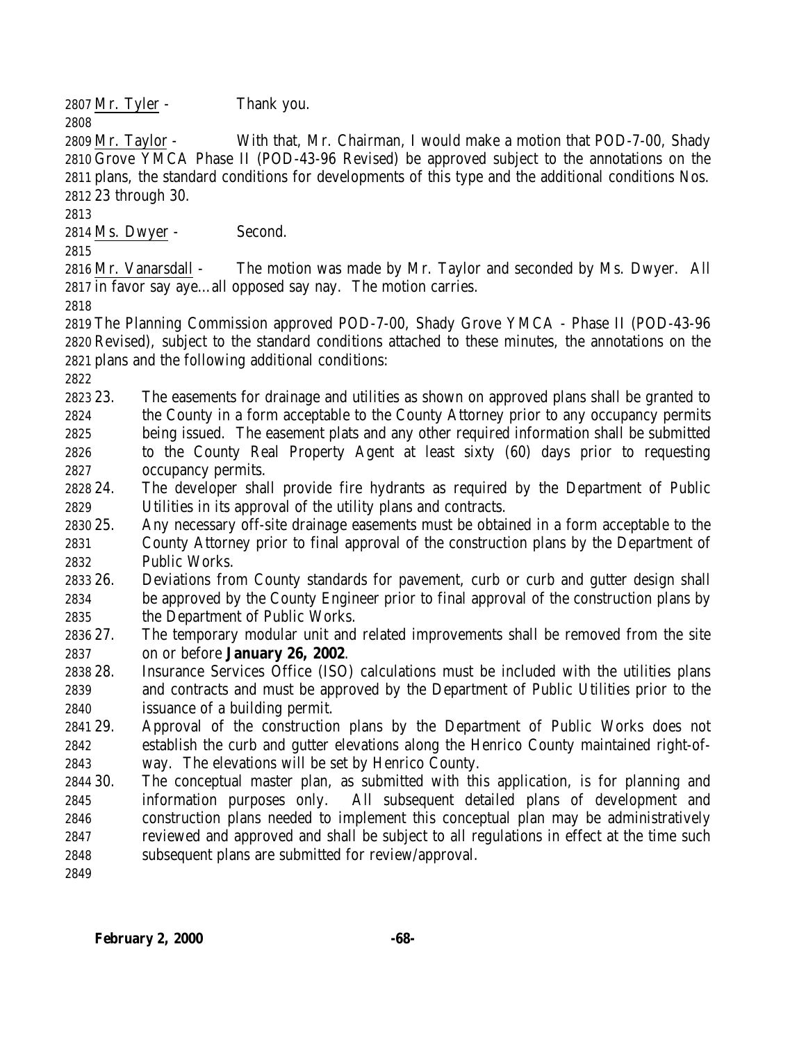Mr. Tyler - Thank you.

Mr. Taylor - With that, Mr. Chairman, I would make a motion that POD-7-00, Shady Grove YMCA Phase II (POD-43-96 Revised) be approved subject to the annotations on the plans, the standard conditions for developments of this type and the additional conditions Nos. 23 through 30.

Ms. Dwyer - Second.

Mr. Vanarsdall - The motion was made by Mr. Taylor and seconded by Ms. Dwyer. All in favor say aye…all opposed say nay. The motion carries.

The Planning Commission approved POD-7-00, Shady Grove YMCA - Phase II (POD-43-96 Revised), subject to the standard conditions attached to these minutes, the annotations on the plans and the following additional conditions:

23. The easements for drainage and utilities as shown on approved plans shall be granted to the County in a form acceptable to the County Attorney prior to any occupancy permits being issued. The easement plats and any other required information shall be submitted to the County Real Property Agent at least sixty (60) days prior to requesting occupancy permits.
24. The developer shall provide fire hydrants as required by the Department of Public Utilities in its approval of the utility plans and contracts.
25. Any necessary off-site drainage easements must be obtained in a form acceptable to the County Attorney prior to final approval of the construction plans by the Department of Public Works.
26. Deviations from County standards for pavement, curb or curb and gutter design shall be approved by the County Engineer prior to final approval of the construction plans by the Department of Public Works.
27. The temporary modular unit and related improvements shall be removed from the site on or before **January 26, 2002**.
28. Insurance Services Office (ISO) calculations must be included with the utilities plans and contracts and must be approved by the Department of Public Utilities prior to the issuance of a building permit.
29. Approval of the construction plans by the Department of Public Works does not establish the curb and gutter elevations along the Henrico County maintained right-of-way. The elevations will be set by Henrico County.
30. The conceptual master plan, as submitted with this application, is for planning and information purposes only. All subsequent detailed plans of development and construction plans needed to implement this conceptual plan may be administratively reviewed and approved and shall be subject to all regulations in effect at the time such subsequent plans are submitted for review/approval.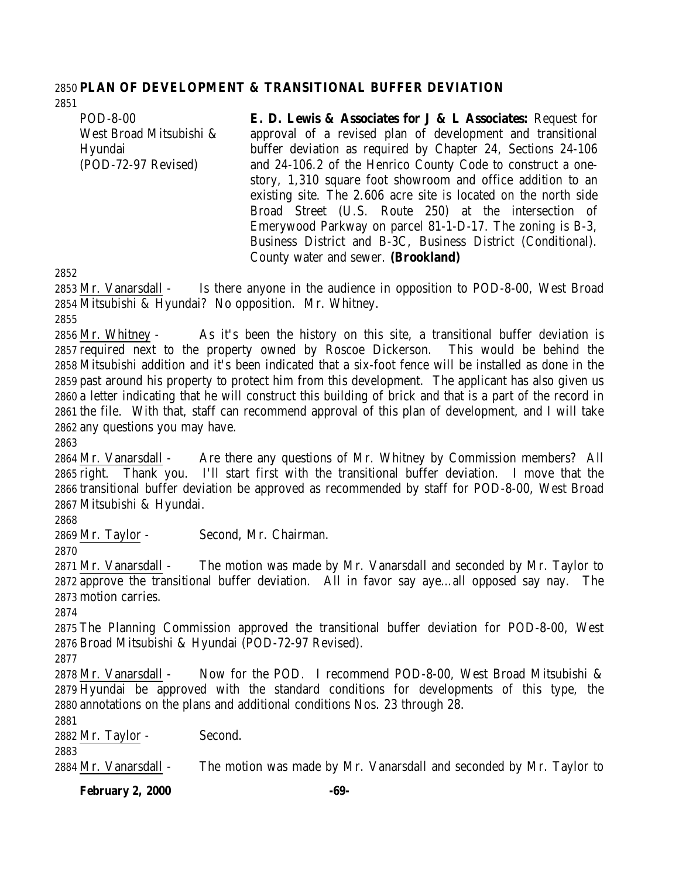## PLAN OF DEVELOPMENT & TRANSITIONAL BUFFER DEVIATION

POD-8-00
West Broad Mitsubishi & Hyundai
(POD-72-97 Revised)

**E. D. Lewis & Associates for J & L Associates:** Request for approval of a revised plan of development and transitional buffer deviation as required by Chapter 24, Sections 24-106 and 24-106.2 of the Henrico County Code to construct a one-story, 1,310 square foot showroom and office addition to an existing site. The 2.606 acre site is located on the north side Broad Street (U.S. Route 250) at the intersection of Emerywood Parkway on parcel 81-1-D-17. The zoning is B-3, Business District and B-3C, Business District (Conditional). County water and sewer. **(Brookland)**

Mr. Vanarsdall - Is there anyone in the audience in opposition to POD-8-00, West Broad Mitsubishi & Hyundai? No opposition. Mr. Whitney.

Mr. Whitney - As it's been the history on this site, a transitional buffer deviation is required next to the property owned by Roscoe Dickerson. This would be behind the Mitsubishi addition and it's been indicated that a six-foot fence will be installed as done in the past around his property to protect him from this development. The applicant has also given us a letter indicating that he will construct this building of brick and that is a part of the record in the file. With that, staff can recommend approval of this plan of development, and I will take any questions you may have.

Mr. Vanarsdall - Are there any questions of Mr. Whitney by Commission members? All right. Thank you. I'll start first with the transitional buffer deviation. I move that the transitional buffer deviation be approved as recommended by staff for POD-8-00, West Broad Mitsubishi & Hyundai.

Mr. Taylor - Second, Mr. Chairman.

Mr. Vanarsdall - The motion was made by Mr. Vanarsdall and seconded by Mr. Taylor to approve the transitional buffer deviation. All in favor say aye…all opposed say nay. The motion carries.

The Planning Commission approved the transitional buffer deviation for POD-8-00, West Broad Mitsubishi & Hyundai (POD-72-97 Revised).

Mr. Vanarsdall - Now for the POD. I recommend POD-8-00, West Broad Mitsubishi & Hyundai be approved with the standard conditions for developments of this type, the annotations on the plans and additional conditions Nos. 23 through 28.

Mr. Taylor - Second.

Mr. Vanarsdall - The motion was made by Mr. Vanarsdall and seconded by Mr. Taylor to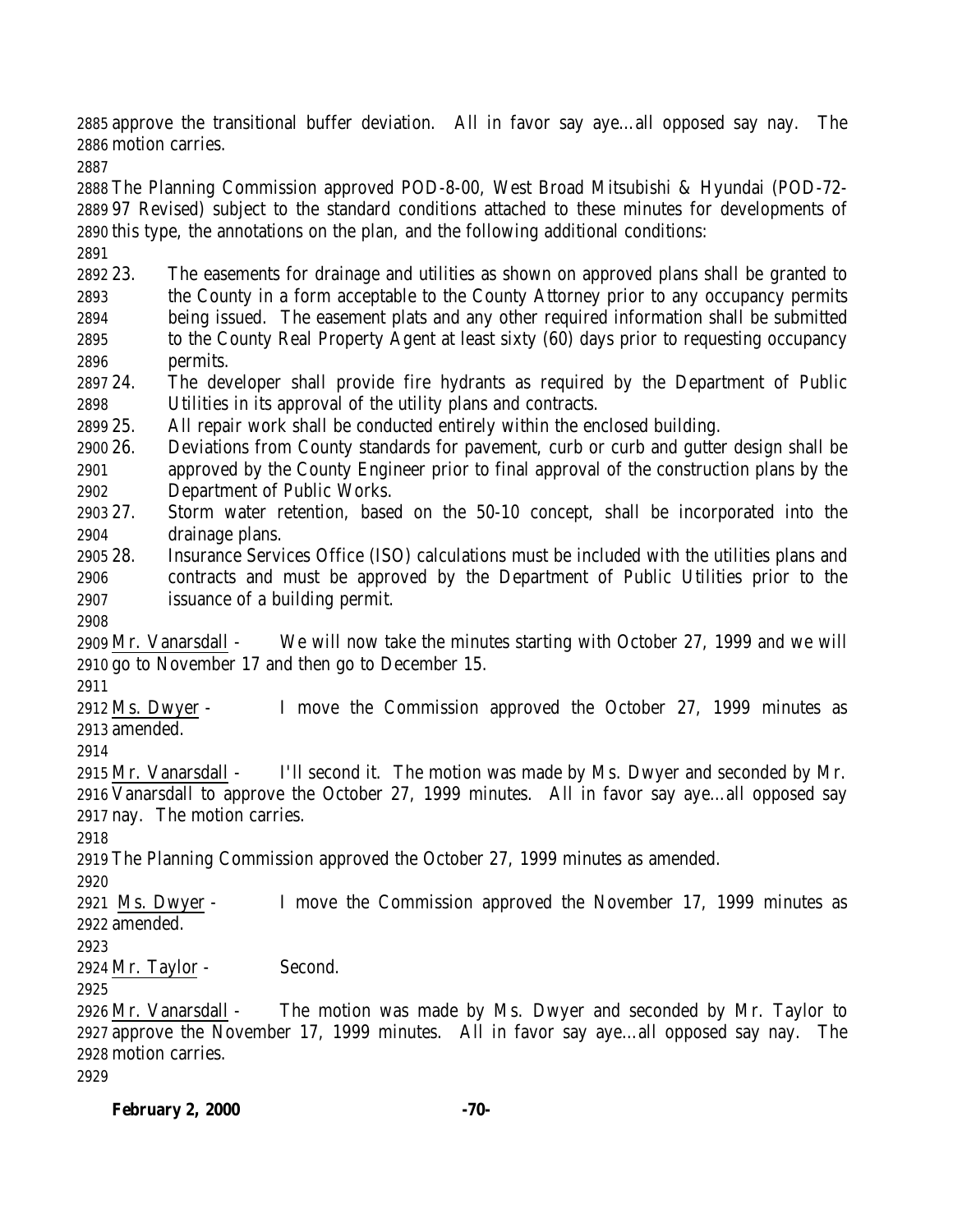approve the transitional buffer deviation. All in favor say aye…all opposed say nay. The motion carries.

The Planning Commission approved POD-8-00, West Broad Mitsubishi & Hyundai (POD-72-97 Revised) subject to the standard conditions attached to these minutes for developments of this type, the annotations on the plan, and the following additional conditions:

23. The easements for drainage and utilities as shown on approved plans shall be granted to the County in a form acceptable to the County Attorney prior to any occupancy permits being issued. The easement plats and any other required information shall be submitted to the County Real Property Agent at least sixty (60) days prior to requesting occupancy permits.
24. The developer shall provide fire hydrants as required by the Department of Public Utilities in its approval of the utility plans and contracts.
25. All repair work shall be conducted entirely within the enclosed building.
26. Deviations from County standards for pavement, curb or curb and gutter design shall be approved by the County Engineer prior to final approval of the construction plans by the Department of Public Works.
27. Storm water retention, based on the 50-10 concept, shall be incorporated into the drainage plans.
28. Insurance Services Office (ISO) calculations must be included with the utilities plans and contracts and must be approved by the Department of Public Utilities prior to the issuance of a building permit.

Mr. Vanarsdall - We will now take the minutes starting with October 27, 1999 and we will go to November 17 and then go to December 15.

Ms. Dwyer - I move the Commission approved the October 27, 1999 minutes as amended.

Mr. Vanarsdall - I'll second it. The motion was made by Ms. Dwyer and seconded by Mr. Vanarsdall to approve the October 27, 1999 minutes. All in favor say aye…all opposed say nay. The motion carries.

The Planning Commission approved the October 27, 1999 minutes as amended.

Ms. Dwyer - I move the Commission approved the November 17, 1999 minutes as amended.

Mr. Taylor - Second.

Mr. Vanarsdall - The motion was made by Ms. Dwyer and seconded by Mr. Taylor to approve the November 17, 1999 minutes. All in favor say aye…all opposed say nay. The motion carries.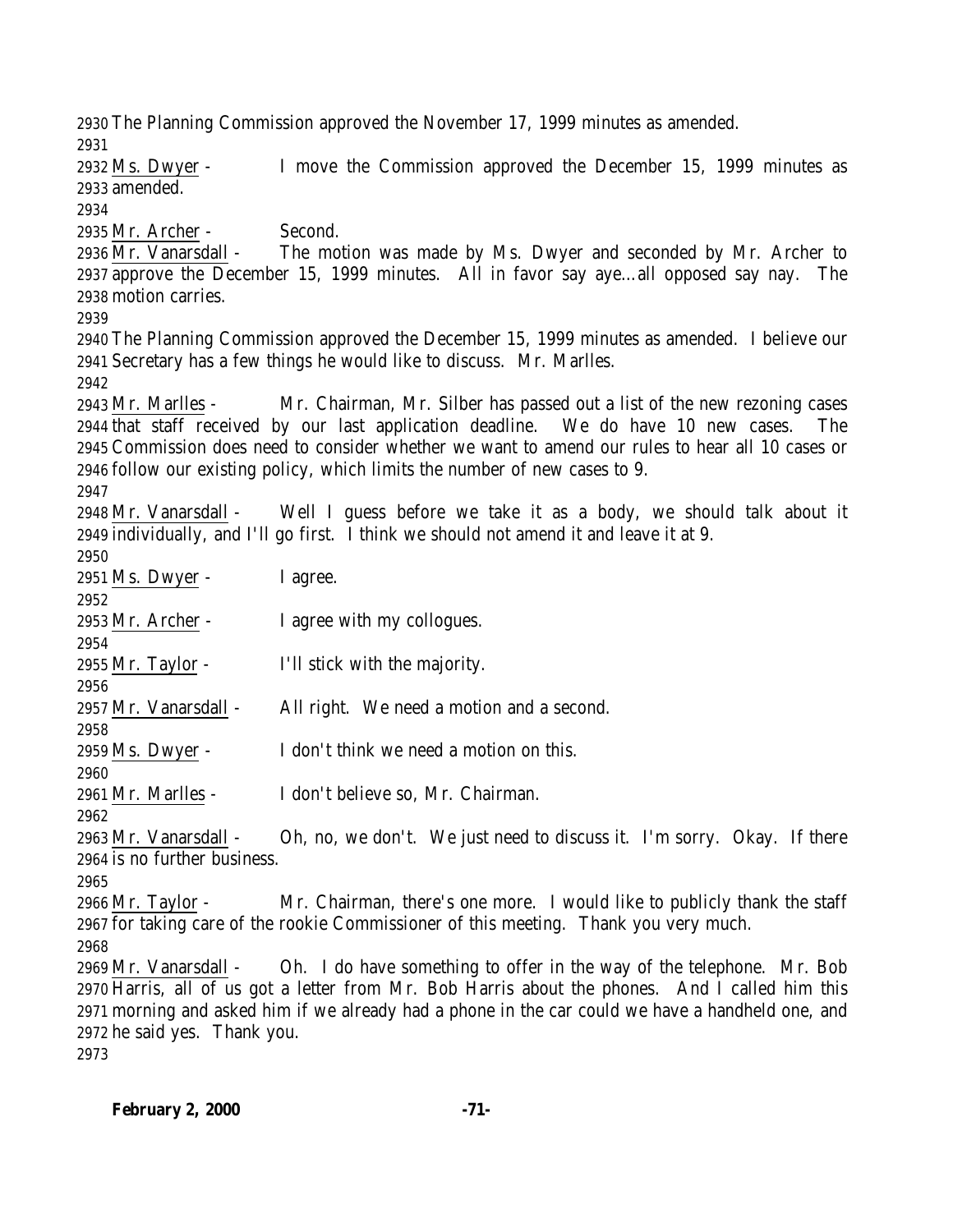The Planning Commission approved the November 17, 1999 minutes as amended.

Ms. Dwyer - I move the Commission approved the December 15, 1999 minutes as amended.

Mr. Archer - Second.

Mr. Vanarsdall - The motion was made by Ms. Dwyer and seconded by Mr. Archer to approve the December 15, 1999 minutes. All in favor say aye…all opposed say nay. The motion carries.

The Planning Commission approved the December 15, 1999 minutes as amended. I believe our Secretary has a few things he would like to discuss. Mr. Marlles.

Mr. Marlles - Mr. Chairman, Mr. Silber has passed out a list of the new rezoning cases that staff received by our last application deadline. We do have 10 new cases. The Commission does need to consider whether we want to amend our rules to hear all 10 cases or follow our existing policy, which limits the number of new cases to 9.

Mr. Vanarsdall - Well I guess before we take it as a body, we should talk about it individually, and I'll go first. I think we should not amend it and leave it at 9.

Ms. Dwyer - I agree.

Mr. Archer - I agree with my collogues.

Mr. Taylor - I'll stick with the majority.

Mr. Vanarsdall - All right. We need a motion and a second.

Ms. Dwyer - I don't think we need a motion on this.

Mr. Marlles - I don't believe so, Mr. Chairman.

Mr. Vanarsdall - Oh, no, we don't. We just need to discuss it. I'm sorry. Okay. If there is no further business.

Mr. Taylor - Mr. Chairman, there's one more. I would like to publicly thank the staff for taking care of the rookie Commissioner of this meeting. Thank you very much.

Mr. Vanarsdall - Oh. I do have something to offer in the way of the telephone. Mr. Bob Harris, all of us got a letter from Mr. Bob Harris about the phones. And I called him this morning and asked him if we already had a phone in the car could we have a handheld one, and he said yes. Thank you.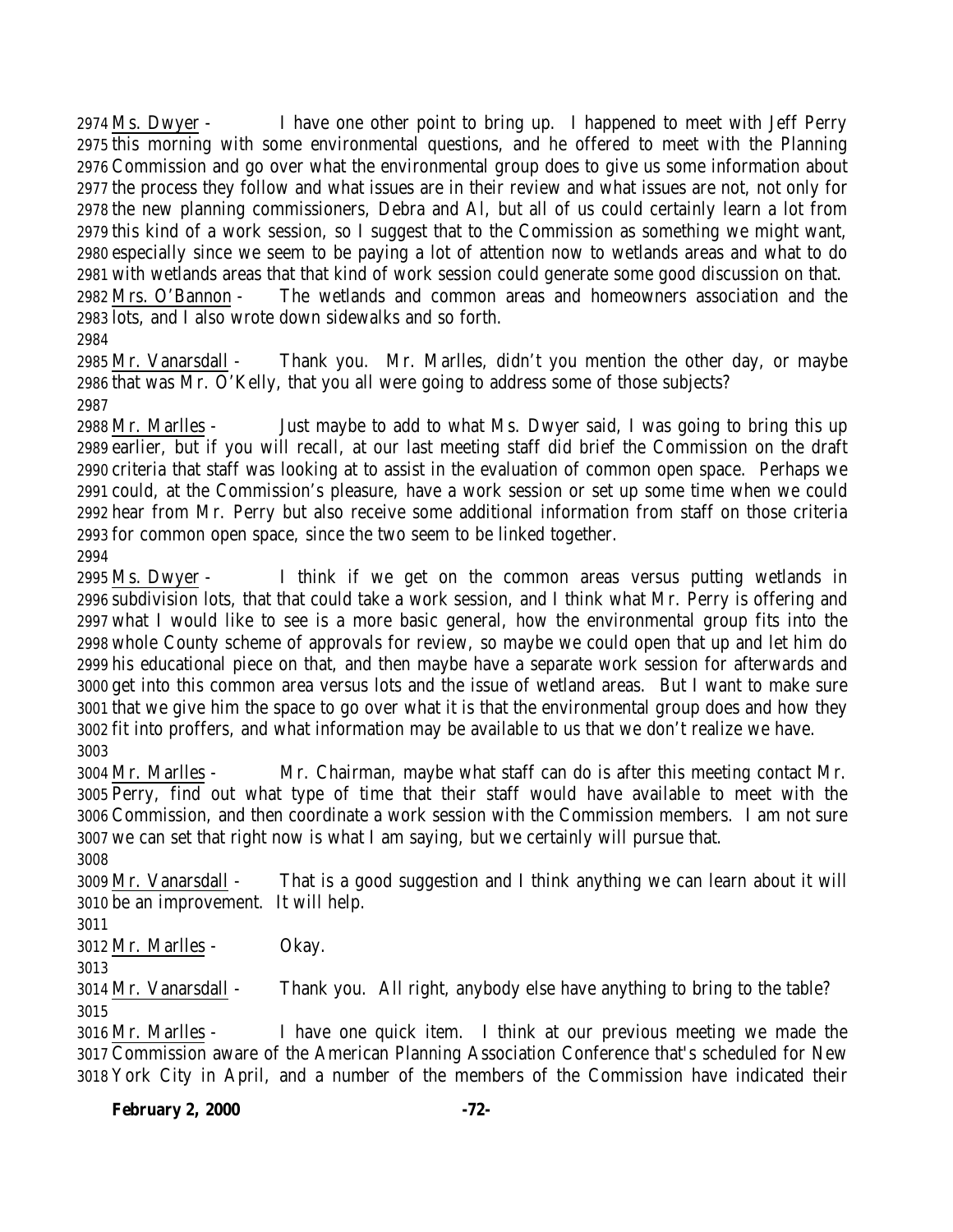Ms. Dwyer - I have one other point to bring up. I happened to meet with Jeff Perry this morning with some environmental questions, and he offered to meet with the Planning Commission and go over what the environmental group does to give us some information about the process they follow and what issues are in their review and what issues are not, not only for the new planning commissioners, Debra and Al, but all of us could certainly learn a lot from this kind of a work session, so I suggest that to the Commission as something we might want, especially since we seem to be paying a lot of attention now to wetlands areas and what to do with wetlands areas that that kind of work session could generate some good discussion on that.

Mrs. O'Bannon - The wetlands and common areas and homeowners association and the lots, and I also wrote down sidewalks and so forth.

Mr. Vanarsdall - Thank you. Mr. Marlles, didn't you mention the other day, or maybe that was Mr. O'Kelly, that you all were going to address some of those subjects?

Mr. Marlles - Just maybe to add to what Ms. Dwyer said, I was going to bring this up earlier, but if you will recall, at our last meeting staff did brief the Commission on the draft criteria that staff was looking at to assist in the evaluation of common open space. Perhaps we could, at the Commission's pleasure, have a work session or set up some time when we could hear from Mr. Perry but also receive some additional information from staff on those criteria for common open space, since the two seem to be linked together.

Ms. Dwyer - I think if we get on the common areas versus putting wetlands in subdivision lots, that that could take a work session, and I think what Mr. Perry is offering and what I would like to see is a more basic general, how the environmental group fits into the whole County scheme of approvals for review, so maybe we could open that up and let him do his educational piece on that, and then maybe have a separate work session for afterwards and get into this common area versus lots and the issue of wetland areas. But I want to make sure that we give him the space to go over what it is that the environmental group does and how they fit into proffers, and what information may be available to us that we don't realize we have.

Mr. Marlles - Mr. Chairman, maybe what staff can do is after this meeting contact Mr. Perry, find out what type of time that their staff would have available to meet with the Commission, and then coordinate a work session with the Commission members. I am not sure we can set that right now is what I am saying, but we certainly will pursue that.

Mr. Vanarsdall - That is a good suggestion and I think anything we can learn about it will be an improvement. It will help.

Mr. Marlles - Okay.

Mr. Vanarsdall - Thank you. All right, anybody else have anything to bring to the table?

Mr. Marlles - I have one quick item. I think at our previous meeting we made the Commission aware of the American Planning Association Conference that's scheduled for New York City in April, and a number of the members of the Commission have indicated their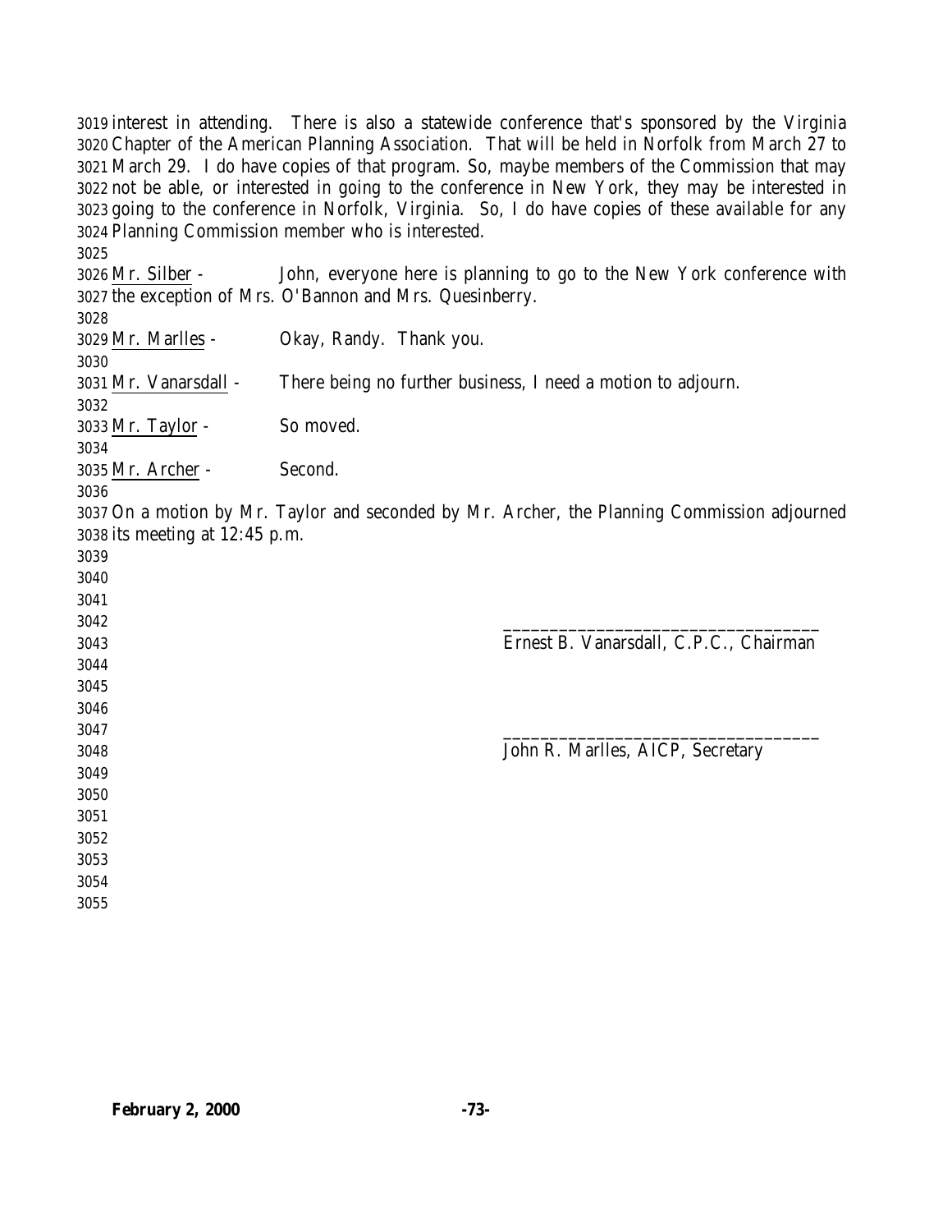interest in attending. There is also a statewide conference that's sponsored by the Virginia Chapter of the American Planning Association. That will be held in Norfolk from March 27 to March 29. I do have copies of that program. So, maybe members of the Commission that may not be able, or interested in going to the conference in New York, they may be interested in going to the conference in Norfolk, Virginia. So, I do have copies of these available for any Planning Commission member who is interested.

Mr. Silber - John, everyone here is planning to go to the New York conference with the exception of Mrs. O'Bannon and Mrs. Quesinberry.

Mr. Marlles - Okay, Randy. Thank you.

Mr. Vanarsdall - There being no further business, I need a motion to adjourn.

Mr. Taylor - So moved.

Mr. Archer - Second.

On a motion by Mr. Taylor and seconded by Mr. Archer, the Planning Commission adjourned its meeting at 12:45 p.m.

\_\_\_\_\_\_\_\_\_\_\_\_\_\_\_\_\_\_\_\_\_\_\_\_\_\_\_\_\_\_\_\_\_\_
Ernest B. Vanarsdall, C.P.C., Chairman

\_\_\_\_\_\_\_\_\_\_\_\_\_\_\_\_\_\_\_\_\_\_\_\_\_\_\_\_\_\_\_\_\_\_
John R. Marlles, AICP, Secretary